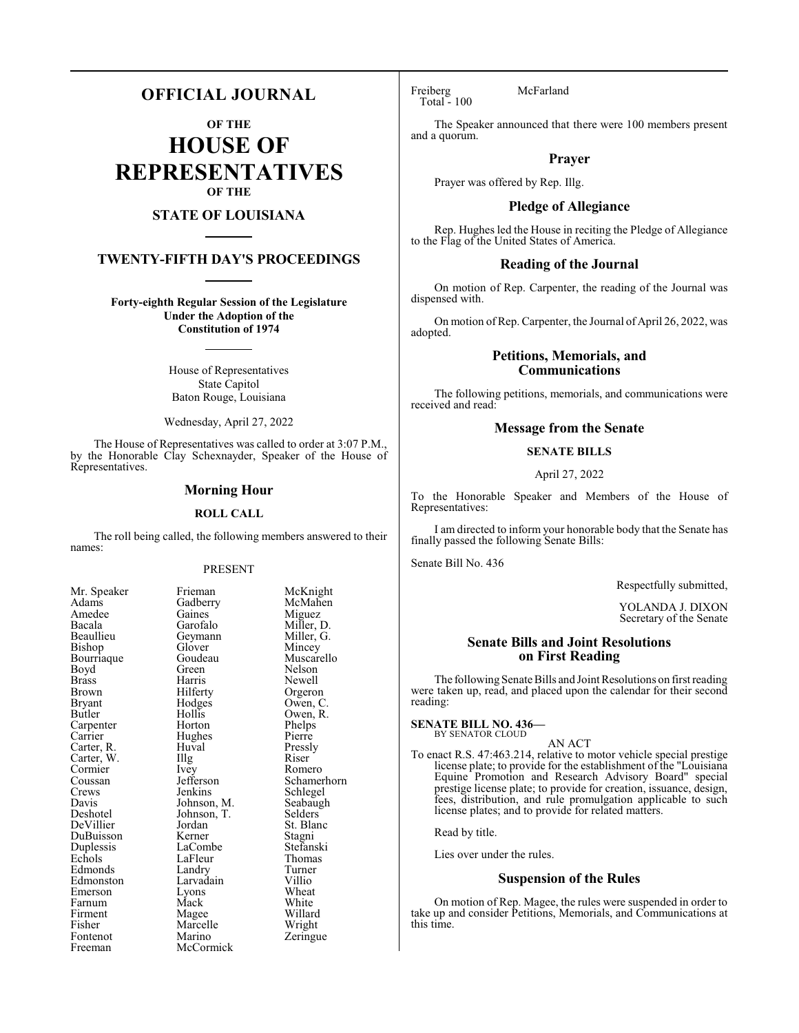# OFFICIAL JOURNAL

**OF THE**

# HOUSE OF REPRESENTATIVES

**OF THE**

## STATE OF LOUISIANA

## TWENTY-FIFTH DAY'S PROCEEDINGS

**Forty-eighth Regular Session of the Legislature Under the Adoption of the Constitution of 1974**

House of Representatives
State Capitol
Baton Rouge, Louisiana

Wednesday, April 27, 2022

The House of Representatives was called to order at 3:07 P.M., by the Honorable Clay Schexnayder, Speaker of the House of Representatives.

## Morning Hour

### ROLL CALL

The roll being called, the following members answered to their names:

PRESENT

| | | |
|---|---|---|
| Mr. Speaker | Frieman | McKnight |
| Adams | Gadberry | McMahen |
| Amedee | Gaines | Miguez |
| Bacala | Garofalo | Miller, D. |
| Beaullieu | Geymann | Miller, G. |
| Bishop | Glover | Mincey |
| Bourriaque | Goudeau | Muscarello |
| Boyd | Green | Nelson |
| Brass | Harris | Newell |
| Brown | Hilferty | Orgeron |
| Bryant | Hodges | Owen, C. |
| Butler | Hollis | Owen, R. |
| Carpenter | Horton | Phelps |
| Carrier | Hughes | Pierre |
| Carter, R. | Huval | Pressly |
| Carter, W. | Illg | Riser |
| Cormier | Ivey | Romero |
| Coussan | Jefferson | Schamerhorn |
| Crews | Jenkins | Schlegel |
| Davis | Johnson, M. | Seabaugh |
| Deshotel | Johnson, T. | Selders |
| DeVillier | Jordan | St. Blanc |
| DuBuisson | Kerner | Stagni |
| Duplessis | LaCombe | Stefanski |
| Echols | LaFleur | Thomas |
| Edmonds | Landry | Turner |
| Edmonston | Larvadain | Villio |
| Emerson | Lyons | Wheat |
| Farnum | Mack | White |
| Firment | Magee | Willard |
| Fisher | Marcelle | Wright |
| Fontenot | Marino | Zeringue |
| Freeman | McCormick | |
| Freiberg | McFarland | |

Total - 100

The Speaker announced that there were 100 members present and a quorum.

## Prayer

Prayer was offered by Rep. Illg.

## Pledge of Allegiance

Rep. Hughes led the House in reciting the Pledge of Allegiance to the Flag of the United States of America.

## Reading of the Journal

On motion of Rep. Carpenter, the reading of the Journal was dispensed with.

On motion of Rep. Carpenter, the Journal of April 26, 2022, was adopted.

## Petitions, Memorials, and Communications

The following petitions, memorials, and communications were received and read:

## Message from the Senate

### SENATE BILLS

April 27, 2022

To the Honorable Speaker and Members of the House of Representatives:

I am directed to inform your honorable body that the Senate has finally passed the following Senate Bills:

Senate Bill No. 436

Respectfully submitted,

YOLANDA J. DIXON
Secretary of the Senate

## Senate Bills and Joint Resolutions on First Reading

The following Senate Bills and Joint Resolutions on first reading were taken up, read, and placed upon the calendar for their second reading:

**SENATE BILL NO. 436—**
BY SENATOR CLOUD

AN ACT

To enact R.S. 47:463.214, relative to motor vehicle special prestige license plate; to provide for the establishment of the "Louisiana Equine Promotion and Research Advisory Board" special prestige license plate; to provide for creation, issuance, design, fees, distribution, and rule promulgation applicable to such license plates; and to provide for related matters.

Read by title.

Lies over under the rules.

## Suspension of the Rules

On motion of Rep. Magee, the rules were suspended in order to take up and consider Petitions, Memorials, and Communications at this time.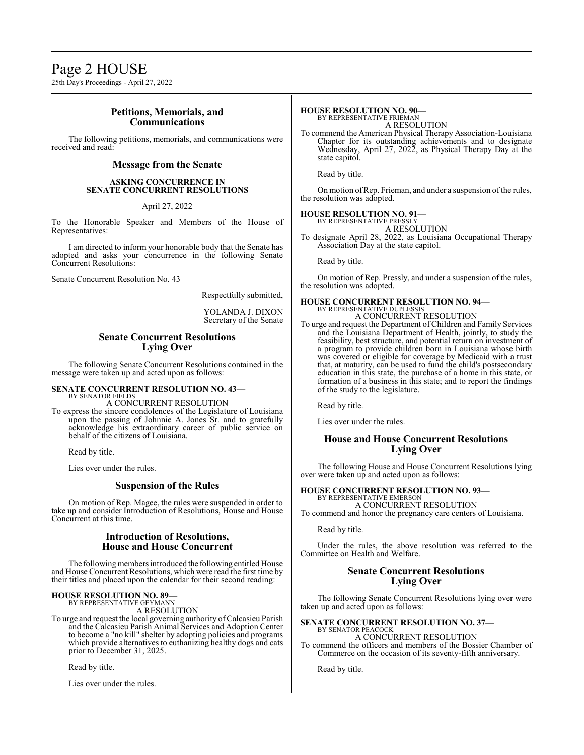## Petitions, Memorials, and Communications

The following petitions, memorials, and communications were received and read:

## Message from the Senate

### ASKING CONCURRENCE IN SENATE CONCURRENT RESOLUTIONS

April 27, 2022

To the Honorable Speaker and Members of the House of Representatives:

I am directed to inform your honorable body that the Senate has adopted and asks your concurrence in the following Senate Concurrent Resolutions:

Senate Concurrent Resolution No. 43

Respectfully submitted,

YOLANDA J. DIXON
Secretary of the Senate

## Senate Concurrent Resolutions Lying Over

The following Senate Concurrent Resolutions contained in the message were taken up and acted upon as follows:

**SENATE CONCURRENT RESOLUTION NO. 43—**
BY SENATOR FIELDS
A CONCURRENT RESOLUTION
To express the sincere condolences of the Legislature of Louisiana upon the passing of Johnnie A. Jones Sr. and to gratefully acknowledge his extraordinary career of public service on behalf of the citizens of Louisiana.

Read by title.

Lies over under the rules.

## Suspension of the Rules

On motion of Rep. Magee, the rules were suspended in order to take up and consider Introduction of Resolutions, House and House Concurrent at this time.

## Introduction of Resolutions, House and House Concurrent

The following members introduced the following entitled House and House Concurrent Resolutions, which were read the first time by their titles and placed upon the calendar for their second reading:

**HOUSE RESOLUTION NO. 89—**
BY REPRESENTATIVE GEYMANN
A RESOLUTION
To urge and request the local governing authority of Calcasieu Parish and the Calcasieu Parish Animal Services and Adoption Center to become a "no kill" shelter by adopting policies and programs which provide alternatives to euthanizing healthy dogs and cats prior to December 31, 2025.

Read by title.

Lies over under the rules.

**HOUSE RESOLUTION NO. 90—**
BY REPRESENTATIVE FRIEMAN
A RESOLUTION
To commend the American Physical Therapy Association-Louisiana Chapter for its outstanding achievements and to designate Wednesday, April 27, 2022, as Physical Therapy Day at the state capitol.

Read by title.

On motion of Rep. Frieman, and under a suspension of the rules, the resolution was adopted.

**HOUSE RESOLUTION NO. 91—**
BY REPRESENTATIVE PRESSLY
A RESOLUTION
To designate April 28, 2022, as Louisiana Occupational Therapy Association Day at the state capitol.

Read by title.

On motion of Rep. Pressly, and under a suspension of the rules, the resolution was adopted.

**HOUSE CONCURRENT RESOLUTION NO. 94—**
BY REPRESENTATIVE DUPLESSIS
A CONCURRENT RESOLUTION
To urge and request the Department of Children and Family Services and the Louisiana Department of Health, jointly, to study the feasibility, best structure, and potential return on investment of a program to provide children born in Louisiana whose birth was covered or eligible for coverage by Medicaid with a trust that, at maturity, can be used to fund the child's postsecondary education in this state, the purchase of a home in this state, or formation of a business in this state; and to report the findings of the study to the legislature.

Read by title.

Lies over under the rules.

## House and House Concurrent Resolutions Lying Over

The following House and House Concurrent Resolutions lying over were taken up and acted upon as follows:

**HOUSE CONCURRENT RESOLUTION NO. 93—**
BY REPRESENTATIVE EMERSON
A CONCURRENT RESOLUTION
To commend and honor the pregnancy care centers of Louisiana.

Read by title.

Under the rules, the above resolution was referred to the Committee on Health and Welfare.

## Senate Concurrent Resolutions Lying Over

The following Senate Concurrent Resolutions lying over were taken up and acted upon as follows:

**SENATE CONCURRENT RESOLUTION NO. 37—**
BY SENATOR PEACOCK
A CONCURRENT RESOLUTION
To commend the officers and members of the Bossier Chamber of Commerce on the occasion of its seventy-fifth anniversary.

Read by title.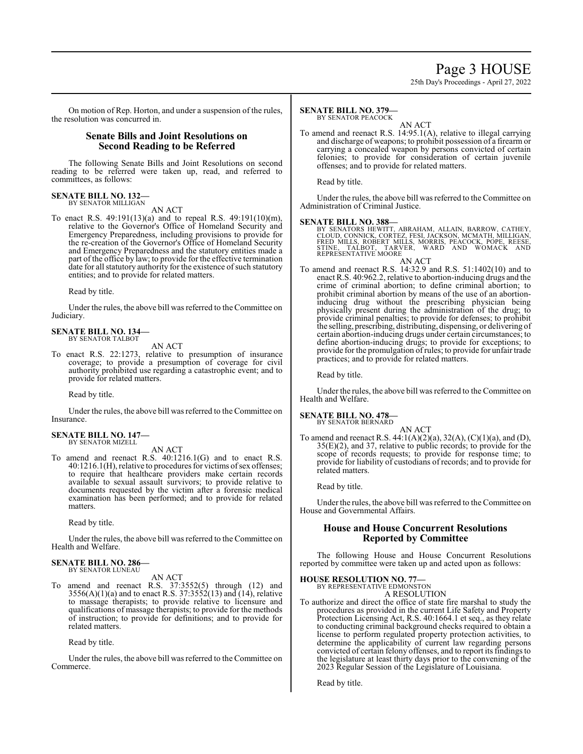On motion of Rep. Horton, and under a suspension of the rules, the resolution was concurred in.

## Senate Bills and Joint Resolutions on Second Reading to be Referred

The following Senate Bills and Joint Resolutions on second reading to be referred were taken up, read, and referred to committees, as follows:

**SENATE BILL NO. 132—**
BY SENATOR MILLIGAN

AN ACT

To enact R.S. 49:191(13)(a) and to repeal R.S. 49:191(10)(m), relative to the Governor's Office of Homeland Security and Emergency Preparedness, including provisions to provide for the re-creation of the Governor's Office of Homeland Security and Emergency Preparedness and the statutory entities made a part of the office by law; to provide for the effective termination date for all statutory authority for the existence of such statutory entities; and to provide for related matters.

Read by title.

Under the rules, the above bill was referred to the Committee on Judiciary.

**SENATE BILL NO. 134—**
BY SENATOR TALBOT

AN ACT

To enact R.S. 22:1273, relative to presumption of insurance coverage; to provide a presumption of coverage for civil authority prohibited use regarding a catastrophic event; and to provide for related matters.

Read by title.

Under the rules, the above bill was referred to the Committee on Insurance.

**SENATE BILL NO. 147—**
BY SENATOR MIZELL

AN ACT

To amend and reenact R.S. 40:1216.1(G) and to enact R.S. 40:1216.1(H), relative to procedures for victims of sex offenses; to require that healthcare providers make certain records available to sexual assault survivors; to provide relative to documents requested by the victim after a forensic medical examination has been performed; and to provide for related matters.

Read by title.

Under the rules, the above bill was referred to the Committee on Health and Welfare.

**SENATE BILL NO. 286—**
BY SENATOR LUNEAU

AN ACT

To amend and reenact R.S. 37:3552(5) through (12) and 3556(A)(1)(a) and to enact R.S. 37:3552(13) and (14), relative to massage therapists; to provide relative to licensure and qualifications of massage therapists; to provide for the methods of instruction; to provide for definitions; and to provide for related matters.

Read by title.

Under the rules, the above bill was referred to the Committee on Commerce.

**SENATE BILL NO. 379—**
BY SENATOR PEACOCK

AN ACT

To amend and reenact R.S. 14:95.1(A), relative to illegal carrying and discharge of weapons; to prohibit possession of a firearm or carrying a concealed weapon by persons convicted of certain felonies; to provide for consideration of certain juvenile offenses; and to provide for related matters.

Read by title.

Under the rules, the above bill was referred to the Committee on Administration of Criminal Justice.

**SENATE BILL NO. 388—**
BY SENATORS HEWITT, ABRAHAM, ALLAIN, BARROW, CATHEY, CLOUD, CONNICK, CORTEZ, FESI, JACKSON, MCMATH, MILLIGAN, FRED MILLS, ROBERT MILLS, MORRIS, PEACOCK, POPE, REESE, STINE, TALBOT, TARVER, WARD AND WOMACK AND REPRESENTATIVE MOORE

AN ACT

To amend and reenact R.S. 14:32.9 and R.S. 51:1402(10) and to enact R.S. 40:962.2, relative to abortion-inducing drugs and the crime of criminal abortion; to define criminal abortion; to prohibit criminal abortion by means of the use of an abortion-inducing drug without the prescribing physician being physically present during the administration of the drug; to provide criminal penalties; to provide for defenses; to prohibit the selling, prescribing, distributing, dispensing, or delivering of certain abortion-inducing drugs under certain circumstances; to define abortion-inducing drugs; to provide for exceptions; to provide for the promulgation of rules; to provide for unfair trade practices; and to provide for related matters.

Read by title.

Under the rules, the above bill was referred to the Committee on Health and Welfare.

**SENATE BILL NO. 478—**
BY SENATOR BERNARD

AN ACT

To amend and reenact R.S. 44:1(A)(2)(a), 32(A), (C)(1)(a), and (D), 35(E)(2), and 37, relative to public records; to provide for the scope of records requests; to provide for response time; to provide for liability of custodians of records; and to provide for related matters.

Read by title.

Under the rules, the above bill was referred to the Committee on House and Governmental Affairs.

## House and House Concurrent Resolutions Reported by Committee

The following House and House Concurrent Resolutions reported by committee were taken up and acted upon as follows:

**HOUSE RESOLUTION NO. 77—**
BY REPRESENTATIVE EDMONSTON

A RESOLUTION

To authorize and direct the office of state fire marshal to study the procedures as provided in the current Life Safety and Property Protection Licensing Act, R.S. 40:1664.1 et seq., as they relate to conducting criminal background checks required to obtain a license to perform regulated property protection activities, to determine the applicability of current law regarding persons convicted of certain felony offenses, and to report its findings to the legislature at least thirty days prior to the convening of the 2023 Regular Session of the Legislature of Louisiana.

Read by title.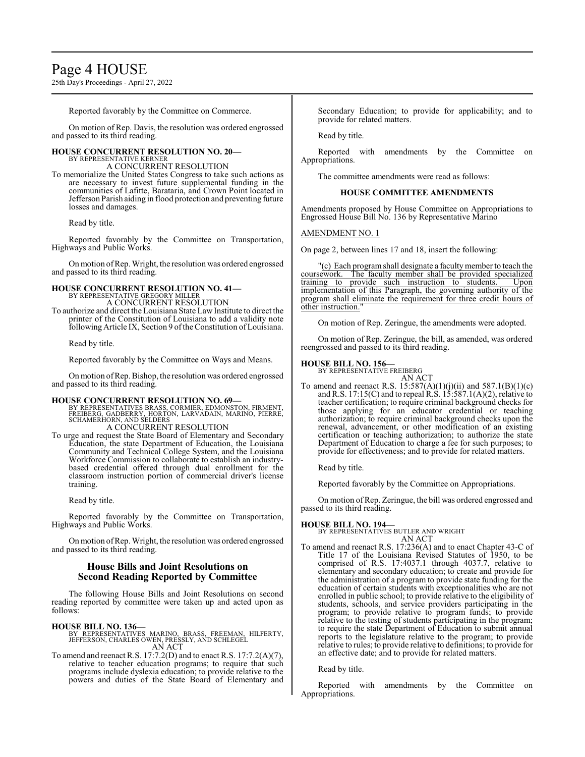Reported favorably by the Committee on Commerce.

On motion of Rep. Davis, the resolution was ordered engrossed and passed to its third reading.

**HOUSE CONCURRENT RESOLUTION NO. 20—**
BY REPRESENTATIVE KERNER
A CONCURRENT RESOLUTION

To memorialize the United States Congress to take such actions as are necessary to invest future supplemental funding in the communities of Lafitte, Barataria, and Crown Point located in Jefferson Parish aiding in flood protection and preventing future losses and damages.

Read by title.

Reported favorably by the Committee on Transportation, Highways and Public Works.

On motion of Rep. Wright, the resolution was ordered engrossed and passed to its third reading.

**HOUSE CONCURRENT RESOLUTION NO. 41—**
BY REPRESENTATIVE GREGORY MILLER
A CONCURRENT RESOLUTION

To authorize and direct the Louisiana State Law Institute to direct the printer of the Constitution of Louisiana to add a validity note following Article IX, Section 9 of the Constitution of Louisiana.

Read by title.

Reported favorably by the Committee on Ways and Means.

On motion of Rep. Bishop, the resolution was ordered engrossed and passed to its third reading.

**HOUSE CONCURRENT RESOLUTION NO. 69—**
BY REPRESENTATIVES BRASS, CORMIER, EDMONSTON, FIRMENT, FREIBERG, GADBERRY, HORTON, LARVADAIN, MARINO, PIERRE, SCHAMERHORN, AND SELDERS
A CONCURRENT RESOLUTION

To urge and request the State Board of Elementary and Secondary Education, the state Department of Education, the Louisiana Community and Technical College System, and the Louisiana Workforce Commission to collaborate to establish an industry-based credential offered through dual enrollment for the classroom instruction portion of commercial driver's license training.

Read by title.

Reported favorably by the Committee on Transportation, Highways and Public Works.

On motion of Rep. Wright, the resolution was ordered engrossed and passed to its third reading.

## House Bills and Joint Resolutions on Second Reading Reported by Committee

The following House Bills and Joint Resolutions on second reading reported by committee were taken up and acted upon as follows:

**HOUSE BILL NO. 136—**
BY REPRESENTATIVES MARINO, BRASS, FREEMAN, HILFERTY, JEFFERSON, CHARLES OWEN, PRESSLY, AND SCHLEGEL
AN ACT

To amend and reenact R.S. 17:7.2(D) and to enact R.S. 17:7.2(A)(7), relative to teacher education programs; to require that such programs include dyslexia education; to provide relative to the powers and duties of the State Board of Elementary and Secondary Education; to provide for applicability; and to provide for related matters.

Read by title.

Reported with amendments by the Committee on Appropriations.

The committee amendments were read as follows:

### HOUSE COMMITTEE AMENDMENTS

Amendments proposed by House Committee on Appropriations to Engrossed House Bill No. 136 by Representative Marino

AMENDMENT NO. 1

On page 2, between lines 17 and 18, insert the following:

"(c) Each program shall designate a faculty member to teach the coursework. The faculty member shall be provided specialized training to provide such instruction to students. Upon implementation of this Paragraph, the governing authority of the program shall eliminate the requirement for three credit hours of other instruction."

On motion of Rep. Zeringue, the amendments were adopted.

On motion of Rep. Zeringue, the bill, as amended, was ordered reengrossed and passed to its third reading.

**HOUSE BILL NO. 156—**
BY REPRESENTATIVE FREIBERG
AN ACT

To amend and reenact R.S. 15:587(A)(1)(j)(ii) and 587.1(B)(1)(c) and R.S. 17:15(C) and to repeal R.S. 15:587.1(A)(2), relative to teacher certification; to require criminal background checks for those applying for an educator credential or teaching authorization; to require criminal background checks upon the renewal, advancement, or other modification of an existing certification or teaching authorization; to authorize the state Department of Education to charge a fee for such purposes; to provide for effectiveness; and to provide for related matters.

Read by title.

Reported favorably by the Committee on Appropriations.

On motion of Rep. Zeringue, the bill was ordered engrossed and passed to its third reading.

**HOUSE BILL NO. 194—**
BY REPRESENTATIVES BUTLER AND WRIGHT
AN ACT

To amend and reenact R.S. 17:236(A) and to enact Chapter 43-C of Title 17 of the Louisiana Revised Statutes of 1950, to be comprised of R.S. 17:4037.1 through 4037.7, relative to elementary and secondary education; to create and provide for the administration of a program to provide state funding for the education of certain students with exceptionalities who are not enrolled in public school; to provide relative to the eligibility of students, schools, and service providers participating in the program; to provide relative to program funds; to provide relative to the testing of students participating in the program; to require the state Department of Education to submit annual reports to the legislature relative to the program; to provide relative to rules; to provide relative to definitions; to provide for an effective date; and to provide for related matters.

Read by title.

Reported with amendments by the Committee on Appropriations.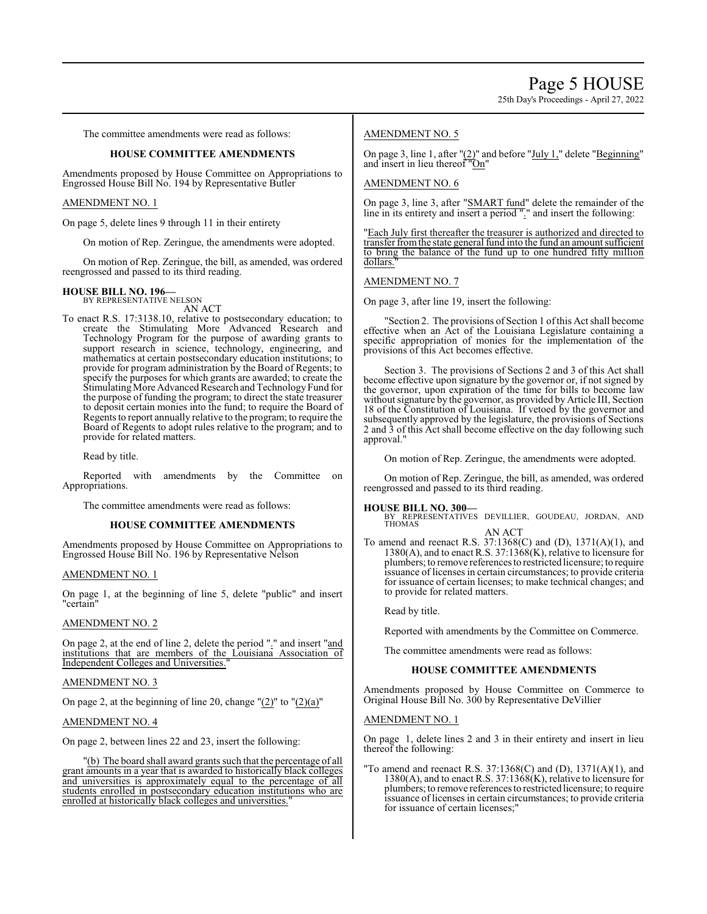The committee amendments were read as follows:

### HOUSE COMMITTEE AMENDMENTS

Amendments proposed by House Committee on Appropriations to Engrossed House Bill No. 194 by Representative Butler

AMENDMENT NO. 1

On page 5, delete lines 9 through 11 in their entirety

On motion of Rep. Zeringue, the amendments were adopted.

On motion of Rep. Zeringue, the bill, as amended, was ordered reengrossed and passed to its third reading.

**HOUSE BILL NO. 196—**
BY REPRESENTATIVE NELSON
AN ACT

To enact R.S. 17:3138.10, relative to postsecondary education; to create the Stimulating More Advanced Research and Technology Program for the purpose of awarding grants to support research in science, technology, engineering, and mathematics at certain postsecondary education institutions; to provide for program administration by the Board of Regents; to specify the purposes for which grants are awarded; to create the Stimulating More Advanced Research and Technology Fund for the purpose of funding the program; to direct the state treasurer to deposit certain monies into the fund; to require the Board of Regents to report annually relative to the program; to require the Board of Regents to adopt rules relative to the program; and to provide for related matters.

Read by title.

Reported with amendments by the Committee on Appropriations.

The committee amendments were read as follows:

### HOUSE COMMITTEE AMENDMENTS

Amendments proposed by House Committee on Appropriations to Engrossed House Bill No. 196 by Representative Nelson

AMENDMENT NO. 1

On page 1, at the beginning of line 5, delete "public" and insert "certain"

AMENDMENT NO. 2

On page 2, at the end of line 2, delete the period "." and insert "and institutions that are members of the Louisiana Association of Independent Colleges and Universities."

AMENDMENT NO. 3

On page 2, at the beginning of line 20, change "(2)" to "(2)(a)"

AMENDMENT NO. 4

On page 2, between lines 22 and 23, insert the following:

"(b) The board shall award grants such that the percentage of all grant amounts in a year that is awarded to historically black colleges and universities is approximately equal to the percentage of all students enrolled in postsecondary education institutions who are enrolled at historically black colleges and universities."

AMENDMENT NO. 5

On page 3, line 1, after "(2)" and before "July 1," delete "Beginning" and insert in lieu thereof "On"

AMENDMENT NO. 6

On page 3, line 3, after "SMART fund" delete the remainder of the line in its entirety and insert a period "." and insert the following:

"Each July first thereafter the treasurer is authorized and directed to transfer from the state general fund into the fund an amount sufficient to bring the balance of the fund up to one hundred fifty million dollars."

AMENDMENT NO. 7

On page 3, after line 19, insert the following:

"Section 2. The provisions of Section 1 of this Act shall become effective when an Act of the Louisiana Legislature containing a specific appropriation of monies for the implementation of the provisions of this Act becomes effective.

Section 3. The provisions of Sections 2 and 3 of this Act shall become effective upon signature by the governor or, if not signed by the governor, upon expiration of the time for bills to become law without signature by the governor, as provided by Article III, Section 18 of the Constitution of Louisiana. If vetoed by the governor and subsequently approved by the legislature, the provisions of Sections 2 and 3 of this Act shall become effective on the day following such approval."

On motion of Rep. Zeringue, the amendments were adopted.

On motion of Rep. Zeringue, the bill, as amended, was ordered reengrossed and passed to its third reading.

**HOUSE BILL NO. 300—**
BY REPRESENTATIVES DEVILLIER, GOUDEAU, JORDAN, AND THOMAS
AN ACT

To amend and reenact R.S. 37:1368(C) and (D), 1371(A)(1), and 1380(A), and to enact R.S. 37:1368(K), relative to licensure for plumbers; to remove references to restricted licensure; to require issuance of licenses in certain circumstances; to provide criteria for issuance of certain licenses; to make technical changes; and to provide for related matters.

Read by title.

Reported with amendments by the Committee on Commerce.

The committee amendments were read as follows:

### HOUSE COMMITTEE AMENDMENTS

Amendments proposed by House Committee on Commerce to Original House Bill No. 300 by Representative DeVillier

AMENDMENT NO. 1

On page 1, delete lines 2 and 3 in their entirety and insert in lieu thereof the following:

"To amend and reenact R.S. 37:1368(C) and (D), 1371(A)(1), and 1380(A), and to enact R.S. 37:1368(K), relative to licensure for plumbers; to remove references to restricted licensure; to require issuance of licenses in certain circumstances; to provide criteria for issuance of certain licenses;"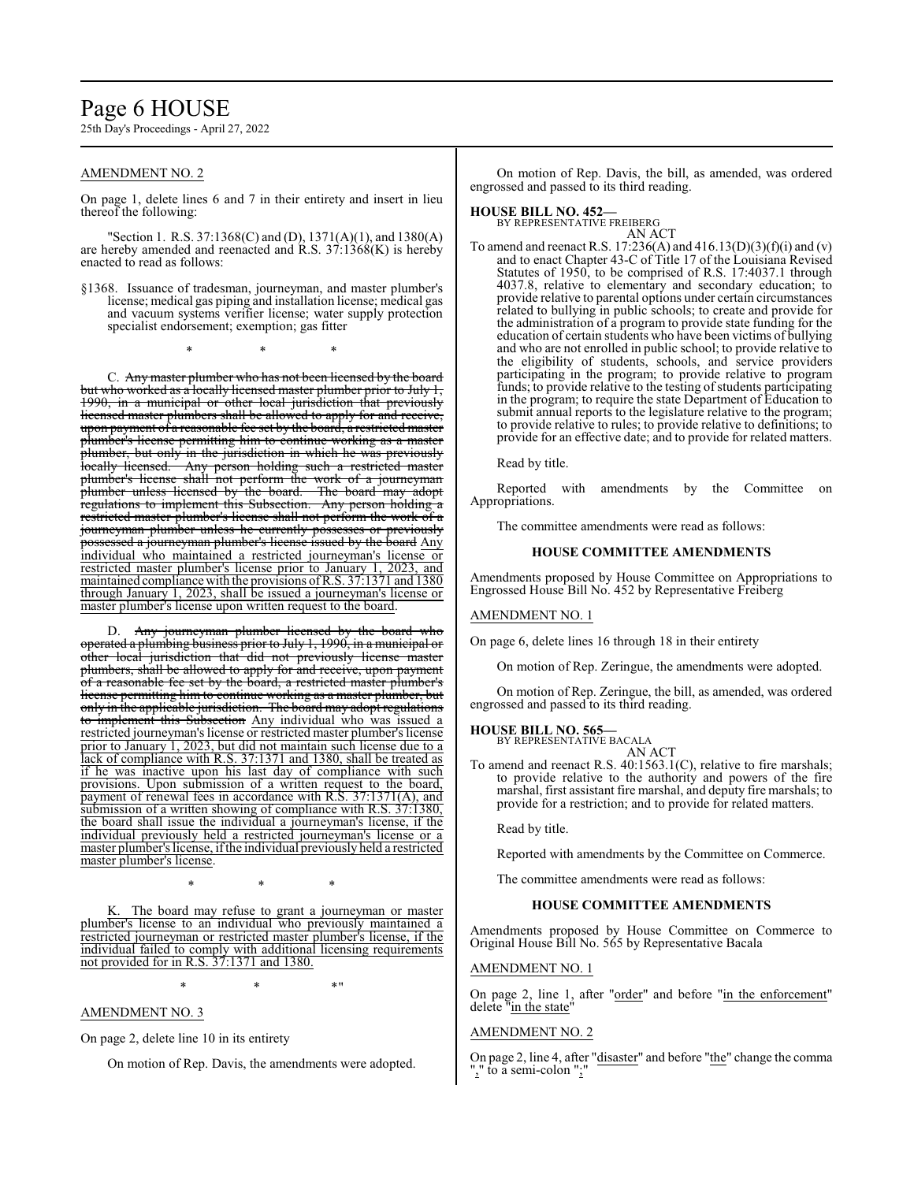AMENDMENT NO. 2

On page 1, delete lines 6 and 7 in their entirety and insert in lieu thereof the following:

"Section 1. R.S. 37:1368(C) and (D), 1371(A)(1), and 1380(A) are hereby amended and reenacted and R.S. 37:1368(K) is hereby enacted to read as follows:

§1368. Issuance of tradesman, journeyman, and master plumber's license; medical gas piping and installation license; medical gas and vacuum systems verifier license; water supply protection specialist endorsement; exemption; gas fitter

\* \* \*

C. ~~Any master plumber who has not been licensed by the board but who worked as a locally licensed master plumber prior to July 1, 1990, in a municipal or other local jurisdiction that previously licensed master plumbers shall be allowed to apply for and receive, upon payment of a reasonable fee set by the board, a restricted master plumber's license permitting him to continue working as a master plumber, but only in the jurisdiction in which he was previously locally licensed. Any person holding such a restricted master plumber's license shall not perform the work of a journeyman plumber unless licensed by the board. The board may adopt regulations to implement this Subsection. Any person holding a restricted master plumber's license shall not perform the work of a journeyman plumber unless he currently possesses or previously possessed a journeyman plumber's license issued by the board~~ Any individual who maintained a restricted journeyman's license or restricted master plumber's license prior to January 1, 2023, and maintained compliance with the provisions of R.S. 37:1371 and 1380 through January 1, 2023, shall be issued a journeyman's license or master plumber's license upon written request to the board.

D. ~~Any journeyman plumber licensed by the board who operated a plumbing business prior to July 1, 1990, in a municipal or other local jurisdiction that did not previously license master plumbers, shall be allowed to apply for and receive, upon payment of a reasonable fee set by the board, a restricted master plumber's license permitting him to continue working as a master plumber, but only in the applicable jurisdiction. The board may adopt regulations to implement this Subsection~~ Any individual who was issued a restricted journeyman's license or restricted master plumber's license prior to January 1, 2023, but did not maintain such license due to a lack of compliance with R.S. 37:1371 and 1380, shall be treated as if he was inactive upon his last day of compliance with such provisions. Upon submission of a written request to the board, payment of renewal fees in accordance with R.S. 37:1371(A), and submission of a written showing of compliance with R.S. 37:1380, the board shall issue the individual a journeyman's license, if the individual previously held a restricted journeyman's license or a master plumber's license, if the individual previously held a restricted master plumber's license.

\* \* \*

K. The board may refuse to grant a journeyman or master plumber's license to an individual who previously maintained a restricted journeyman or restricted master plumber's license, if the individual failed to comply with additional licensing requirements not provided for in R.S. 37:1371 and 1380.

\* \* \*"

AMENDMENT NO. 3

On page 2, delete line 10 in its entirety

On motion of Rep. Davis, the amendments were adopted.

On motion of Rep. Davis, the bill, as amended, was ordered engrossed and passed to its third reading.

**HOUSE BILL NO. 452—**
BY REPRESENTATIVE FREIBERG
AN ACT

To amend and reenact R.S. 17:236(A) and 416.13(D)(3)(f)(i) and (v) and to enact Chapter 43-C of Title 17 of the Louisiana Revised Statutes of 1950, to be comprised of R.S. 17:4037.1 through 4037.8, relative to elementary and secondary education; to provide relative to parental options under certain circumstances related to bullying in public schools; to create and provide for the administration of a program to provide state funding for the education of certain students who have been victims of bullying and who are not enrolled in public school; to provide relative to the eligibility of students, schools, and service providers participating in the program; to provide relative to program funds; to provide relative to the testing of students participating in the program; to require the state Department of Education to submit annual reports to the legislature relative to the program; to provide relative to rules; to provide relative to definitions; to provide for an effective date; and to provide for related matters.

Read by title.

Reported with amendments by the Committee on Appropriations.

The committee amendments were read as follows:

**HOUSE COMMITTEE AMENDMENTS**

Amendments proposed by House Committee on Appropriations to Engrossed House Bill No. 452 by Representative Freiberg

AMENDMENT NO. 1

On page 6, delete lines 16 through 18 in their entirety

On motion of Rep. Zeringue, the amendments were adopted.

On motion of Rep. Zeringue, the bill, as amended, was ordered engrossed and passed to its third reading.

**HOUSE BILL NO. 565—**
BY REPRESENTATIVE BACALA
AN ACT

To amend and reenact R.S. 40:1563.1(C), relative to fire marshals; to provide relative to the authority and powers of the fire marshal, first assistant fire marshal, and deputy fire marshals; to provide for a restriction; and to provide for related matters.

Read by title.

Reported with amendments by the Committee on Commerce.

The committee amendments were read as follows:

**HOUSE COMMITTEE AMENDMENTS**

Amendments proposed by House Committee on Commerce to Original House Bill No. 565 by Representative Bacala

AMENDMENT NO. 1

On page 2, line 1, after "order" and before "in the enforcement" delete "in the state"

AMENDMENT NO. 2

On page 2, line 4, after "disaster" and before "the" change the comma "," to a semi-colon ";"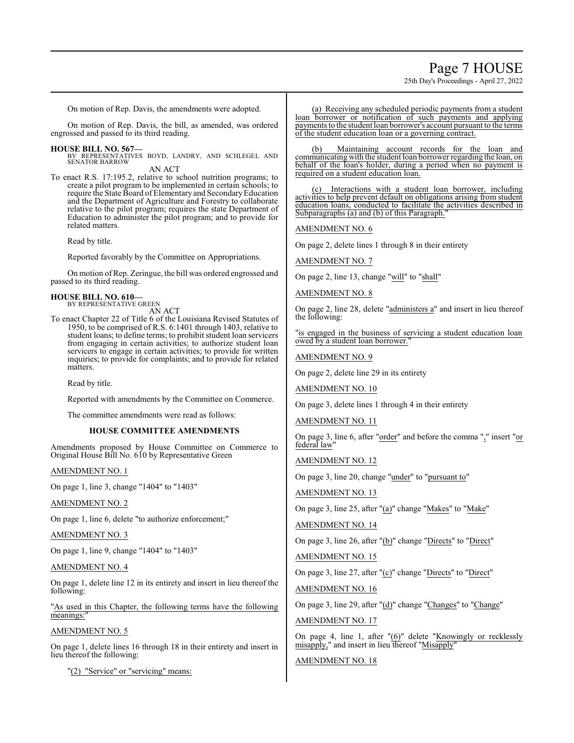On motion of Rep. Davis, the amendments were adopted.

On motion of Rep. Davis, the bill, as amended, was ordered engrossed and passed to its third reading.

**HOUSE BILL NO. 567—**
BY REPRESENTATIVES BOYD, LANDRY, AND SCHLEGEL AND SENATOR BARROW

AN ACT

To enact R.S. 17:195.2, relative to school nutrition programs; to create a pilot program to be implemented in certain schools; to require the State Board of Elementary and Secondary Education and the Department of Agriculture and Forestry to collaborate relative to the pilot program; requires the state Department of Education to administer the pilot program; and to provide for related matters.

Read by title.

Reported favorably by the Committee on Appropriations.

On motion of Rep. Zeringue, the bill was ordered engrossed and passed to its third reading.

**HOUSE BILL NO. 610—**
BY REPRESENTATIVE GREEN

AN ACT

To enact Chapter 22 of Title 6 of the Louisiana Revised Statutes of 1950, to be comprised of R.S. 6:1401 through 1403, relative to student loans; to define terms; to prohibit student loan servicers from engaging in certain activities; to authorize student loan servicers to engage in certain activities; to provide for written inquiries; to provide for complaints; and to provide for related matters.

Read by title.

Reported with amendments by the Committee on Commerce.

The committee amendments were read as follows:

**HOUSE COMMITTEE AMENDMENTS**

Amendments proposed by House Committee on Commerce to Original House Bill No. 610 by Representative Green

AMENDMENT NO. 1

On page 1, line 3, change "1404" to "1403"

AMENDMENT NO. 2

On page 1, line 6, delete "to authorize enforcement;"

AMENDMENT NO. 3

On page 1, line 9, change "1404" to "1403"

AMENDMENT NO. 4

On page 1, delete line 12 in its entirety and insert in lieu thereof the following:

"As used in this Chapter, the following terms have the following meanings:"

AMENDMENT NO. 5

On page 1, delete lines 16 through 18 in their entirety and insert in lieu thereof the following:

"(2) "Service" or "servicing" means:

(a) Receiving any scheduled periodic payments from a student loan borrower or notification of such payments and applying payments to the student loan borrower's account pursuant to the terms of the student education loan or a governing contract.

(b) Maintaining account records for the loan and communicating with the student loan borrower regarding the loan, on behalf of the loan's holder, during a period when no payment is required on a student education loan.

(c) Interactions with a student loan borrower, including activities to help prevent default on obligations arising from student education loans, conducted to facilitate the activities described in Subparagraphs (a) and (b) of this Paragraph."

AMENDMENT NO. 6

On page 2, delete lines 1 through 8 in their entirety

AMENDMENT NO. 7

On page 2, line 13, change "will" to "shall"

AMENDMENT NO. 8

On page 2, line 28, delete "administers a" and insert in lieu thereof the following:

"is engaged in the business of servicing a student education loan owed by a student loan borrower."

AMENDMENT NO. 9

On page 2, delete line 29 in its entirety

AMENDMENT NO. 10

On page 3, delete lines 1 through 4 in their entirety

AMENDMENT NO. 11

On page 3, line 6, after "order" and before the comma "," insert "or federal law"

AMENDMENT NO. 12

On page 3, line 20, change "under" to "pursuant to"

AMENDMENT NO. 13

On page 3, line 25, after "(a)" change "Makes" to "Make"

AMENDMENT NO. 14

On page 3, line 26, after "(b)" change "Directs" to "Direct"

AMENDMENT NO. 15

On page 3, line 27, after "(c)" change "Directs" to "Direct"

AMENDMENT NO. 16

On page 3, line 29, after "(d)" change "Changes" to "Change"

AMENDMENT NO. 17

On page 4, line 1, after "(6)" delete "Knowingly or recklessly misapply," and insert in lieu thereof "Misapply"

AMENDMENT NO. 18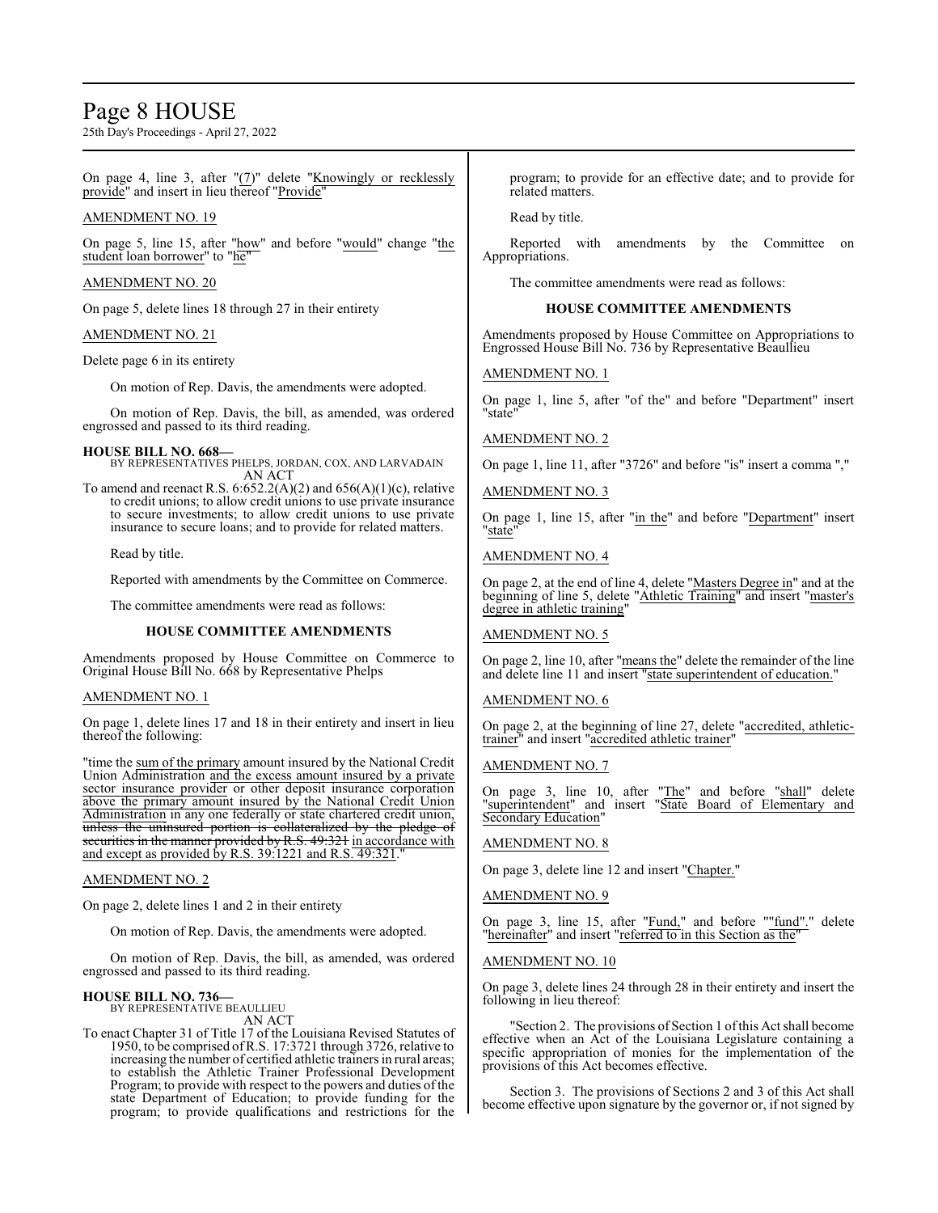On page 4, line 3, after "(7)" delete "Knowingly or recklessly provide" and insert in lieu thereof "Provide"

AMENDMENT NO. 19

On page 5, line 15, after "how" and before "would" change "the student loan borrower" to "he"

AMENDMENT NO. 20

On page 5, delete lines 18 through 27 in their entirety

AMENDMENT NO. 21

Delete page 6 in its entirety

On motion of Rep. Davis, the amendments were adopted.

On motion of Rep. Davis, the bill, as amended, was ordered engrossed and passed to its third reading.

**HOUSE BILL NO. 668—**
BY REPRESENTATIVES PHELPS, JORDAN, COX, AND LARVADAIN
AN ACT

To amend and reenact R.S. 6:652.2(A)(2) and 656(A)(1)(c), relative to credit unions; to allow credit unions to use private insurance to secure investments; to allow credit unions to use private insurance to secure loans; and to provide for related matters.

Read by title.

Reported with amendments by the Committee on Commerce.

The committee amendments were read as follows:

**HOUSE COMMITTEE AMENDMENTS**

Amendments proposed by House Committee on Commerce to Original House Bill No. 668 by Representative Phelps

AMENDMENT NO. 1

On page 1, delete lines 17 and 18 in their entirety and insert in lieu thereof the following:

"time the sum of the primary amount insured by the National Credit Union Administration and the excess amount insured by a private sector insurance provider or other deposit insurance corporation above the primary amount insured by the National Credit Union Administration in any one federally or state chartered credit union, ~~unless the uninsured portion is collateralized by the pledge of securities in the manner provided by R.S. 49:321~~ in accordance with and except as provided by R.S. 39:1221 and R.S. 49:321."

AMENDMENT NO. 2

On page 2, delete lines 1 and 2 in their entirety

On motion of Rep. Davis, the amendments were adopted.

On motion of Rep. Davis, the bill, as amended, was ordered engrossed and passed to its third reading.

**HOUSE BILL NO. 736—**
BY REPRESENTATIVE BEAULLIEU
AN ACT

To enact Chapter 31 of Title 17 of the Louisiana Revised Statutes of 1950, to be comprised of R.S. 17:3721 through 3726, relative to increasing the number of certified athletic trainers in rural areas; to establish the Athletic Trainer Professional Development Program; to provide with respect to the powers and duties of the state Department of Education; to provide funding for the program; to provide qualifications and restrictions for the program; to provide for an effective date; and to provide for related matters.

Read by title.

Reported with amendments by the Committee on Appropriations.

The committee amendments were read as follows:

**HOUSE COMMITTEE AMENDMENTS**

Amendments proposed by House Committee on Appropriations to Engrossed House Bill No. 736 by Representative Beaullieu

AMENDMENT NO. 1

On page 1, line 5, after "of the" and before "Department" insert "state"

AMENDMENT NO. 2

On page 1, line 11, after "3726" and before "is" insert a comma ","

AMENDMENT NO. 3

On page 1, line 15, after "in the" and before "Department" insert "state"

AMENDMENT NO. 4

On page 2, at the end of line 4, delete "Masters Degree in" and at the beginning of line 5, delete "Athletic Training" and insert "master's degree in athletic training"

AMENDMENT NO. 5

On page 2, line 10, after "means the" delete the remainder of the line and delete line 11 and insert "state superintendent of education."

AMENDMENT NO. 6

On page 2, at the beginning of line 27, delete "accredited, athletic-trainer" and insert "accredited athletic trainer"

AMENDMENT NO. 7

On page 3, line 10, after "The" and before "shall" delete "superintendent" and insert "State Board of Elementary and Secondary Education"

AMENDMENT NO. 8

On page 3, delete line 12 and insert "Chapter."

AMENDMENT NO. 9

On page 3, line 15, after "Fund," and before ""fund"." delete "hereinafter" and insert "referred to in this Section as the"

AMENDMENT NO. 10

On page 3, delete lines 24 through 28 in their entirety and insert the following in lieu thereof:

"Section 2. The provisions of Section 1 of this Act shall become effective when an Act of the Louisiana Legislature containing a specific appropriation of monies for the implementation of the provisions of this Act becomes effective.

Section 3. The provisions of Sections 2 and 3 of this Act shall become effective upon signature by the governor or, if not signed by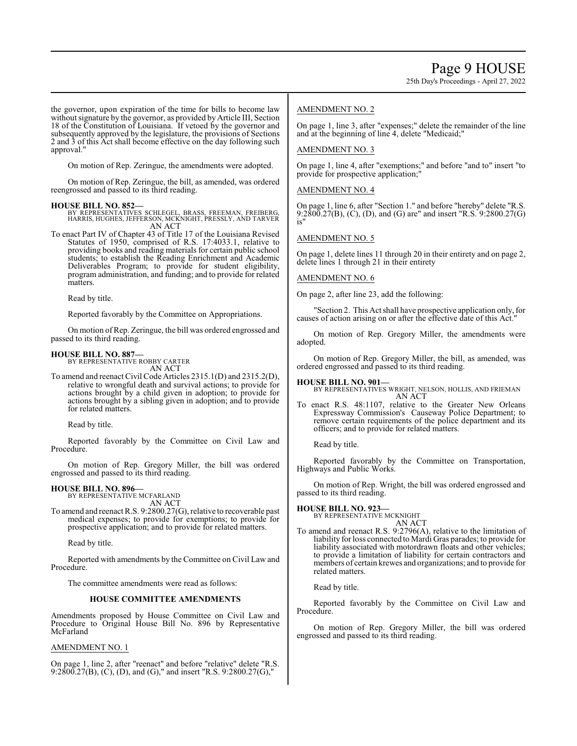the governor, upon expiration of the time for bills to become law without signature by the governor, as provided by Article III, Section 18 of the Constitution of Louisiana. If vetoed by the governor and subsequently approved by the legislature, the provisions of Sections 2 and 3 of this Act shall become effective on the day following such approval."

On motion of Rep. Zeringue, the amendments were adopted.

On motion of Rep. Zeringue, the bill, as amended, was ordered reengrossed and passed to its third reading.

**HOUSE BILL NO. 852—**
BY REPRESENTATIVES SCHLEGEL, BRASS, FREEMAN, FREIBERG, HARRIS, HUGHES, JEFFERSON, MCKNIGHT, PRESSLY, AND TARVER
AN ACT

To enact Part IV of Chapter 43 of Title 17 of the Louisiana Revised Statutes of 1950, comprised of R.S. 17:4033.1, relative to providing books and reading materials for certain public school students; to establish the Reading Enrichment and Academic Deliverables Program; to provide for student eligibility, program administration, and funding; and to provide for related matters.

Read by title.

Reported favorably by the Committee on Appropriations.

On motion of Rep. Zeringue, the bill was ordered engrossed and passed to its third reading.

**HOUSE BILL NO. 887—**
BY REPRESENTATIVE ROBBY CARTER
AN ACT

To amend and reenact Civil Code Articles 2315.1(D) and 2315.2(D), relative to wrongful death and survival actions; to provide for actions brought by a child given in adoption; to provide for actions brought by a sibling given in adoption; and to provide for related matters.

Read by title.

Reported favorably by the Committee on Civil Law and Procedure.

On motion of Rep. Gregory Miller, the bill was ordered engrossed and passed to its third reading.

**HOUSE BILL NO. 896—**
BY REPRESENTATIVE MCFARLAND
AN ACT

To amend and reenact R.S. 9:2800.27(G), relative to recoverable past medical expenses; to provide for exemptions; to provide for prospective application; and to provide for related matters.

Read by title.

Reported with amendments by the Committee on Civil Law and Procedure.

The committee amendments were read as follows:

**HOUSE COMMITTEE AMENDMENTS**

Amendments proposed by House Committee on Civil Law and Procedure to Original House Bill No. 896 by Representative McFarland

AMENDMENT NO. 1

On page 1, line 2, after "reenact" and before "relative" delete "R.S. 9:2800.27(B), (C), (D), and (G)," and insert "R.S. 9:2800.27(G),"

AMENDMENT NO. 2

On page 1, line 3, after "expenses;" delete the remainder of the line and at the beginning of line 4, delete "Medicaid;"

AMENDMENT NO. 3

On page 1, line 4, after "exemptions;" and before "and to" insert "to provide for prospective application;"

AMENDMENT NO. 4

On page 1, line 6, after "Section 1." and before "hereby" delete "R.S. 9:2800.27(B), (C), (D), and (G) are" and insert "R.S. 9:2800.27(G) is"

AMENDMENT NO. 5

On page 1, delete lines 11 through 20 in their entirety and on page 2, delete lines 1 through 21 in their entirety

AMENDMENT NO. 6

On page 2, after line 23, add the following:

"Section 2. This Act shall have prospective application only, for causes of action arising on or after the effective date of this Act."

On motion of Rep. Gregory Miller, the amendments were adopted.

On motion of Rep. Gregory Miller, the bill, as amended, was ordered engrossed and passed to its third reading.

**HOUSE BILL NO. 901—**
BY REPRESENTATIVES WRIGHT, NELSON, HOLLIS, AND FRIEMAN
AN ACT

To enact R.S. 48:1107, relative to the Greater New Orleans Expressway Commission's Causeway Police Department; to remove certain requirements of the police department and its officers; and to provide for related matters.

Read by title.

Reported favorably by the Committee on Transportation, Highways and Public Works.

On motion of Rep. Wright, the bill was ordered engrossed and passed to its third reading.

**HOUSE BILL NO. 923—**
BY REPRESENTATIVE MCKNIGHT
AN ACT

To amend and reenact R.S. 9:2796(A), relative to the limitation of liability for loss connected to Mardi Gras parades; to provide for liability associated with motordrawn floats and other vehicles; to provide a limitation of liability for certain contractors and members of certain krewes and organizations; and to provide for related matters.

Read by title.

Reported favorably by the Committee on Civil Law and Procedure.

On motion of Rep. Gregory Miller, the bill was ordered engrossed and passed to its third reading.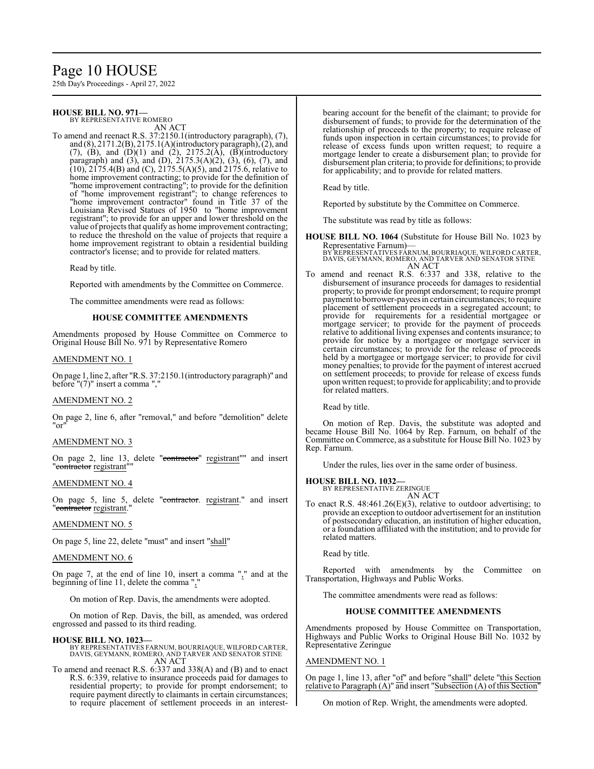**HOUSE BILL NO. 971—**
BY REPRESENTATIVE ROMERO
AN ACT

To amend and reenact R.S. 37:2150.1(introductory paragraph), (7), and (8), 2171.2(B), 2175.1(A)(introductory paragraph), (2), and (7), (B), and (D)(1) and (2), 2175.2(A), (B)(introductory paragraph) and (3), and (D), 2175.3(A)(2), (3), (6), (7), and (10), 2175.4(B) and (C), 2175.5(A)(5), and 2175.6, relative to home improvement contracting; to provide for the definition of "home improvement contracting"; to provide for the definition of "home improvement registrant"; to change references to "home improvement contractor" found in Title 37 of the Louisiana Revised Statues of 1950 to "home improvement registrant"; to provide for an upper and lower threshold on the value of projects that qualify as home improvement contracting; to reduce the threshold on the value of projects that require a home improvement registrant to obtain a residential building contractor's license; and to provide for related matters.

Read by title.

Reported with amendments by the Committee on Commerce.

The committee amendments were read as follows:

### HOUSE COMMITTEE AMENDMENTS

Amendments proposed by House Committee on Commerce to Original House Bill No. 971 by Representative Romero

AMENDMENT NO. 1

On page 1, line 2, after "R.S. 37:2150.1(introductory paragraph)" and before "(7)" insert a comma ","

AMENDMENT NO. 2

On page 2, line 6, after "removal," and before "demolition" delete "or"

AMENDMENT NO. 3

On page 2, line 13, delete "~~contractor~~" registrant"" and insert "~~contractor~~ registrant""

AMENDMENT NO. 4

On page 5, line 5, delete "~~contractor~~. registrant." and insert "~~contractor~~ registrant."

AMENDMENT NO. 5

On page 5, line 22, delete "must" and insert "shall"

AMENDMENT NO. 6

On page 7, at the end of line 10, insert a comma "," and at the beginning of line 11, delete the comma ","

On motion of Rep. Davis, the amendments were adopted.

On motion of Rep. Davis, the bill, as amended, was ordered engrossed and passed to its third reading.

**HOUSE BILL NO. 1023—**
BY REPRESENTATIVES FARNUM, BOURRIAQUE, WILFORD CARTER, DAVIS, GEYMANN, ROMERO, AND TARVER AND SENATOR STINE
AN ACT

To amend and reenact R.S. 6:337 and 338(A) and (B) and to enact R.S. 6:339, relative to insurance proceeds paid for damages to residential property; to provide for prompt endorsement; to require payment directly to claimants in certain circumstances; to require placement of settlement proceeds in an interest-bearing account for the benefit of the claimant; to provide for disbursement of funds; to provide for the determination of the relationship of proceeds to the property; to require release of funds upon inspection in certain circumstances; to provide for release of excess funds upon written request; to require a mortgage lender to create a disbursement plan; to provide for disbursement plan criteria; to provide for definitions; to provide for applicability; and to provide for related matters.

Read by title.

Reported by substitute by the Committee on Commerce.

The substitute was read by title as follows:

**HOUSE BILL NO. 1064** (Substitute for House Bill No. 1023 by Representative Farnum)—
BY REPRESENTATIVES FARNUM, BOURRIAQUE, WILFORD CARTER, DAVIS, GEYMANN, ROMERO, AND TARVER AND SENATOR STINE
AN ACT

To amend and reenact R.S. 6:337 and 338, relative to the disbursement of insurance proceeds for damages to residential property; to provide for prompt endorsement; to require prompt payment to borrower-payees in certain circumstances; to require placement of settlement proceeds in a segregated account; to provide for requirements for a residential mortgagee or mortgage servicer; to provide for the payment of proceeds relative to additional living expenses and contents insurance; to provide for notice by a mortgagee or mortgage servicer in certain circumstances; to provide for the release of proceeds held by a mortgagee or mortgage servicer; to provide for civil money penalties; to provide for the payment of interest accrued on settlement proceeds; to provide for release of excess funds upon written request; to provide for applicability; and to provide for related matters.

Read by title.

On motion of Rep. Davis, the substitute was adopted and became House Bill No. 1064 by Rep. Farnum, on behalf of the Committee on Commerce, as a substitute for House Bill No. 1023 by Rep. Farnum.

Under the rules, lies over in the same order of business.

**HOUSE BILL NO. 1032—**
BY REPRESENTATIVE ZERINGUE
AN ACT

To enact R.S. 48:461.26(E)(3), relative to outdoor advertising; to provide an exception to outdoor advertisement for an institution of postsecondary education, an institution of higher education, or a foundation affiliated with the institution; and to provide for related matters.

Read by title.

Reported with amendments by the Committee on Transportation, Highways and Public Works.

The committee amendments were read as follows:

### HOUSE COMMITTEE AMENDMENTS

Amendments proposed by House Committee on Transportation, Highways and Public Works to Original House Bill No. 1032 by Representative Zeringue

AMENDMENT NO. 1

On page 1, line 13, after "of" and before "shall" delete "this Section relative to Paragraph (A)" and insert "Subsection (A) of this Section"

On motion of Rep. Wright, the amendments were adopted.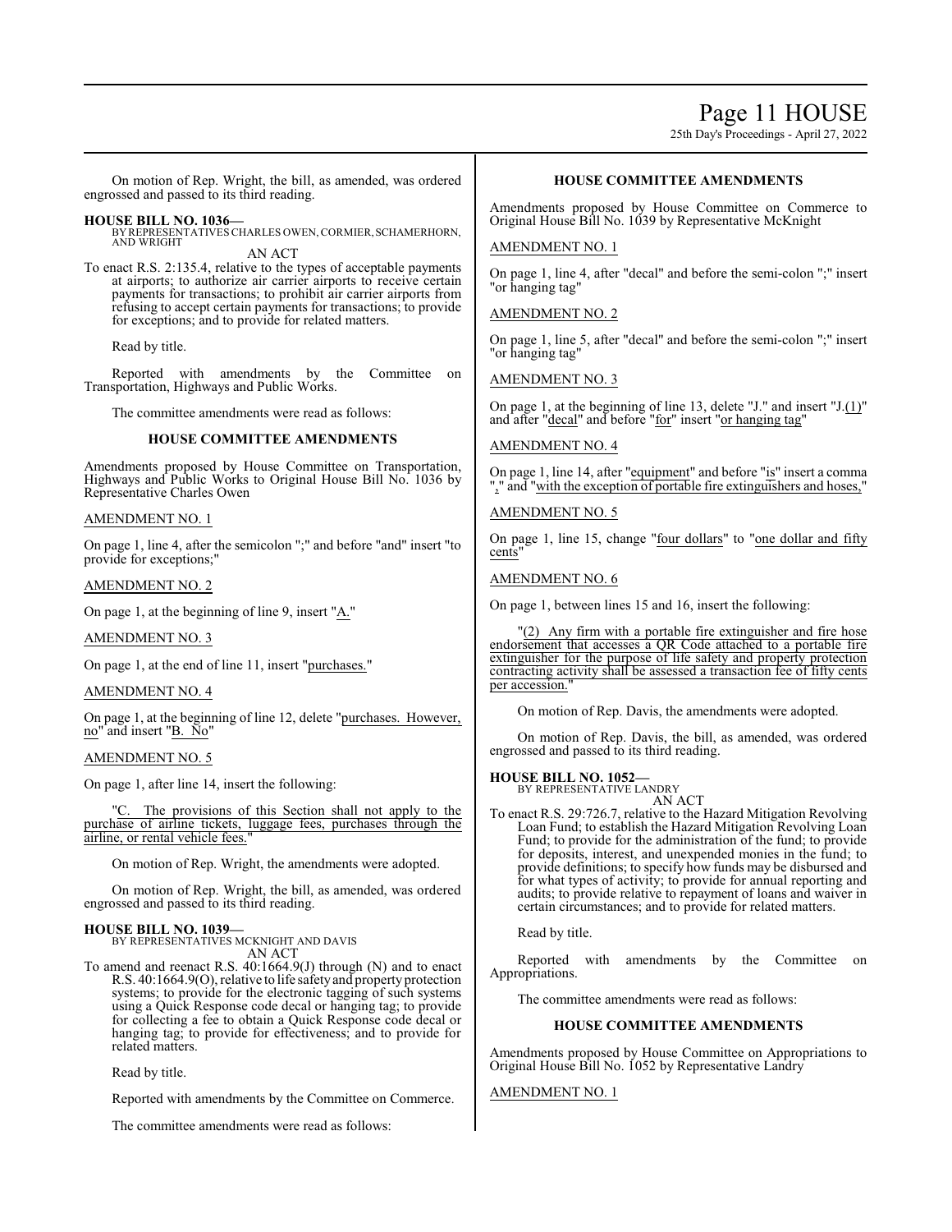On motion of Rep. Wright, the bill, as amended, was ordered engrossed and passed to its third reading.

**HOUSE BILL NO. 1036—**
BY REPRESENTATIVES CHARLES OWEN, CORMIER, SCHAMERHORN, AND WRIGHT

AN ACT

To enact R.S. 2:135.4, relative to the types of acceptable payments at airports; to authorize air carrier airports to receive certain payments for transactions; to prohibit air carrier airports from refusing to accept certain payments for transactions; to provide for exceptions; and to provide for related matters.

Read by title.

Reported with amendments by the Committee on Transportation, Highways and Public Works.

The committee amendments were read as follows:

### HOUSE COMMITTEE AMENDMENTS

Amendments proposed by House Committee on Transportation, Highways and Public Works to Original House Bill No. 1036 by Representative Charles Owen

AMENDMENT NO. 1

On page 1, line 4, after the semicolon ";" and before "and" insert "to provide for exceptions;"

AMENDMENT NO. 2

On page 1, at the beginning of line 9, insert "A."

AMENDMENT NO. 3

On page 1, at the end of line 11, insert "purchases."

AMENDMENT NO. 4

On page 1, at the beginning of line 12, delete "purchases. However, no" and insert "B. No"

AMENDMENT NO. 5

On page 1, after line 14, insert the following:

"C. The provisions of this Section shall not apply to the purchase of airline tickets, luggage fees, purchases through the airline, or rental vehicle fees."

On motion of Rep. Wright, the amendments were adopted.

On motion of Rep. Wright, the bill, as amended, was ordered engrossed and passed to its third reading.

**HOUSE BILL NO. 1039—**
BY REPRESENTATIVES MCKNIGHT AND DAVIS

AN ACT

To amend and reenact R.S. 40:1664.9(J) through (N) and to enact R.S. 40:1664.9(O), relative to life safety and property protection systems; to provide for the electronic tagging of such systems using a Quick Response code decal or hanging tag; to provide for collecting a fee to obtain a Quick Response code decal or hanging tag; to provide for effectiveness; and to provide for related matters.

Read by title.

Reported with amendments by the Committee on Commerce.

The committee amendments were read as follows:

### HOUSE COMMITTEE AMENDMENTS

Amendments proposed by House Committee on Commerce to Original House Bill No. 1039 by Representative McKnight

AMENDMENT NO. 1

On page 1, line 4, after "decal" and before the semi-colon ";" insert "or hanging tag"

AMENDMENT NO. 2

On page 1, line 5, after "decal" and before the semi-colon ";" insert "or hanging tag"

AMENDMENT NO. 3

On page 1, at the beginning of line 13, delete "J." and insert "J.(1)" and after "decal" and before "for" insert "or hanging tag"

AMENDMENT NO. 4

On page 1, line 14, after "equipment" and before "is" insert a comma "," and "with the exception of portable fire extinguishers and hoses,"

AMENDMENT NO. 5

On page 1, line 15, change "four dollars" to "one dollar and fifty cents"

AMENDMENT NO. 6

On page 1, between lines 15 and 16, insert the following:

"(2) Any firm with a portable fire extinguisher and fire hose endorsement that accesses a QR Code attached to a portable fire extinguisher for the purpose of life safety and property protection contracting activity shall be assessed a transaction fee of fifty cents per accession."

On motion of Rep. Davis, the amendments were adopted.

On motion of Rep. Davis, the bill, as amended, was ordered engrossed and passed to its third reading.

**HOUSE BILL NO. 1052—**
BY REPRESENTATIVE LANDRY

AN ACT

To enact R.S. 29:726.7, relative to the Hazard Mitigation Revolving Loan Fund; to establish the Hazard Mitigation Revolving Loan Fund; to provide for the administration of the fund; to provide for deposits, interest, and unexpended monies in the fund; to provide definitions; to specify how funds may be disbursed and for what types of activity; to provide for annual reporting and audits; to provide relative to repayment of loans and waiver in certain circumstances; and to provide for related matters.

Read by title.

Reported with amendments by the Committee on Appropriations.

The committee amendments were read as follows:

### HOUSE COMMITTEE AMENDMENTS

Amendments proposed by House Committee on Appropriations to Original House Bill No. 1052 by Representative Landry

AMENDMENT NO. 1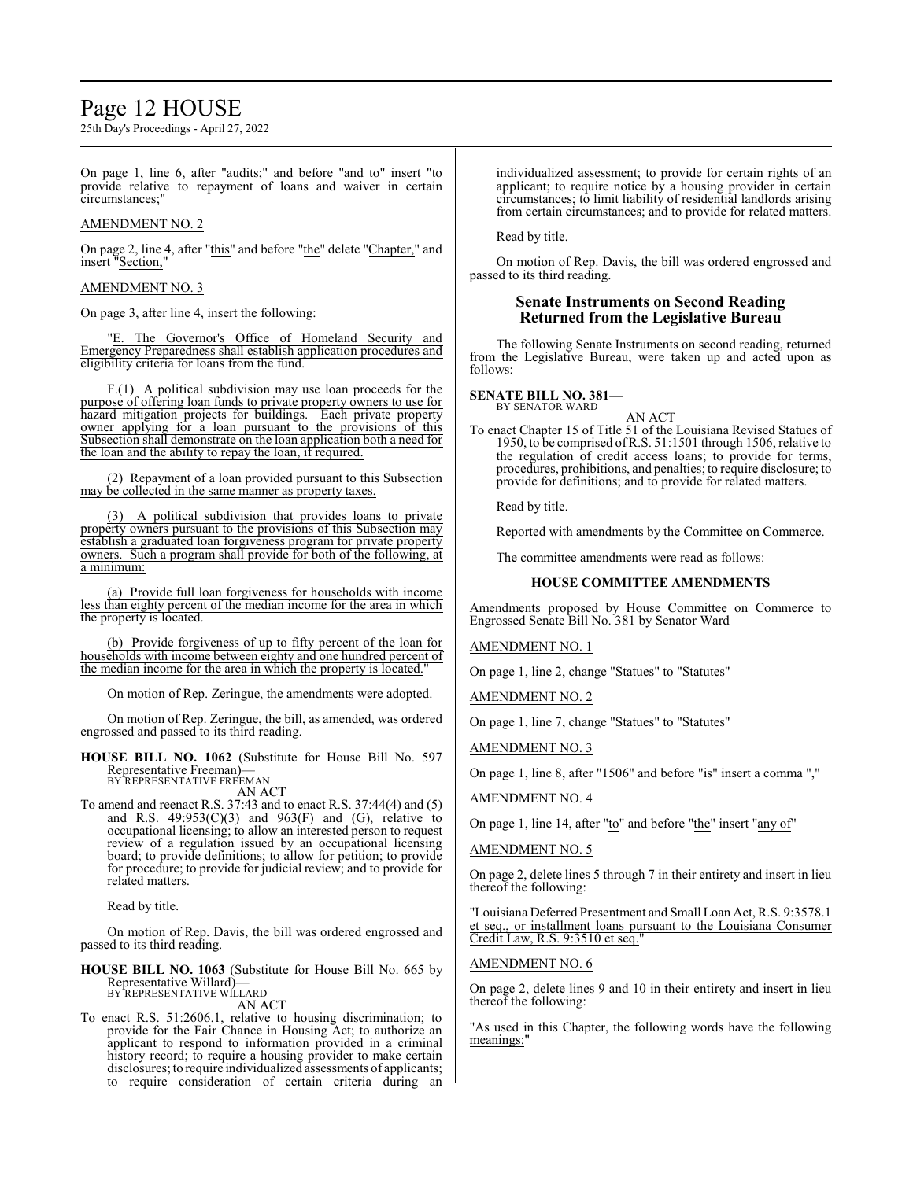On page 1, line 6, after "audits;" and before "and to" insert "to provide relative to repayment of loans and waiver in certain circumstances;"

AMENDMENT NO. 2

On page 2, line 4, after "this" and before "the" delete "Chapter," and insert "Section,"

AMENDMENT NO. 3

On page 3, after line 4, insert the following:

"E. The Governor's Office of Homeland Security and Emergency Preparedness shall establish application procedures and eligibility criteria for loans from the fund.

F.(1) A political subdivision may use loan proceeds for the purpose of offering loan funds to private property owners to use for hazard mitigation projects for buildings. Each private property owner applying for a loan pursuant to the provisions of this Subsection shall demonstrate on the loan application both a need for the loan and the ability to repay the loan, if required.

(2) Repayment of a loan provided pursuant to this Subsection may be collected in the same manner as property taxes.

(3) A political subdivision that provides loans to private property owners pursuant to the provisions of this Subsection may establish a graduated loan forgiveness program for private property owners. Such a program shall provide for both of the following, at a minimum:

(a) Provide full loan forgiveness for households with income less than eighty percent of the median income for the area in which the property is located.

(b) Provide forgiveness of up to fifty percent of the loan for households with income between eighty and one hundred percent of the median income for the area in which the property is located."

On motion of Rep. Zeringue, the amendments were adopted.

On motion of Rep. Zeringue, the bill, as amended, was ordered engrossed and passed to its third reading.

**HOUSE BILL NO. 1062** (Substitute for House Bill No. 597 Representative Freeman)—
BY REPRESENTATIVE FREEMAN
AN ACT

To amend and reenact R.S. 37:43 and to enact R.S. 37:44(4) and (5) and R.S. 49:953(C)(3) and 963(F) and (G), relative to occupational licensing; to allow an interested person to request review of a regulation issued by an occupational licensing board; to provide definitions; to allow for petition; to provide for procedure; to provide for judicial review; and to provide for related matters.

Read by title.

On motion of Rep. Davis, the bill was ordered engrossed and passed to its third reading.

**HOUSE BILL NO. 1063** (Substitute for House Bill No. 665 by Representative Willard)—
BY REPRESENTATIVE WILLARD
AN ACT

To enact R.S. 51:2606.1, relative to housing discrimination; to provide for the Fair Chance in Housing Act; to authorize an applicant to respond to information provided in a criminal history record; to require a housing provider to make certain disclosures; to require individualized assessments of applicants; to require consideration of certain criteria during an individualized assessment; to provide for certain rights of an applicant; to require notice by a housing provider in certain circumstances; to limit liability of residential landlords arising from certain circumstances; and to provide for related matters.

Read by title.

On motion of Rep. Davis, the bill was ordered engrossed and passed to its third reading.

## Senate Instruments on Second Reading Returned from the Legislative Bureau

The following Senate Instruments on second reading, returned from the Legislative Bureau, were taken up and acted upon as follows:

**SENATE BILL NO. 381—**
BY SENATOR WARD
AN ACT

To enact Chapter 15 of Title 51 of the Louisiana Revised Statues of 1950, to be comprised of R.S. 51:1501 through 1506, relative to the regulation of credit access loans; to provide for terms, procedures, prohibitions, and penalties; to require disclosure; to provide for definitions; and to provide for related matters.

Read by title.

Reported with amendments by the Committee on Commerce.

The committee amendments were read as follows:

### HOUSE COMMITTEE AMENDMENTS

Amendments proposed by House Committee on Commerce to Engrossed Senate Bill No. 381 by Senator Ward

AMENDMENT NO. 1

On page 1, line 2, change "Statues" to "Statutes"

AMENDMENT NO. 2

On page 1, line 7, change "Statues" to "Statutes"

AMENDMENT NO. 3

On page 1, line 8, after "1506" and before "is" insert a comma ","

AMENDMENT NO. 4

On page 1, line 14, after "to" and before "the" insert "any of"

AMENDMENT NO. 5

On page 2, delete lines 5 through 7 in their entirety and insert in lieu thereof the following:

"Louisiana Deferred Presentment and Small Loan Act, R.S. 9:3578.1 et seq., or installment loans pursuant to the Louisiana Consumer Credit Law, R.S. 9:3510 et seq."

AMENDMENT NO. 6

On page 2, delete lines 9 and 10 in their entirety and insert in lieu thereof the following:

"As used in this Chapter, the following words have the following meanings:"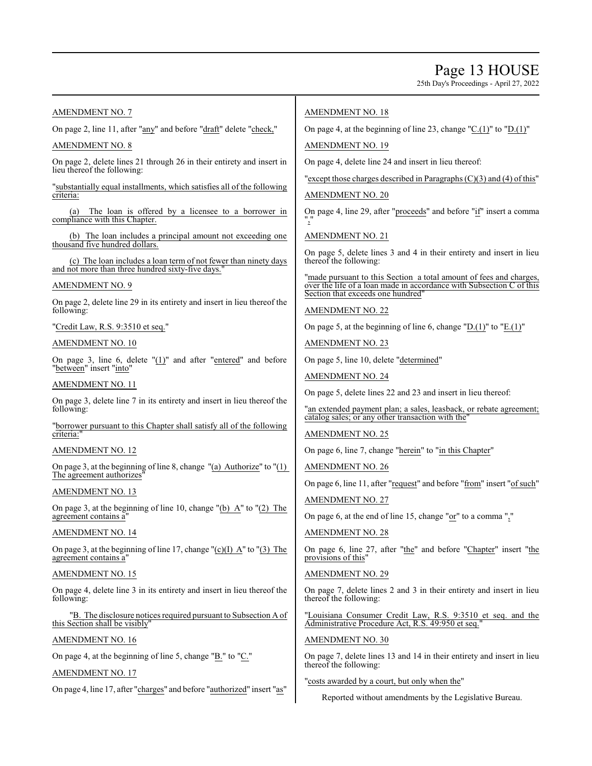AMENDMENT NO. 7

On page 2, line 11, after "any" and before "draft" delete "check,"

AMENDMENT NO. 8

On page 2, delete lines 21 through 26 in their entirety and insert in lieu thereof the following:

"substantially equal installments, which satisfies all of the following criteria:

(a) The loan is offered by a licensee to a borrower in compliance with this Chapter.

(b) The loan includes a principal amount not exceeding one thousand five hundred dollars.

(c) The loan includes a loan term of not fewer than ninety days and not more than three hundred sixty-five days."

AMENDMENT NO. 9

On page 2, delete line 29 in its entirety and insert in lieu thereof the following:

"Credit Law, R.S. 9:3510 et seq."

AMENDMENT NO. 10

On page 3, line 6, delete "(1)" and after "entered" and before "between" insert "into"

AMENDMENT NO. 11

On page 3, delete line 7 in its entirety and insert in lieu thereof the following:

"borrower pursuant to this Chapter shall satisfy all of the following criteria:"

AMENDMENT NO. 12

On page 3, at the beginning of line 8, change "(a) Authorize" to "(1) The agreement authorizes"

AMENDMENT NO. 13

On page 3, at the beginning of line 10, change "(b) A" to "(2) The agreement contains a"

AMENDMENT NO. 14

On page 3, at the beginning of line 17, change "(c)(I) A" to "(3) The agreement contains a"

AMENDMENT NO. 15

On page 4, delete line 3 in its entirety and insert in lieu thereof the following:

"B. The disclosure notices required pursuant to Subsection A of this Section shall be visibly"

AMENDMENT NO. 16

On page 4, at the beginning of line 5, change "B." to "C."

AMENDMENT NO. 17

On page 4, line 17, after "charges" and before "authorized" insert "as"

AMENDMENT NO. 18

On page 4, at the beginning of line 23, change "C.(1)" to "D.(1)"

AMENDMENT NO. 19

On page 4, delete line 24 and insert in lieu thereof:

"except those charges described in Paragraphs (C)(3) and (4) of this"

AMENDMENT NO. 20

On page 4, line 29, after "proceeds" and before "if" insert a comma ","

AMENDMENT NO. 21

On page 5, delete lines 3 and 4 in their entirety and insert in lieu thereof the following:

"made pursuant to this Section a total amount of fees and charges, over the life of a loan made in accordance with Subsection C of this Section that exceeds one hundred"

AMENDMENT NO. 22

On page 5, at the beginning of line 6, change "D.(1)" to "E.(1)"

AMENDMENT NO. 23

On page 5, line 10, delete "determined"

AMENDMENT NO. 24

On page 5, delete lines 22 and 23 and insert in lieu thereof:

"an extended payment plan; a sales, leasback, or rebate agreement; catalog sales; or any other transaction with the"

AMENDMENT NO. 25

On page 6, line 7, change "herein" to "in this Chapter"

AMENDMENT NO. 26

On page 6, line 11, after "request" and before "from" insert "of such"

AMENDMENT NO. 27

On page 6, at the end of line 15, change "or" to a comma ","

AMENDMENT NO. 28

On page 6, line 27, after "the" and before "Chapter" insert "the provisions of this"

AMENDMENT NO. 29

On page 7, delete lines 2 and 3 in their entirety and insert in lieu thereof the following:

"Louisiana Consumer Credit Law, R.S. 9:3510 et seq. and the Administrative Procedure Act, R.S. 49:950 et seq."

AMENDMENT NO. 30

On page 7, delete lines 13 and 14 in their entirety and insert in lieu thereof the following:

"costs awarded by a court, but only when the"

Reported without amendments by the Legislative Bureau.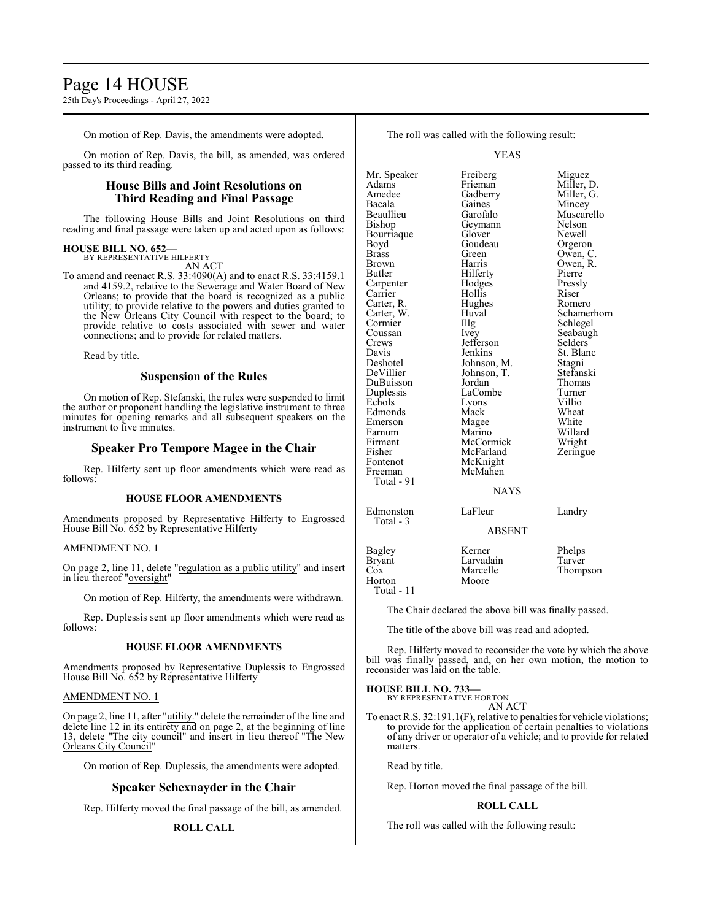On motion of Rep. Davis, the amendments were adopted.

On motion of Rep. Davis, the bill, as amended, was ordered passed to its third reading.

## House Bills and Joint Resolutions on Third Reading and Final Passage

The following House Bills and Joint Resolutions on third reading and final passage were taken up and acted upon as follows:

**HOUSE BILL NO. 652—**
BY REPRESENTATIVE HILFERTY
AN ACT

To amend and reenact R.S. 33:4090(A) and to enact R.S. 33:4159.1 and 4159.2, relative to the Sewerage and Water Board of New Orleans; to provide that the board is recognized as a public utility; to provide relative to the powers and duties granted to the New Orleans City Council with respect to the board; to provide relative to costs associated with sewer and water connections; and to provide for related matters.

Read by title.

## Suspension of the Rules

On motion of Rep. Stefanski, the rules were suspended to limit the author or proponent handling the legislative instrument to three minutes for opening remarks and all subsequent speakers on the instrument to five minutes.

## Speaker Pro Tempore Magee in the Chair

Rep. Hilferty sent up floor amendments which were read as follows:

### HOUSE FLOOR AMENDMENTS

Amendments proposed by Representative Hilferty to Engrossed House Bill No. 652 by Representative Hilferty

AMENDMENT NO. 1

On page 2, line 11, delete "regulation as a public utility" and insert in lieu thereof "oversight"

On motion of Rep. Hilferty, the amendments were withdrawn.

Rep. Duplessis sent up floor amendments which were read as follows:

### HOUSE FLOOR AMENDMENTS

Amendments proposed by Representative Duplessis to Engrossed House Bill No. 652 by Representative Hilferty

AMENDMENT NO. 1

On page 2, line 11, after "utility." delete the remainder of the line and delete line 12 in its entirety and on page 2, at the beginning of line 13, delete "The city council" and insert in lieu thereof "The New Orleans City Council"

On motion of Rep. Duplessis, the amendments were adopted.

## Speaker Schexnayder in the Chair

Rep. Hilferty moved the final passage of the bill, as amended.

### ROLL CALL

The roll was called with the following result:

YEAS

| | | |
|---|---|---|
| Mr. Speaker | Freiberg | Miguez |
| Adams | Frieman | Miller, D. |
| Amedee | Gadberry | Miller, G. |
| Bacala | Gaines | Mincey |
| Beaullieu | Garofalo | Muscarello |
| Bishop | Geymann | Nelson |
| Bourriaque | Glover | Newell |
| Boyd | Goudeau | Orgeron |
| Brass | Green | Owen, C. |
| Brown | Harris | Owen, R. |
| Butler | Hilferty | Pierre |
| Carpenter | Hodges | Pressly |
| Carrier | Hollis | Riser |
| Carter, R. | Hughes | Romero |
| Carter, W. | Huval | Schamerhorn |
| Cormier | Illg | Schlegel |
| Coussan | Ivey | Seabaugh |
| Crews | Jefferson | Selders |
| Davis | Jenkins | St. Blanc |
| Deshotel | Johnson, M. | Stagni |
| DeVillier | Johnson, T. | Stefanski |
| DuBuisson | Jordan | Thomas |
| Duplessis | LaCombe | Turner |
| Echols | Lyons | Villio |
| Edmonds | Mack | Wheat |
| Emerson | Magee | White |
| Farnum | Marino | Willard |
| Firment | McCormick | Wright |
| Fisher | McFarland | Zeringue |
| Fontenot | McKnight | |
| Freeman | McMahen | |
| Total - 91 | | |

NAYS

| | | |
|---|---|---|
| Edmonston | LaFleur | Landry |
| Total - 3 | | |

ABSENT

| | | |
|---|---|---|
| Bagley | Kerner | Phelps |
| Bryant | Larvadain | Tarver |
| Cox | Marcelle | Thompson |
| Horton | Moore | |
| Total - 11 | | |

The Chair declared the above bill was finally passed.

The title of the above bill was read and adopted.

Rep. Hilferty moved to reconsider the vote by which the above bill was finally passed, and, on her own motion, the motion to reconsider was laid on the table.

**HOUSE BILL NO. 733—**
BY REPRESENTATIVE HORTON
AN ACT

To enact R.S. 32:191.1(F), relative to penalties for vehicle violations; to provide for the application of certain penalties to violations of any driver or operator of a vehicle; and to provide for related matters.

Read by title.

Rep. Horton moved the final passage of the bill.

### ROLL CALL

The roll was called with the following result: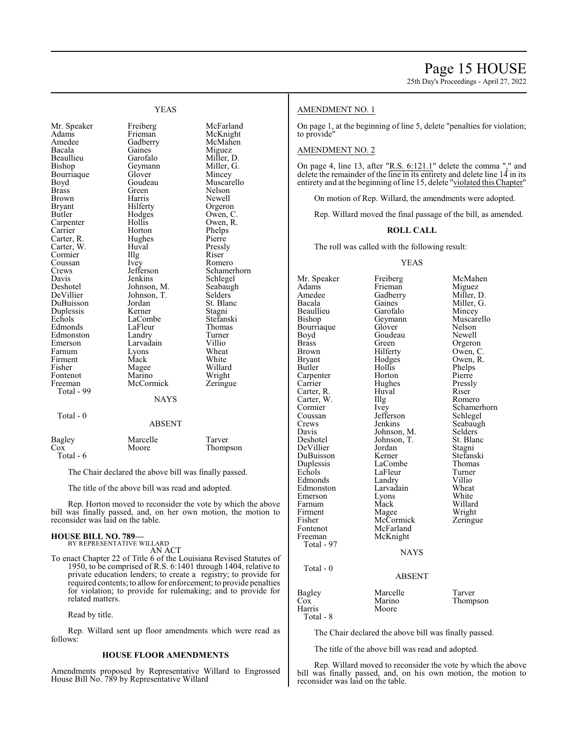YEAS

| | | |
|---|---|---|
| Mr. Speaker | Freiberg | McFarland |
| Adams | Frieman | McKnight |
| Amedee | Gadberry | McMahen |
| Bacala | Gaines | Miguez |
| Beaullieu | Garofalo | Miller, D. |
| Bishop | Geymann | Miller, G. |
| Bourriaque | Glover | Mincey |
| Boyd | Goudeau | Muscarello |
| Brass | Green | Nelson |
| Brown | Harris | Newell |
| Bryant | Hilferty | Orgeron |
| Butler | Hodges | Owen, C. |
| Carpenter | Hollis | Owen, R. |
| Carrier | Horton | Phelps |
| Carter, R. | Hughes | Pierre |
| Carter, W. | Huval | Pressly |
| Cormier | Illg | Riser |
| Coussan | Ivey | Romero |
| Crews | Jefferson | Schamerhorn |
| Davis | Jenkins | Schlegel |
| Deshotel | Johnson, M. | Seabaugh |
| DeVillier | Johnson, T. | Selders |
| DuBuisson | Jordan | St. Blanc |
| Duplessis | Kerner | Stagni |
| Echols | LaCombe | Stefanski |
| Edmonds | LaFleur | Thomas |
| Edmonston | Landry | Turner |
| Emerson | Larvadain | Villio |
| Farnum | Lyons | Wheat |
| Firment | Mack | White |
| Fisher | Magee | Willard |
| Fontenot | Marino | Wright |
| Freeman | McCormick | Zeringue |

Total - 99

NAYS

Total - 0

ABSENT

| | | |
|---|---|---|
| Bagley | Marcelle | Tarver |
| Cox | Moore | Thompson |

Total - 6

The Chair declared the above bill was finally passed.

The title of the above bill was read and adopted.

Rep. Horton moved to reconsider the vote by which the above bill was finally passed, and, on her own motion, the motion to reconsider was laid on the table.

**HOUSE BILL NO. 789—**
BY REPRESENTATIVE WILLARD

AN ACT

To enact Chapter 22 of Title 6 of the Louisiana Revised Statutes of 1950, to be comprised of R.S. 6:1401 through 1404, relative to private education lenders; to create a registry; to provide for required contents; to allow for enforcement; to provide penalties for violation; to provide for rulemaking; and to provide for related matters.

Read by title.

Rep. Willard sent up floor amendments which were read as follows:

**HOUSE FLOOR AMENDMENTS**

Amendments proposed by Representative Willard to Engrossed House Bill No. 789 by Representative Willard

AMENDMENT NO. 1

On page 1, at the beginning of line 5, delete "penalties for violation; to provide"

AMENDMENT NO. 2

On page 4, line 13, after "R.S. 6:121.1" delete the comma "," and delete the remainder of the line in its entirety and delete line 14 in its entirety and at the beginning of line 15, delete "violated this Chapter"

On motion of Rep. Willard, the amendments were adopted.

Rep. Willard moved the final passage of the bill, as amended.

**ROLL CALL**

The roll was called with the following result:

YEAS

| | | |
|---|---|---|
| Mr. Speaker | Freiberg | McMahen |
| Adams | Frieman | Miguez |
| Amedee | Gadberry | Miller, D. |
| Bacala | Gaines | Miller, G. |
| Beaullieu | Garofalo | Mincey |
| Bishop | Geymann | Muscarello |
| Bourriaque | Glover | Nelson |
| Boyd | Goudeau | Newell |
| Brass | Green | Orgeron |
| Brown | Hilferty | Owen, C. |
| Bryant | Hodges | Owen, R. |
| Butler | Hollis | Phelps |
| Carpenter | Horton | Pierre |
| Carrier | Hughes | Pressly |
| Carter, R. | Huval | Riser |
| Carter, W. | Illg | Romero |
| Cormier | Ivey | Schamerhorn |
| Coussan | Jefferson | Schlegel |
| Crews | Jenkins | Seabaugh |
| Davis | Johnson, M. | Selders |
| Deshotel | Johnson, T. | St. Blanc |
| DeVillier | Jordan | Stagni |
| DuBuisson | Kerner | Stefanski |
| Duplessis | LaCombe | Thomas |
| Echols | LaFleur | Turner |
| Edmonds | Landry | Villio |
| Edmonston | Larvadain | Wheat |
| Emerson | Lyons | White |
| Farnum | Mack | Willard |
| Firment | Magee | Wright |
| Fisher | McCormick | Zeringue |
| Fontenot | McFarland | |
| Freeman | McKnight | |

Total - 97

NAYS

Total - 0

ABSENT

| | | |
|---|---|---|
| Bagley | Marcelle | Tarver |
| Cox | Marino | Thompson |
| Harris | Moore | |

Total - 8

The Chair declared the above bill was finally passed.

The title of the above bill was read and adopted.

Rep. Willard moved to reconsider the vote by which the above bill was finally passed, and, on his own motion, the motion to reconsider was laid on the table.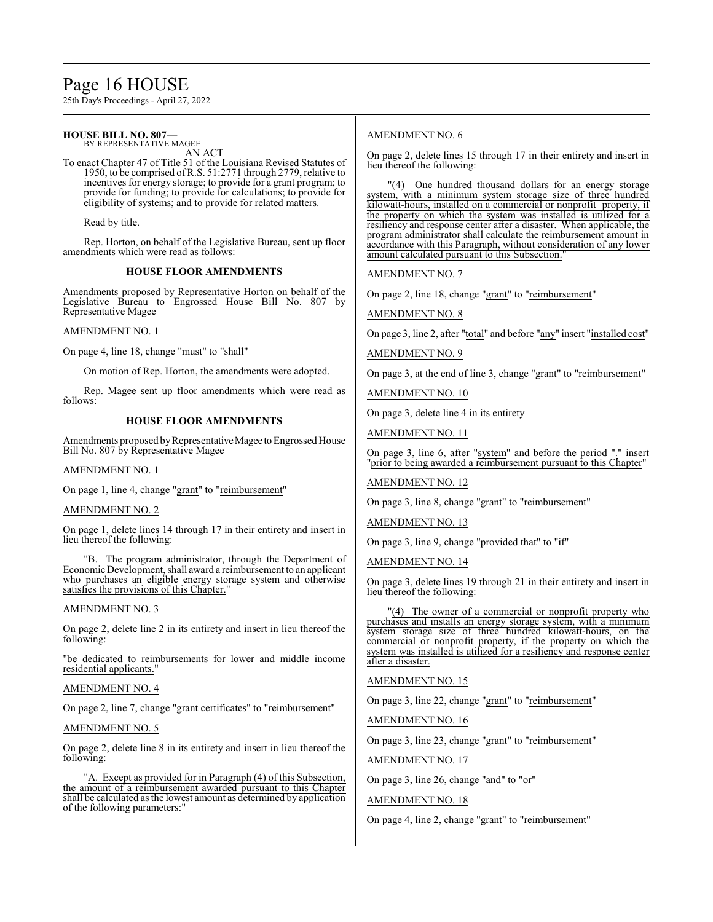**HOUSE BILL NO. 807—**
BY REPRESENTATIVE MAGEE

AN ACT

To enact Chapter 47 of Title 51 of the Louisiana Revised Statutes of 1950, to be comprised of R.S. 51:2771 through 2779, relative to incentives for energy storage; to provide for a grant program; to provide for funding; to provide for calculations; to provide for eligibility of systems; and to provide for related matters.

Read by title.

Rep. Horton, on behalf of the Legislative Bureau, sent up floor amendments which were read as follows:

### HOUSE FLOOR AMENDMENTS

Amendments proposed by Representative Horton on behalf of the Legislative Bureau to Engrossed House Bill No. 807 by Representative Magee

AMENDMENT NO. 1

On page 4, line 18, change "must" to "shall"

On motion of Rep. Horton, the amendments were adopted.

Rep. Magee sent up floor amendments which were read as follows:

### HOUSE FLOOR AMENDMENTS

Amendments proposed by Representative Magee to Engrossed House Bill No. 807 by Representative Magee

AMENDMENT NO. 1

On page 1, line 4, change "grant" to "reimbursement"

AMENDMENT NO. 2

On page 1, delete lines 14 through 17 in their entirety and insert in lieu thereof the following:

"B. The program administrator, through the Department of Economic Development, shall award a reimbursement to an applicant who purchases an eligible energy storage system and otherwise satisfies the provisions of this Chapter."

AMENDMENT NO. 3

On page 2, delete line 2 in its entirety and insert in lieu thereof the following:

"be dedicated to reimbursements for lower and middle income residential applicants."

AMENDMENT NO. 4

On page 2, line 7, change "grant certificates" to "reimbursement"

AMENDMENT NO. 5

On page 2, delete line 8 in its entirety and insert in lieu thereof the following:

"A. Except as provided for in Paragraph (4) of this Subsection, the amount of a reimbursement awarded pursuant to this Chapter shall be calculated as the lowest amount as determined by application of the following parameters:"

AMENDMENT NO. 6

On page 2, delete lines 15 through 17 in their entirety and insert in lieu thereof the following:

"(4) One hundred thousand dollars for an energy storage system, with a minimum system storage size of three hundred kilowatt-hours, installed on a commercial or nonprofit property, if the property on which the system was installed is utilized for a resiliency and response center after a disaster. When applicable, the program administrator shall calculate the reimbursement amount in accordance with this Paragraph, without consideration of any lower amount calculated pursuant to this Subsection."

AMENDMENT NO. 7

On page 2, line 18, change "grant" to "reimbursement"

AMENDMENT NO. 8

On page 3, line 2, after "total" and before "any" insert "installed cost"

AMENDMENT NO. 9

On page 3, at the end of line 3, change "grant" to "reimbursement"

AMENDMENT NO. 10

On page 3, delete line 4 in its entirety

AMENDMENT NO. 11

On page 3, line 6, after "system" and before the period "." insert "prior to being awarded a reimbursement pursuant to this Chapter"

AMENDMENT NO. 12

On page 3, line 8, change "grant" to "reimbursement"

AMENDMENT NO. 13

On page 3, line 9, change "provided that" to "if"

AMENDMENT NO. 14

On page 3, delete lines 19 through 21 in their entirety and insert in lieu thereof the following:

"(4) The owner of a commercial or nonprofit property who purchases and installs an energy storage system, with a minimum system storage size of three hundred kilowatt-hours, on the commercial or nonprofit property, if the property on which the system was installed is utilized for a resiliency and response center after a disaster.

AMENDMENT NO. 15

On page 3, line 22, change "grant" to "reimbursement"

AMENDMENT NO. 16

On page 3, line 23, change "grant" to "reimbursement"

AMENDMENT NO. 17

On page 3, line 26, change "and" to "or"

AMENDMENT NO. 18

On page 4, line 2, change "grant" to "reimbursement"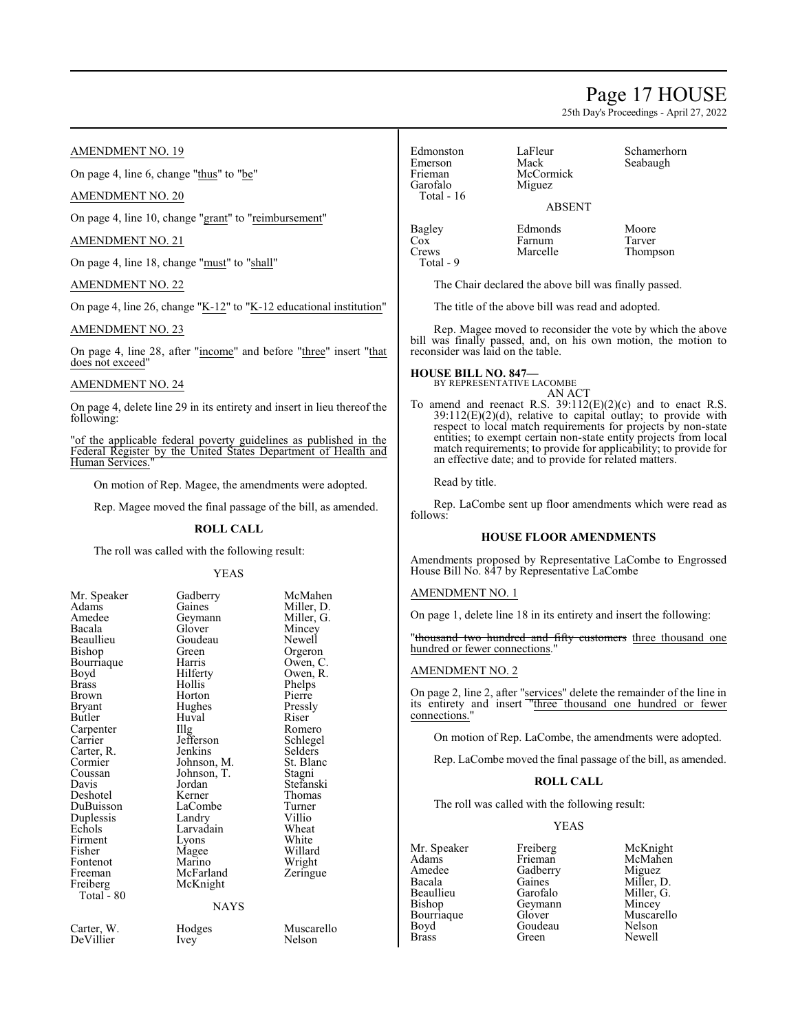AMENDMENT NO. 19

On page 4, line 6, change "thus" to "be"

AMENDMENT NO. 20

On page 4, line 10, change "grant" to "reimbursement"

AMENDMENT NO. 21

On page 4, line 18, change "must" to "shall"

AMENDMENT NO. 22

On page 4, line 26, change "K-12" to "K-12 educational institution"

AMENDMENT NO. 23

On page 4, line 28, after "income" and before "three" insert "that does not exceed"

AMENDMENT NO. 24

On page 4, delete line 29 in its entirety and insert in lieu thereof the following:

"of the applicable federal poverty guidelines as published in the Federal Register by the United States Department of Health and Human Services."

On motion of Rep. Magee, the amendments were adopted.

Rep. Magee moved the final passage of the bill, as amended.

**ROLL CALL**

The roll was called with the following result:

YEAS

| | | |
|---|---|---|
| Mr. Speaker | Gadberry | McMahen |
| Adams | Gaines | Miller, D. |
| Amedee | Geymann | Miller, G. |
| Bacala | Glover | Mincey |
| Beaullieu | Goudeau | Newell |
| Bishop | Green | Orgeron |
| Bourriaque | Harris | Owen, C. |
| Boyd | Hilferty | Owen, R. |
| Brass | Hollis | Phelps |
| Brown | Horton | Pierre |
| Bryant | Hughes | Pressly |
| Butler | Huval | Riser |
| Carpenter | Illg | Romero |
| Carrier | Jefferson | Schlegel |
| Carter, R. | Jenkins | Selders |
| Cormier | Johnson, M. | St. Blanc |
| Coussan | Johnson, T. | Stagni |
| Davis | Jordan | Stefanski |
| Deshotel | Kerner | Thomas |
| DuBuisson | LaCombe | Turner |
| Duplessis | Landry | Villio |
| Echols | Larvadain | Wheat |
| Firment | Lyons | White |
| Fisher | Magee | Willard |
| Fontenot | Marino | Wright |
| Freeman | McFarland | Zeringue |
| Freiberg | McKnight | |
| Total - 80 | | |

NAYS

| | | |
|---|---|---|
| Carter, W. | Hodges | Muscarello |
| DeVillier | Ivey | Nelson |
| Edmonston | LaFleur | Schamerhorn |
| Emerson | Mack | Seabaugh |
| Frieman | McCormick | |
| Garofalo | Miguez | |
| Total - 16 | | |

ABSENT

| | | |
|---|---|---|
| Bagley | Edmonds | Moore |
| Cox | Farnum | Tarver |
| Crews | Marcelle | Thompson |
| Total - 9 | | |

The Chair declared the above bill was finally passed.

The title of the above bill was read and adopted.

Rep. Magee moved to reconsider the vote by which the above bill was finally passed, and, on his own motion, the motion to reconsider was laid on the table.

**HOUSE BILL NO. 847—**
BY REPRESENTATIVE LACOMBE
AN ACT

To amend and reenact R.S. 39:112(E)(2)(c) and to enact R.S. 39:112(E)(2)(d), relative to capital outlay; to provide with respect to local match requirements for projects by non-state entities; to exempt certain non-state entity projects from local match requirements; to provide for applicability; to provide for an effective date; and to provide for related matters.

Read by title.

Rep. LaCombe sent up floor amendments which were read as follows:

**HOUSE FLOOR AMENDMENTS**

Amendments proposed by Representative LaCombe to Engrossed House Bill No. 847 by Representative LaCombe

AMENDMENT NO. 1

On page 1, delete line 18 in its entirety and insert the following:

"~~thousand two hundred and fifty customers~~ three thousand one hundred or fewer connections."

AMENDMENT NO. 2

On page 2, line 2, after "services" delete the remainder of the line in its entirety and insert "three thousand one hundred or fewer connections."

On motion of Rep. LaCombe, the amendments were adopted.

Rep. LaCombe moved the final passage of the bill, as amended.

**ROLL CALL**

The roll was called with the following result:

YEAS

| | | |
|---|---|---|
| Mr. Speaker | Freiberg | McKnight |
| Adams | Frieman | McMahen |
| Amedee | Gadberry | Miguez |
| Bacala | Gaines | Miller, D. |
| Beaullieu | Garofalo | Miller, G. |
| Bishop | Geymann | Mincey |
| Bourriaque | Glover | Muscarello |
| Boyd | Goudeau | Nelson |
| Brass | Green | Newell |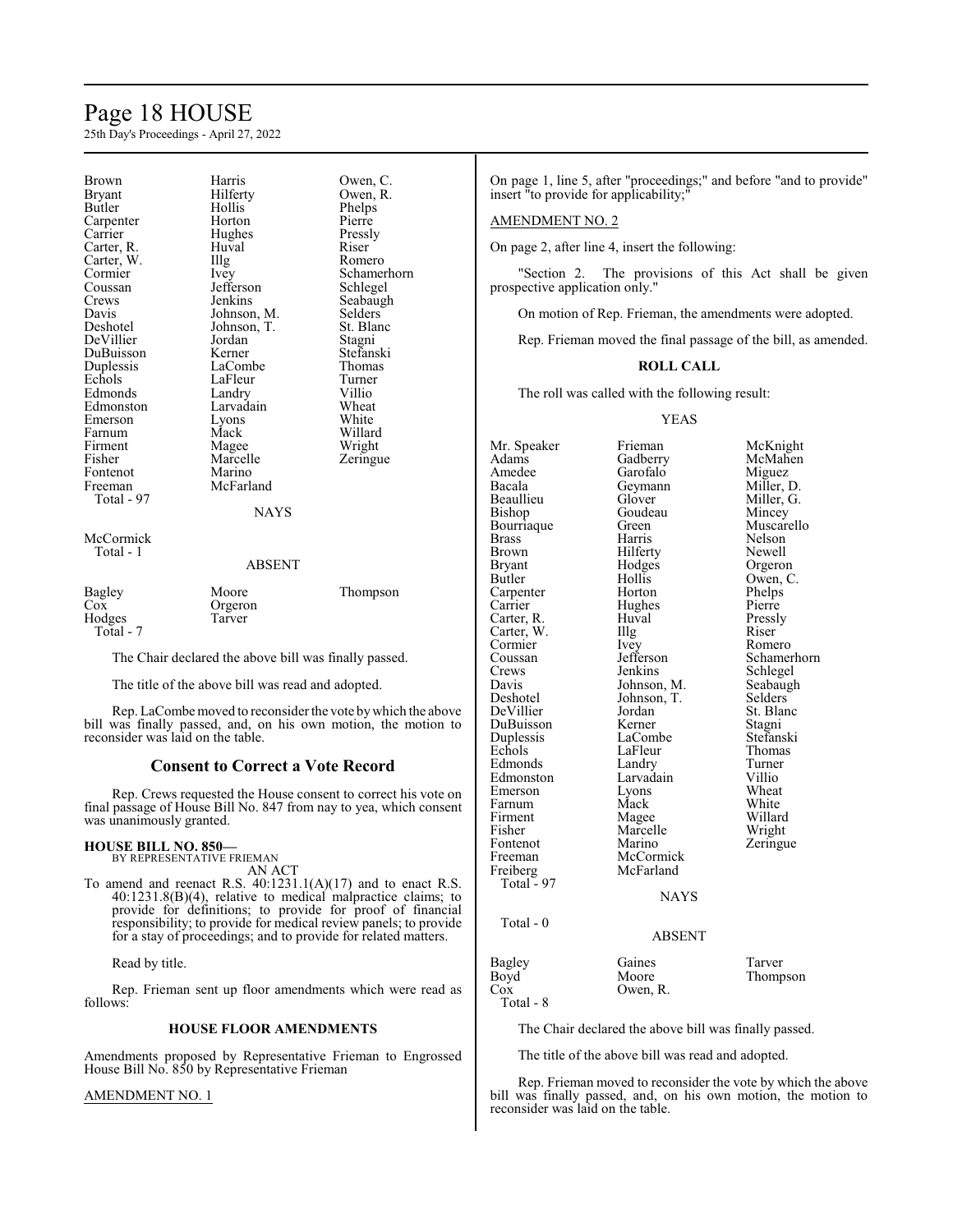| Brown | Harris | Owen, C. |
|---|---|---|
| Bryant | Hilferty | Owen, R. |
| Butler | Hollis | Phelps |
| Carpenter | Horton | Pierre |
| Carrier | Hughes | Pressly |
| Carter, R. | Huval | Riser |
| Carter, W. | Illg | Romero |
| Cormier | Ivey | Schamerhorn |
| Coussan | Jefferson | Schlegel |
| Crews | Jenkins | Seabaugh |
| Davis | Johnson, M. | Selders |
| Deshotel | Johnson, T. | St. Blanc |
| DeVillier | Jordan | Stagni |
| DuBuisson | Kerner | Stefanski |
| Duplessis | LaCombe | Thomas |
| Echols | LaFleur | Turner |
| Edmonds | Landry | Villio |
| Edmonston | Larvadain | Wheat |
| Emerson | Lyons | White |
| Farnum | Mack | Willard |
| Firment | Magee | Wright |
| Fisher | Marcelle | Zeringue |
| Fontenot | Marino | |
| Freeman | McFarland | |

Total - 97

NAYS

McCormick

Total - 1

ABSENT

| Bagley | Moore | Thompson |
|---|---|---|
| Cox | Orgeron | |
| Hodges | Tarver | |

Total - 7

The Chair declared the above bill was finally passed.

The title of the above bill was read and adopted.

Rep. LaCombe moved to reconsider the vote by which the above bill was finally passed, and, on his own motion, the motion to reconsider was laid on the table.

## Consent to Correct a Vote Record

Rep. Crews requested the House consent to correct his vote on final passage of House Bill No. 847 from nay to yea, which consent was unanimously granted.

**HOUSE BILL NO. 850—**
BY REPRESENTATIVE FRIEMAN
AN ACT

To amend and reenact R.S. 40:1231.1(A)(17) and to enact R.S. 40:1231.8(B)(4), relative to medical malpractice claims; to provide for definitions; to provide for proof of financial responsibility; to provide for medical review panels; to provide for a stay of proceedings; and to provide for related matters.

Read by title.

Rep. Frieman sent up floor amendments which were read as follows:

**HOUSE FLOOR AMENDMENTS**

Amendments proposed by Representative Frieman to Engrossed House Bill No. 850 by Representative Frieman

AMENDMENT NO. 1

On page 1, line 5, after "proceedings;" and before "and to provide" insert "to provide for applicability;"

AMENDMENT NO. 2

On page 2, after line 4, insert the following:

"Section 2. The provisions of this Act shall be given prospective application only."

On motion of Rep. Frieman, the amendments were adopted.

Rep. Frieman moved the final passage of the bill, as amended.

**ROLL CALL**

The roll was called with the following result:

YEAS

| Mr. Speaker | Frieman | McKnight |
|---|---|---|
| Adams | Gadberry | McMahen |
| Amedee | Garofalo | Miguez |
| Bacala | Geymann | Miller, D. |
| Beaullieu | Glover | Miller, G. |
| Bishop | Goudeau | Mincey |
| Bourriaque | Green | Muscarello |
| Brass | Harris | Nelson |
| Brown | Hilferty | Newell |
| Bryant | Hodges | Orgeron |
| Butler | Hollis | Owen, C. |
| Carpenter | Horton | Phelps |
| Carrier | Hughes | Pierre |
| Carter, R. | Huval | Pressly |
| Carter, W. | Illg | Riser |
| Cormier | Ivey | Romero |
| Coussan | Jefferson | Schamerhorn |
| Crews | Jenkins | Schlegel |
| Davis | Johnson, M. | Seabaugh |
| Deshotel | Johnson, T. | Selders |
| DeVillier | Jordan | St. Blanc |
| DuBuisson | Kerner | Stagni |
| Duplessis | LaCombe | Stefanski |
| Echols | LaFleur | Thomas |
| Edmonds | Landry | Turner |
| Edmonston | Larvadain | Villio |
| Emerson | Lyons | Wheat |
| Farnum | Mack | White |
| Firment | Magee | Willard |
| Fisher | Marcelle | Wright |
| Fontenot | Marino | Zeringue |
| Freeman | McCormick | |
| Freiberg | McFarland | |

Total - 97

NAYS

Total - 0

ABSENT

| Bagley | Gaines | Tarver |
|---|---|---|
| Boyd | Moore | Thompson |
| Cox | Owen, R. | |

Total - 8

The Chair declared the above bill was finally passed.

The title of the above bill was read and adopted.

Rep. Frieman moved to reconsider the vote by which the above bill was finally passed, and, on his own motion, the motion to reconsider was laid on the table.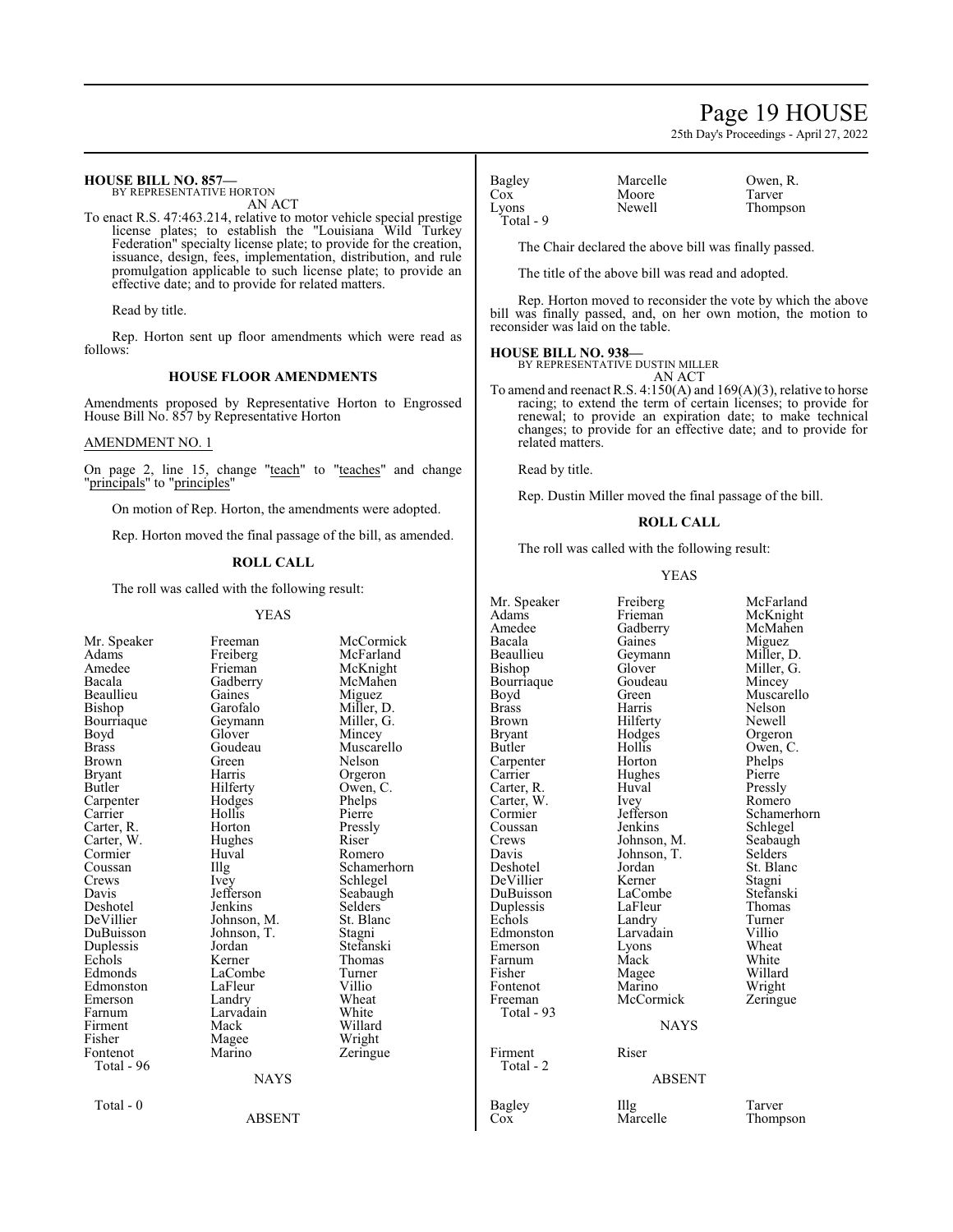**HOUSE BILL NO. 857—**
BY REPRESENTATIVE HORTON

AN ACT

To enact R.S. 47:463.214, relative to motor vehicle special prestige license plates; to establish the "Louisiana Wild Turkey Federation" specialty license plate; to provide for the creation, issuance, design, fees, implementation, distribution, and rule promulgation applicable to such license plate; to provide an effective date; and to provide for related matters.

Read by title.

Rep. Horton sent up floor amendments which were read as follows:

### HOUSE FLOOR AMENDMENTS

Amendments proposed by Representative Horton to Engrossed House Bill No. 857 by Representative Horton

AMENDMENT NO. 1

On page 2, line 15, change "teach" to "teaches" and change "principals" to "principles"

On motion of Rep. Horton, the amendments were adopted.

Rep. Horton moved the final passage of the bill, as amended.

### ROLL CALL

The roll was called with the following result:

YEAS

| | | |
|---|---|---|
| Mr. Speaker | Freeman | McCormick |
| Adams | Freiberg | McFarland |
| Amedee | Frieman | McKnight |
| Bacala | Gadberry | McMahen |
| Beaullieu | Gaines | Miguez |
| Bishop | Garofalo | Miller, D. |
| Bourriaque | Geymann | Miller, G. |
| Boyd | Glover | Mincey |
| Brass | Goudeau | Muscarello |
| Brown | Green | Nelson |
| Bryant | Harris | Orgeron |
| Butler | Hilferty | Owen, C. |
| Carpenter | Hodges | Phelps |
| Carrier | Hollis | Pierre |
| Carter, R. | Horton | Pressly |
| Carter, W. | Hughes | Riser |
| Cormier | Huval | Romero |
| Coussan | Illg | Schamerhorn |
| Crews | Ivey | Schlegel |
| Davis | Jefferson | Seabaugh |
| Deshotel | Jenkins | Selders |
| DeVillier | Johnson, M. | St. Blanc |
| DuBuisson | Johnson, T. | Stagni |
| Duplessis | Jordan | Stefanski |
| Echols | Kerner | Thomas |
| Edmonds | LaCombe | Turner |
| Edmonston | LaFleur | Villio |
| Emerson | Landry | Wheat |
| Farnum | Larvadain | White |
| Firment | Mack | Willard |
| Fisher | Magee | Wright |
| Fontenot | Marino | Zeringue |

Total - 96

NAYS

Total - 0

ABSENT

| | | |
|---|---|---|
| Bagley | Marcelle | Owen, R. |
| Cox | Moore | Tarver |
| Lyons | Newell | Thompson |

Total - 9

The Chair declared the above bill was finally passed.

The title of the above bill was read and adopted.

Rep. Horton moved to reconsider the vote by which the above bill was finally passed, and, on her own motion, the motion to reconsider was laid on the table.

**HOUSE BILL NO. 938—**
BY REPRESENTATIVE DUSTIN MILLER

AN ACT

To amend and reenact R.S. 4:150(A) and 169(A)(3), relative to horse racing; to extend the term of certain licenses; to provide for renewal; to provide an expiration date; to make technical changes; to provide for an effective date; and to provide for related matters.

Read by title.

Rep. Dustin Miller moved the final passage of the bill.

### ROLL CALL

The roll was called with the following result:

YEAS

| | | |
|---|---|---|
| Mr. Speaker | Freiberg | McFarland |
| Adams | Frieman | McKnight |
| Amedee | Gadberry | McMahen |
| Bacala | Gaines | Miguez |
| Beaullieu | Geymann | Miller, D. |
| Bishop | Glover | Miller, G. |
| Bourriaque | Goudeau | Mincey |
| Boyd | Green | Muscarello |
| Brass | Harris | Nelson |
| Brown | Hilferty | Newell |
| Bryant | Hodges | Orgeron |
| Butler | Hollis | Owen, C. |
| Carpenter | Horton | Phelps |
| Carrier | Hughes | Pierre |
| Carter, R. | Huval | Pressly |
| Carter, W. | Ivey | Romero |
| Cormier | Jefferson | Schamerhorn |
| Coussan | Jenkins | Schlegel |
| Crews | Johnson, M. | Seabaugh |
| Davis | Johnson, T. | Selders |
| Deshotel | Jordan | St. Blanc |
| DeVillier | Kerner | Stagni |
| DuBuisson | LaCombe | Stefanski |
| Duplessis | LaFleur | Thomas |
| Echols | Landry | Turner |
| Edmonston | Larvadain | Villio |
| Emerson | Lyons | Wheat |
| Farnum | Mack | White |
| Fisher | Magee | Willard |
| Fontenot | Marino | Wright |
| Freeman | McCormick | Zeringue |

Total - 93

NAYS

| | |
|---|---|
| Firment | Riser |

Total - 2

ABSENT

| | | |
|---|---|---|
| Bagley | Illg | Tarver |
| Cox | Marcelle | Thompson |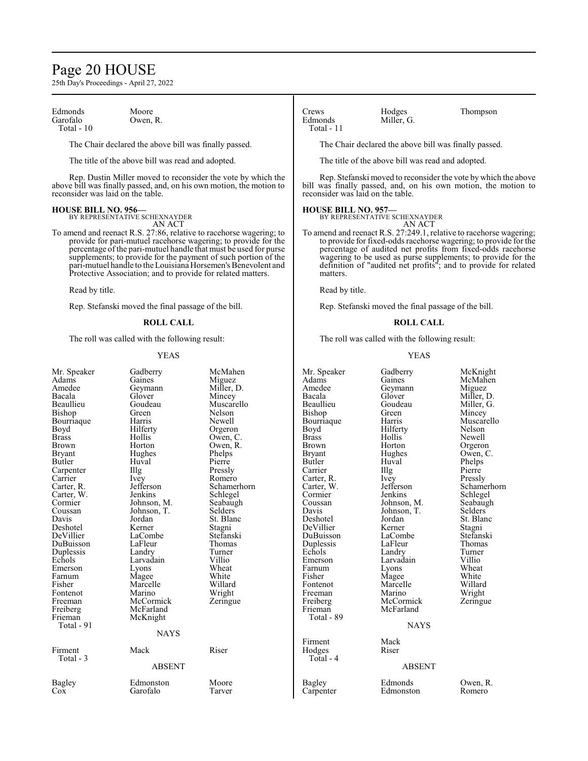Edmonds Moore
Garofalo Owen, R.
Total - 10

The Chair declared the above bill was finally passed.

The title of the above bill was read and adopted.

Rep. Dustin Miller moved to reconsider the vote by which the above bill was finally passed, and, on his own motion, the motion to reconsider was laid on the table.

**HOUSE BILL NO. 956—**
BY REPRESENTATIVE SCHEXNAYDER
AN ACT

To amend and reenact R.S. 27:86, relative to racehorse wagering; to provide for pari-mutuel racehorse wagering; to provide for the percentage of the pari-mutuel handle that must be used for purse supplements; to provide for the payment of such portion of the pari-mutuel handle to the Louisiana Horsemen's Benevolent and Protective Association; and to provide for related matters.

Read by title.

Rep. Stefanski moved the final passage of the bill.

**ROLL CALL**

The roll was called with the following result:

YEAS

| | | |
|---|---|---|
| Mr. Speaker | Gadberry | McMahen |
| Adams | Gaines | Miguez |
| Amedee | Geymann | Miller, D. |
| Bacala | Glover | Mincey |
| Beaullieu | Goudeau | Muscarello |
| Bishop | Green | Nelson |
| Bourriaque | Harris | Newell |
| Boyd | Hilferty | Orgeron |
| Brass | Hollis | Owen, C. |
| Brown | Horton | Owen, R. |
| Bryant | Hughes | Phelps |
| Butler | Huval | Pierre |
| Carpenter | Illg | Pressly |
| Carrier | Ivey | Romero |
| Carter, R. | Jefferson | Schamerhorn |
| Carter, W. | Jenkins | Schlegel |
| Cormier | Johnson, M. | Seabaugh |
| Coussan | Johnson, T. | Selders |
| Davis | Jordan | St. Blanc |
| Deshotel | Kerner | Stagni |
| DeVillier | LaCombe | Stefanski |
| DuBuisson | LaFleur | Thomas |
| Duplessis | Landry | Turner |
| Echols | Larvadain | Villio |
| Emerson | Lyons | Wheat |
| Farnum | Magee | White |
| Fisher | Marcelle | Willard |
| Fontenot | Marino | Wright |
| Freeman | McCormick | Zeringue |
| Freiberg | McFarland | |
| Frieman | McKnight | |

Total - 91

NAYS

Firment Mack Riser
Total - 3

ABSENT

Bagley Edmonston Moore
Cox Garofalo Tarver

Crews Hodges Thompson
Edmonds Miller, G.
Total - 11

The Chair declared the above bill was finally passed.

The title of the above bill was read and adopted.

Rep. Stefanski moved to reconsider the vote by which the above bill was finally passed, and, on his own motion, the motion to reconsider was laid on the table.

**HOUSE BILL NO. 957—**
BY REPRESENTATIVE SCHEXNAYDER
AN ACT

To amend and reenact R.S. 27:249.1, relative to racehorse wagering; to provide for fixed-odds racehorse wagering; to provide for the percentage of audited net profits from fixed-odds racehorse wagering to be used as purse supplements; to provide for the definition of "audited net profits"; and to provide for related matters.

Read by title.

Rep. Stefanski moved the final passage of the bill.

**ROLL CALL**

The roll was called with the following result:

YEAS

| | | |
|---|---|---|
| Mr. Speaker | Gadberry | McKnight |
| Adams | Gaines | McMahen |
| Amedee | Geymann | Miguez |
| Bacala | Glover | Miller, D. |
| Beaullieu | Goudeau | Miller, G. |
| Bishop | Green | Mincey |
| Bourriaque | Harris | Muscarello |
| Boyd | Hilferty | Nelson |
| Brass | Hollis | Newell |
| Brown | Horton | Orgeron |
| Bryant | Hughes | Owen, C. |
| Butler | Huval | Phelps |
| Carrier | Illg | Pierre |
| Carter, R. | Ivey | Pressly |
| Carter, W. | Jefferson | Schamerhorn |
| Cormier | Jenkins | Schlegel |
| Coussan | Johnson, M. | Seabaugh |
| Davis | Johnson, T. | Selders |
| Deshotel | Jordan | St. Blanc |
| DeVillier | Kerner | Stagni |
| DuBuisson | LaCombe | Stefanski |
| Duplessis | LaFleur | Thomas |
| Echols | Landry | Turner |
| Emerson | Larvadain | Villio |
| Farnum | Lyons | Wheat |
| Fisher | Magee | White |
| Fontenot | Marcelle | Willard |
| Freeman | Marino | Wright |
| Freiberg | McCormick | Zeringue |
| Frieman | McFarland | |

Total - 89

NAYS

Firment Mack
Hodges Riser
Total - 4

ABSENT

Bagley Edmonds Owen, R.
Carpenter Edmonston Romero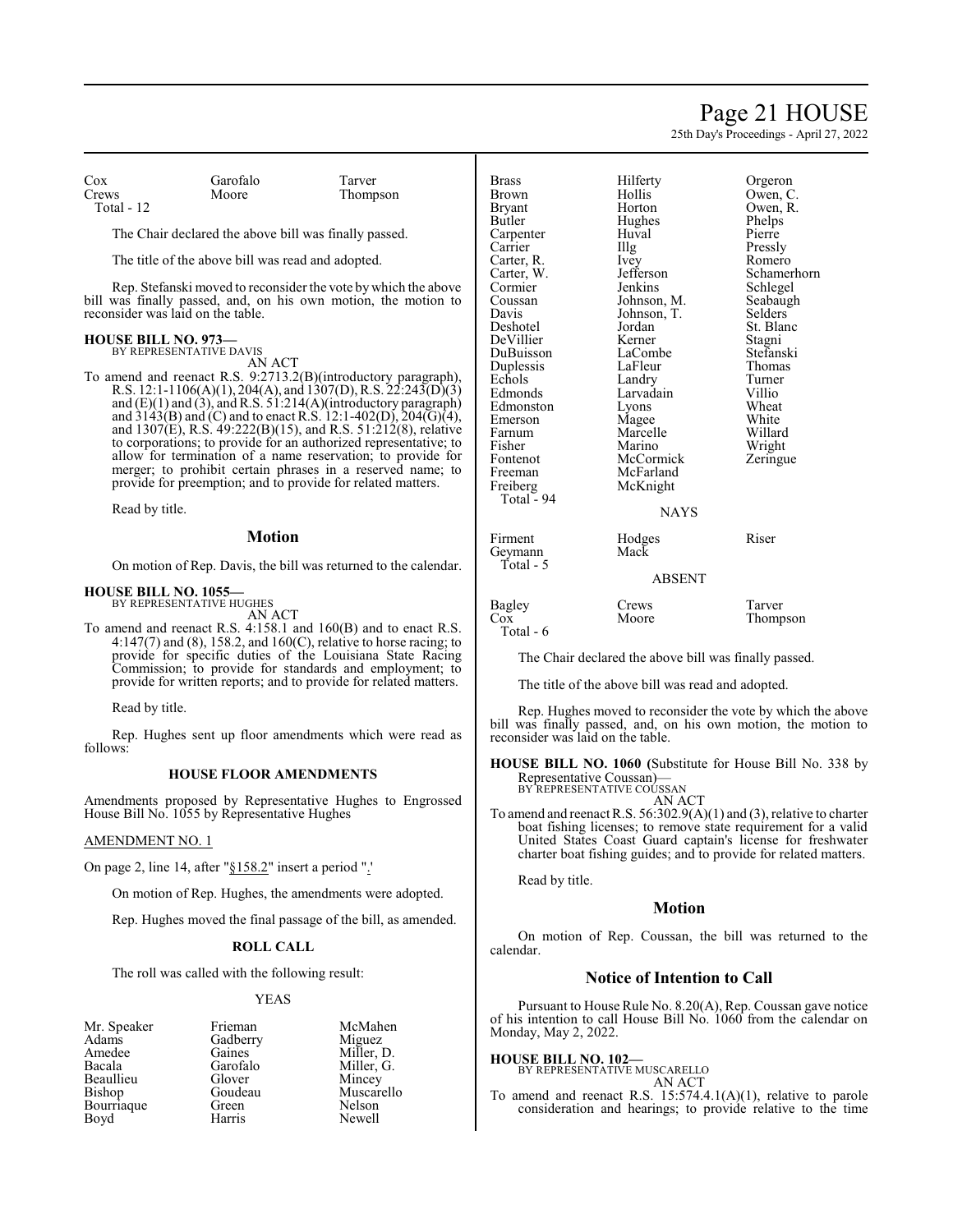| | | |
|---|---|---|
| Cox | Garofalo | Tarver |
| Crews | Moore | Thompson |
| Total - 12 | | |

The Chair declared the above bill was finally passed.

The title of the above bill was read and adopted.

Rep. Stefanski moved to reconsider the vote by which the above bill was finally passed, and, on his own motion, the motion to reconsider was laid on the table.

**HOUSE BILL NO. 973—**
BY REPRESENTATIVE DAVIS
AN ACT

To amend and reenact R.S. 9:2713.2(B)(introductory paragraph), R.S. 12:1-1106(A)(1), 204(A), and 1307(D), R.S. 22:243(D)(3) and (E)(1) and (3), and R.S. 51:214(A)(introductory paragraph) and 3143(B) and (C) and to enact R.S. 12:1-402(D), 204(G)(4), and 1307(E), R.S. 49:222(B)(15), and R.S. 51:212(8), relative to corporations; to provide for an authorized representative; to allow for termination of a name reservation; to provide for merger; to prohibit certain phrases in a reserved name; to provide for preemption; and to provide for related matters.

Read by title.

## Motion

On motion of Rep. Davis, the bill was returned to the calendar.

**HOUSE BILL NO. 1055—**
BY REPRESENTATIVE HUGHES
AN ACT

To amend and reenact R.S. 4:158.1 and 160(B) and to enact R.S. 4:147(7) and (8), 158.2, and 160(C), relative to horse racing; to provide for specific duties of the Louisiana State Racing Commission; to provide for standards and employment; to provide for written reports; and to provide for related matters.

Read by title.

Rep. Hughes sent up floor amendments which were read as follows:

### HOUSE FLOOR AMENDMENTS

Amendments proposed by Representative Hughes to Engrossed House Bill No. 1055 by Representative Hughes

AMENDMENT NO. 1

On page 2, line 14, after "§158.2" insert a period "."

On motion of Rep. Hughes, the amendments were adopted.

Rep. Hughes moved the final passage of the bill, as amended.

### ROLL CALL

The roll was called with the following result:

YEAS

| | | |
|---|---|---|
| Mr. Speaker | Frieman | McMahen |
| Adams | Gadberry | Miguez |
| Amedee | Gaines | Miller, D. |
| Bacala | Garofalo | Miller, G. |
| Beaullieu | Glover | Mincey |
| Bishop | Goudeau | Muscarello |
| Bourriaque | Green | Nelson |
| Boyd | Harris | Newell |
| Brass | Hilferty | Orgeron |
| Brown | Hollis | Owen, C. |
| Bryant | Horton | Owen, R. |
| Butler | Hughes | Phelps |
| Carpenter | Huval | Pierre |
| Carrier | Illg | Pressly |
| Carter, R. | Ivey | Romero |
| Carter, W. | Jefferson | Schamerhorn |
| Cormier | Jenkins | Schlegel |
| Coussan | Johnson, M. | Seabaugh |
| Davis | Johnson, T. | Selders |
| Deshotel | Jordan | St. Blanc |
| DeVillier | Kerner | Stagni |
| DuBuisson | LaCombe | Stefanski |
| Duplessis | LaFleur | Thomas |
| Echols | Landry | Turner |
| Edmonds | Larvadain | Villio |
| Edmonston | Lyons | Wheat |
| Emerson | Magee | White |
| Farnum | Marcelle | Willard |
| Fisher | Marino | Wright |
| Fontenot | McCormick | Zeringue |
| Freeman | McFarland | |
| Freiberg | McKnight | |
| Total - 94 | | |

NAYS

| | | |
|---|---|---|
| Firment | Hodges | Riser |
| Geymann | Mack | |
| Total - 5 | | |

ABSENT

| | | |
|---|---|---|
| Bagley | Crews | Tarver |
| Cox | Moore | Thompson |
| Total - 6 | | |

The Chair declared the above bill was finally passed.

The title of the above bill was read and adopted.

Rep. Hughes moved to reconsider the vote by which the above bill was finally passed, and, on his own motion, the motion to reconsider was laid on the table.

**HOUSE BILL NO. 1060 (**Substitute for House Bill No. 338 by Representative Coussan)—
BY REPRESENTATIVE COUSSAN
AN ACT

To amend and reenact R.S. 56:302.9(A)(1) and (3), relative to charter boat fishing licenses; to remove state requirement for a valid United States Coast Guard captain's license for freshwater charter boat fishing guides; and to provide for related matters.

Read by title.

## Motion

On motion of Rep. Coussan, the bill was returned to the calendar.

## Notice of Intention to Call

Pursuant to House Rule No. 8.20(A), Rep. Coussan gave notice of his intention to call House Bill No. 1060 from the calendar on Monday, May 2, 2022.

**HOUSE BILL NO. 102—**
BY REPRESENTATIVE MUSCARELLO
AN ACT

To amend and reenact R.S. 15:574.4.1(A)(1), relative to parole consideration and hearings; to provide relative to the time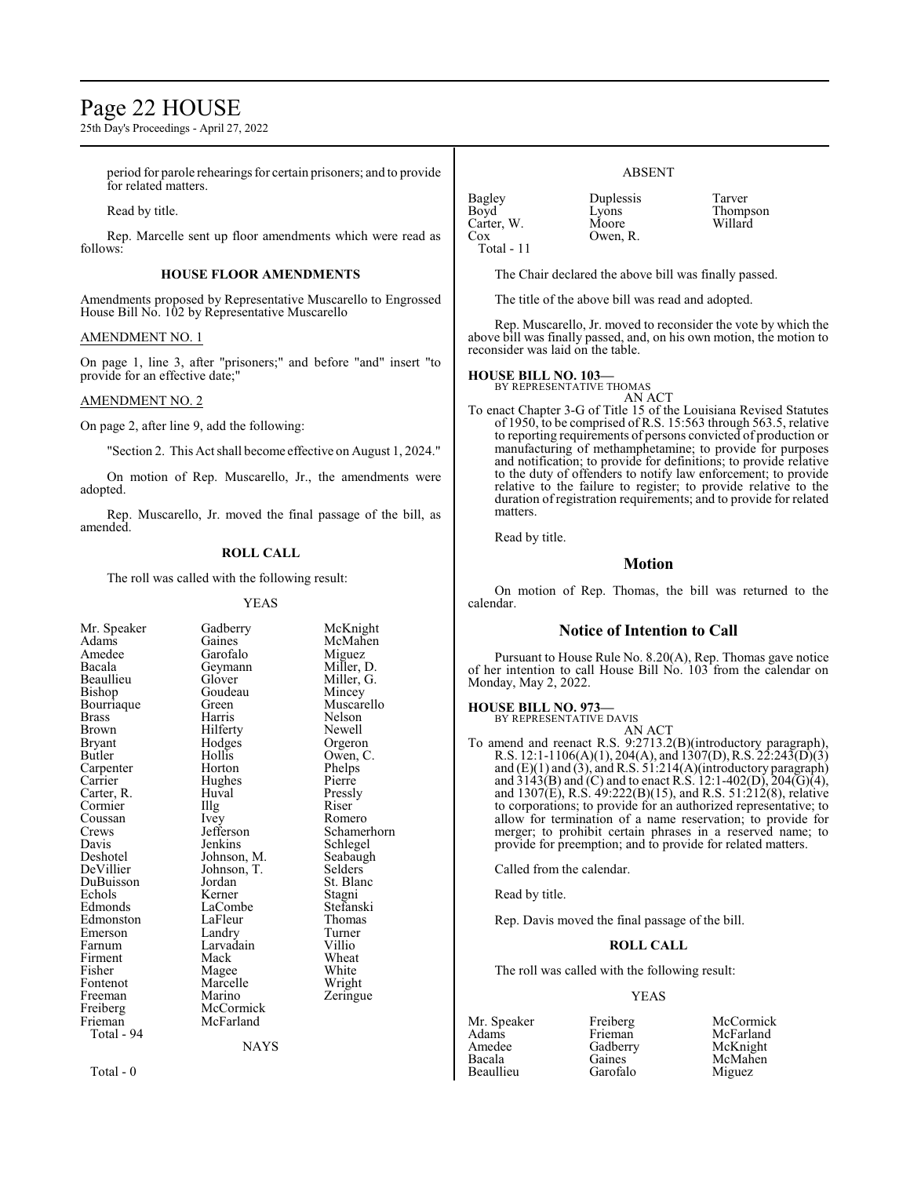period for parole rehearings for certain prisoners; and to provide for related matters.

Read by title.

Rep. Marcelle sent up floor amendments which were read as follows:

**HOUSE FLOOR AMENDMENTS**

Amendments proposed by Representative Muscarello to Engrossed House Bill No. 102 by Representative Muscarello

AMENDMENT NO. 1

On page 1, line 3, after "prisoners;" and before "and" insert "to provide for an effective date;"

AMENDMENT NO. 2

On page 2, after line 9, add the following:

"Section 2. This Act shall become effective on August 1, 2024."

On motion of Rep. Muscarello, Jr., the amendments were adopted.

Rep. Muscarello, Jr. moved the final passage of the bill, as amended.

**ROLL CALL**

The roll was called with the following result:

YEAS

| | | |
|---|---|---|
| Mr. Speaker | Gadberry | McKnight |
| Adams | Gaines | McMahen |
| Amedee | Garofalo | Miguez |
| Bacala | Geymann | Miller, D. |
| Beaullieu | Glover | Miller, G. |
| Bishop | Goudeau | Mincey |
| Bourriaque | Green | Muscarello |
| Brass | Harris | Nelson |
| Brown | Hilferty | Newell |
| Bryant | Hodges | Orgeron |
| Butler | Hollis | Owen, C. |
| Carpenter | Horton | Phelps |
| Carrier | Hughes | Pierre |
| Carter, R. | Huval | Pressly |
| Cormier | Illg | Riser |
| Coussan | Ivey | Romero |
| Crews | Jefferson | Schamerhorn |
| Davis | Jenkins | Schlegel |
| Deshotel | Johnson, M. | Seabaugh |
| DeVillier | Johnson, T. | Selders |
| DuBuisson | Jordan | St. Blanc |
| Echols | Kerner | Stagni |
| Edmonds | LaCombe | Stefanski |
| Edmonston | LaFleur | Thomas |
| Emerson | Landry | Turner |
| Farnum | Larvadain | Villio |
| Firment | Mack | Wheat |
| Fisher | Magee | White |
| Fontenot | Marcelle | Wright |
| Freeman | Marino | Zeringue |
| Freiberg | McCormick | |
| Frieman | McFarland | |
| Total - 94 | | |

NAYS

Total - 0

ABSENT

| | | |
|---|---|---|
| Bagley | Duplessis | Tarver |
| Boyd | Lyons | Thompson |
| Carter, W. | Moore | Willard |
| Cox | Owen, R. | |
| Total - 11 | | |

The Chair declared the above bill was finally passed.

The title of the above bill was read and adopted.

Rep. Muscarello, Jr. moved to reconsider the vote by which the above bill was finally passed, and, on his own motion, the motion to reconsider was laid on the table.

**HOUSE BILL NO. 103—**
BY REPRESENTATIVE THOMAS
AN ACT

To enact Chapter 3-G of Title 15 of the Louisiana Revised Statutes of 1950, to be comprised of R.S. 15:563 through 563.5, relative to reporting requirements of persons convicted of production or manufacturing of methamphetamine; to provide for purposes and notification; to provide for definitions; to provide relative to the duty of offenders to notify law enforcement; to provide relative to the failure to register; to provide relative to the duration of registration requirements; and to provide for related matters.

Read by title.

## Motion

On motion of Rep. Thomas, the bill was returned to the calendar.

## Notice of Intention to Call

Pursuant to House Rule No. 8.20(A), Rep. Thomas gave notice of her intention to call House Bill No. 103 from the calendar on Monday, May 2, 2022.

**HOUSE BILL NO. 973—**
BY REPRESENTATIVE DAVIS
AN ACT

To amend and reenact R.S. 9:2713.2(B)(introductory paragraph), R.S. 12:1-1106(A)(1), 204(A), and 1307(D), R.S. 22:243(D)(3) and (E)(1) and (3), and R.S. 51:214(A)(introductory paragraph) and 3143(B) and (C) and to enact R.S. 12:1-402(D), 204(G)(4), and 1307(E), R.S. 49:222(B)(15), and R.S. 51:212(8), relative to corporations; to provide for an authorized representative; to allow for termination of a name reservation; to provide for merger; to prohibit certain phrases in a reserved name; to provide for preemption; and to provide for related matters.

Called from the calendar.

Read by title.

Rep. Davis moved the final passage of the bill.

**ROLL CALL**

The roll was called with the following result:

YEAS

| | | |
|---|---|---|
| Mr. Speaker | Freiberg | McCormick |
| Adams | Frieman | McFarland |
| Amedee | Gadberry | McKnight |
| Bacala | Gaines | McMahen |
| Beaullieu | Garofalo | Miguez |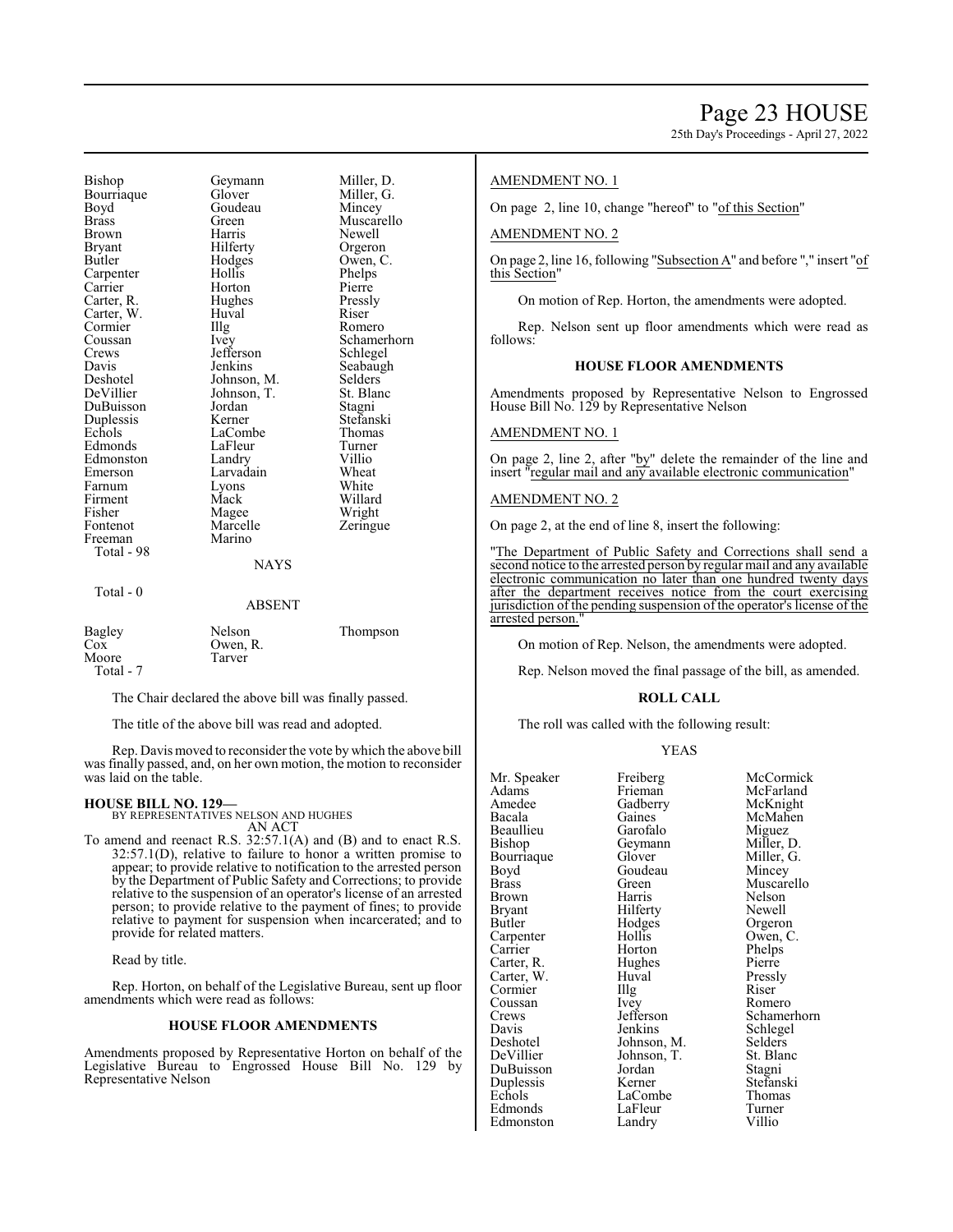| | | |
|---|---|---|
| Bishop | Geymann | Miller, D. |
| Bourriaque | Glover | Miller, G. |
| Boyd | Goudeau | Mincey |
| Brass | Green | Muscarello |
| Brown | Harris | Newell |
| Bryant | Hilferty | Orgeron |
| Butler | Hodges | Owen, C. |
| Carpenter | Hollis | Phelps |
| Carrier | Horton | Pierre |
| Carter, R. | Hughes | Pressly |
| Carter, W. | Huval | Riser |
| Cormier | Illg | Romero |
| Coussan | Ivey | Schamerhorn |
| Crews | Jefferson | Schlegel |
| Davis | Jenkins | Seabaugh |
| Deshotel | Johnson, M. | Selders |
| DeVillier | Johnson, T. | St. Blanc |
| DuBuisson | Jordan | Stagni |
| Duplessis | Kerner | Stefanski |
| Echols | LaCombe | Thomas |
| Edmonds | LaFleur | Turner |
| Edmonston | Landry | Villio |
| Emerson | Larvadain | Wheat |
| Farnum | Lyons | White |
| Firment | Mack | Willard |
| Fisher | Magee | Wright |
| Fontenot | Marcelle | Zeringue |
| Freeman | Marino | |

Total - 98

NAYS

Total - 0

ABSENT

| | | |
|---|---|---|
| Bagley | Nelson | Thompson |
| Cox | Owen, R. | |
| Moore | Tarver | |

Total - 7

The Chair declared the above bill was finally passed.

The title of the above bill was read and adopted.

Rep. Davis moved to reconsider the vote by which the above bill was finally passed, and, on her own motion, the motion to reconsider was laid on the table.

**HOUSE BILL NO. 129—**
BY REPRESENTATIVES NELSON AND HUGHES
AN ACT

To amend and reenact R.S. 32:57.1(A) and (B) and to enact R.S. 32:57.1(D), relative to failure to honor a written promise to appear; to provide relative to notification to the arrested person by the Department of Public Safety and Corrections; to provide relative to the suspension of an operator's license of an arrested person; to provide relative to the payment of fines; to provide relative to payment for suspension when incarcerated; and to provide for related matters.

Read by title.

Rep. Horton, on behalf of the Legislative Bureau, sent up floor amendments which were read as follows:

**HOUSE FLOOR AMENDMENTS**

Amendments proposed by Representative Horton on behalf of the Legislative Bureau to Engrossed House Bill No. 129 by Representative Nelson

AMENDMENT NO. 1

On page 2, line 10, change "hereof" to "of this Section"

AMENDMENT NO. 2

On page 2, line 16, following "Subsection A" and before "," insert "of this Section"

On motion of Rep. Horton, the amendments were adopted.

Rep. Nelson sent up floor amendments which were read as follows:

**HOUSE FLOOR AMENDMENTS**

Amendments proposed by Representative Nelson to Engrossed House Bill No. 129 by Representative Nelson

AMENDMENT NO. 1

On page 2, line 2, after "by" delete the remainder of the line and insert "regular mail and any available electronic communication"

AMENDMENT NO. 2

On page 2, at the end of line 8, insert the following:

"The Department of Public Safety and Corrections shall send a second notice to the arrested person by regular mail and any available electronic communication no later than one hundred twenty days after the department receives notice from the court exercising jurisdiction of the pending suspension of the operator's license of the arrested person."

On motion of Rep. Nelson, the amendments were adopted.

Rep. Nelson moved the final passage of the bill, as amended.

**ROLL CALL**

The roll was called with the following result:

YEAS

| | | |
|---|---|---|
| Mr. Speaker | Freiberg | McCormick |
| Adams | Frieman | McFarland |
| Amedee | Gadberry | McKnight |
| Bacala | Gaines | McMahen |
| Beaullieu | Garofalo | Miguez |
| Bishop | Geymann | Miller, D. |
| Bourriaque | Glover | Miller, G. |
| Boyd | Goudeau | Mincey |
| Brass | Green | Muscarello |
| Brown | Harris | Nelson |
| Bryant | Hilferty | Newell |
| Butler | Hodges | Orgeron |
| Carpenter | Hollis | Owen, C. |
| Carrier | Horton | Phelps |
| Carter, R. | Hughes | Pierre |
| Carter, W. | Huval | Pressly |
| Cormier | Illg | Riser |
| Coussan | Ivey | Romero |
| Crews | Jefferson | Schamerhorn |
| Davis | Jenkins | Schlegel |
| Deshotel | Johnson, M. | Selders |
| DeVillier | Johnson, T. | St. Blanc |
| DuBuisson | Jordan | Stagni |
| Duplessis | Kerner | Stefanski |
| Echols | LaCombe | Thomas |
| Edmonds | LaFleur | Turner |
| Edmonston | Landry | Villio |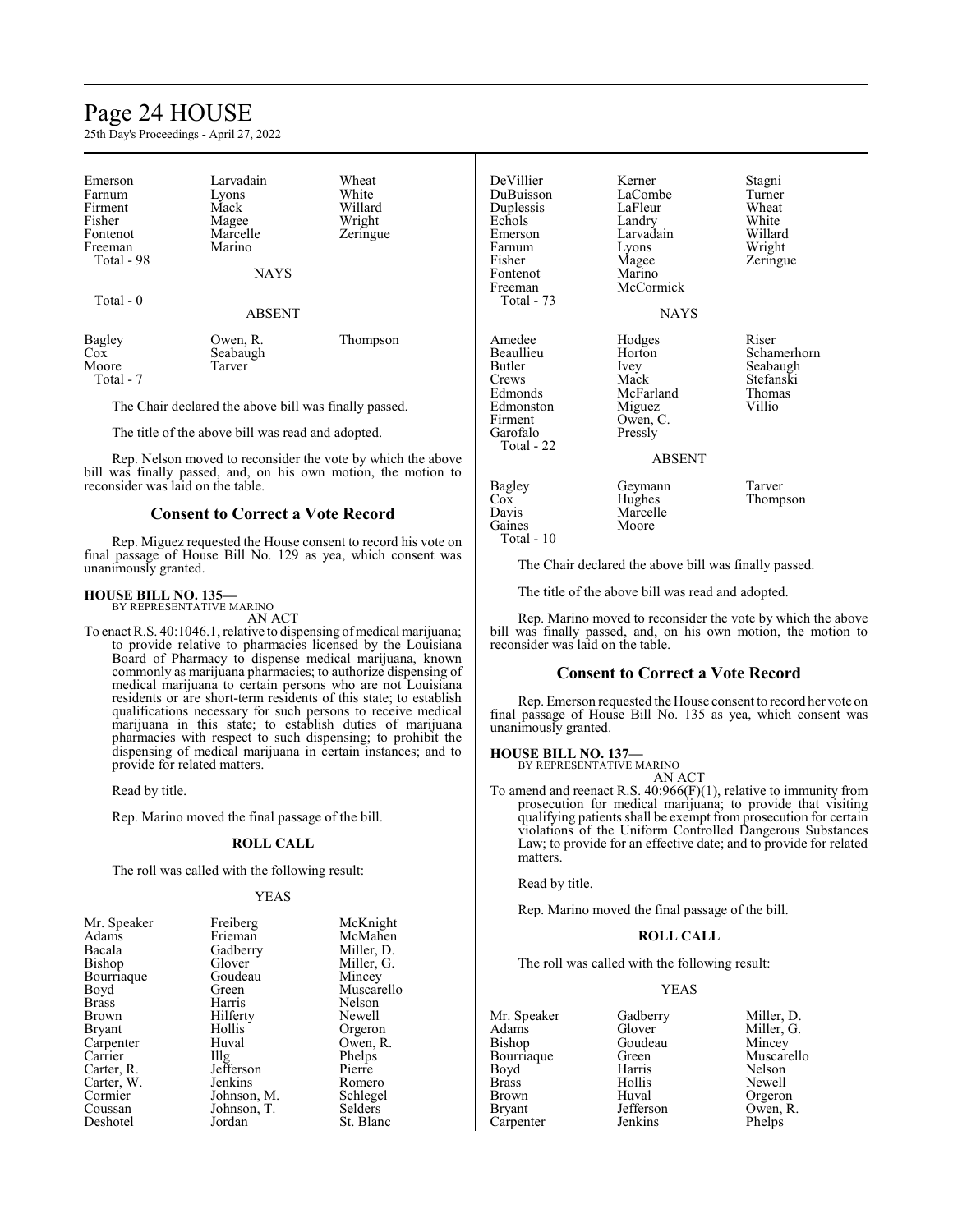| | | |
|---|---|---|
| Emerson | Larvadain | Wheat |
| Farnum | Lyons | White |
| Firment | Mack | Willard |
| Fisher | Magee | Wright |
| Fontenot | Marcelle | Zeringue |
| Freeman | Marino | |
| Total - 98 | | |

NAYS

Total - 0

ABSENT

| | | |
|---|---|---|
| Bagley | Owen, R. | Thompson |
| Cox | Seabaugh | |
| Moore | Tarver | |
| Total - 7 | | |

The Chair declared the above bill was finally passed.

The title of the above bill was read and adopted.

Rep. Nelson moved to reconsider the vote by which the above bill was finally passed, and, on his own motion, the motion to reconsider was laid on the table.

## Consent to Correct a Vote Record

Rep. Miguez requested the House consent to record his vote on final passage of House Bill No. 129 as yea, which consent was unanimously granted.

**HOUSE BILL NO. 135—**
BY REPRESENTATIVE MARINO
AN ACT

To enact R.S. 40:1046.1, relative to dispensing of medical marijuana; to provide relative to pharmacies licensed by the Louisiana Board of Pharmacy to dispense medical marijuana, known commonly as marijuana pharmacies; to authorize dispensing of medical marijuana to certain persons who are not Louisiana residents or are short-term residents of this state; to establish qualifications necessary for such persons to receive medical marijuana in this state; to establish duties of marijuana pharmacies with respect to such dispensing; to prohibit the dispensing of medical marijuana in certain instances; and to provide for related matters.

Read by title.

Rep. Marino moved the final passage of the bill.

**ROLL CALL**

The roll was called with the following result:

YEAS

| | | |
|---|---|---|
| Mr. Speaker | Freiberg | McKnight |
| Adams | Frieman | McMahen |
| Bacala | Gadberry | Miller, D. |
| Bishop | Glover | Miller, G. |
| Bourriaque | Goudeau | Mincey |
| Boyd | Green | Muscarello |
| Brass | Harris | Nelson |
| Brown | Hilferty | Newell |
| Bryant | Hollis | Orgeron |
| Carpenter | Huval | Owen, R. |
| Carrier | Illg | Phelps |
| Carter, R. | Jefferson | Pierre |
| Carter, W. | Jenkins | Romero |
| Cormier | Johnson, M. | Schlegel |
| Coussan | Johnson, T. | Selders |
| Deshotel | Jordan | St. Blanc |
| DeVillier | Kerner | Stagni |
| DuBuisson | LaCombe | Turner |
| Duplessis | LaFleur | Wheat |
| Echols | Landry | White |
| Emerson | Larvadain | Willard |
| Farnum | Lyons | Wright |
| Fisher | Magee | Zeringue |
| Fontenot | Marino | |
| Freeman | McCormick | |
| Total - 73 | | |

NAYS

| | | |
|---|---|---|
| Amedee | Hodges | Riser |
| Beaullieu | Horton | Schamerhorn |
| Butler | Ivey | Seabaugh |
| Crews | Mack | Stefanski |
| Edmonds | McFarland | Thomas |
| Edmonston | Miguez | Villio |
| Firment | Owen, C. | |
| Garofalo | Pressly | |
| Total - 22 | | |

ABSENT

| | | |
|---|---|---|
| Bagley | Geymann | Tarver |
| Cox | Hughes | Thompson |
| Davis | Marcelle | |
| Gaines | Moore | |
| Total - 10 | | |

The Chair declared the above bill was finally passed.

The title of the above bill was read and adopted.

Rep. Marino moved to reconsider the vote by which the above bill was finally passed, and, on his own motion, the motion to reconsider was laid on the table.

## Consent to Correct a Vote Record

Rep. Emerson requested the House consent to record her vote on final passage of House Bill No. 135 as yea, which consent was unanimously granted.

**HOUSE BILL NO. 137—**
BY REPRESENTATIVE MARINO
AN ACT

To amend and reenact R.S. 40:966(F)(1), relative to immunity from prosecution for medical marijuana; to provide that visiting qualifying patients shall be exempt from prosecution for certain violations of the Uniform Controlled Dangerous Substances Law; to provide for an effective date; and to provide for related matters.

Read by title.

Rep. Marino moved the final passage of the bill.

**ROLL CALL**

The roll was called with the following result:

YEAS

| | | |
|---|---|---|
| Mr. Speaker | Gadberry | Miller, D. |
| Adams | Glover | Miller, G. |
| Bishop | Goudeau | Mincey |
| Bourriaque | Green | Muscarello |
| Boyd | Harris | Nelson |
| Brass | Hollis | Newell |
| Brown | Huval | Orgeron |
| Bryant | Jefferson | Owen, R. |
| Carpenter | Jenkins | Phelps |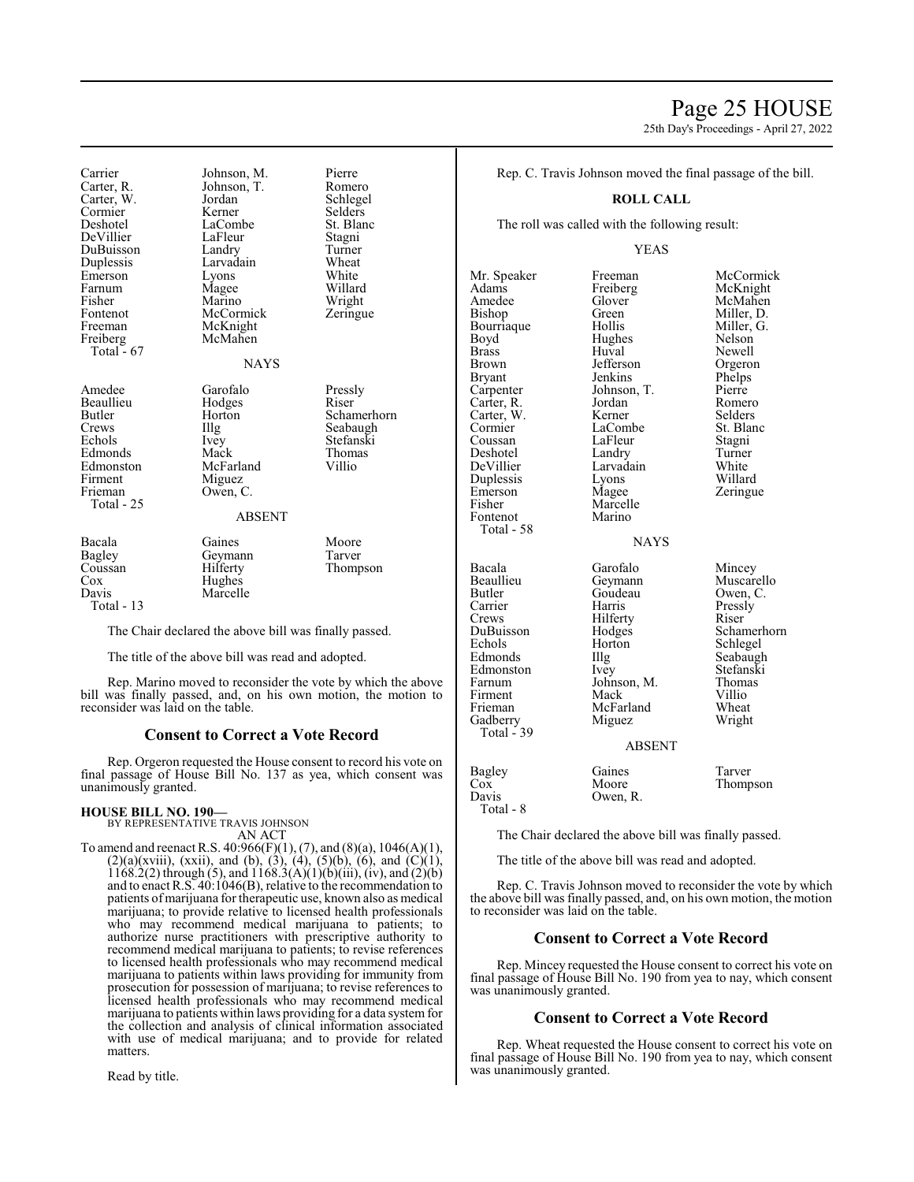| | | |
|---|---|---|
| Carrier | Johnson, M. | Pierre |
| Carter, R. | Johnson, T. | Romero |
| Carter, W. | Jordan | Schlegel |
| Cormier | Kerner | Selders |
| Deshotel | LaCombe | St. Blanc |
| DeVillier | LaFleur | Stagni |
| DuBuisson | Landry | Turner |
| Duplessis | Larvadain | Wheat |
| Emerson | Lyons | White |
| Farnum | Magee | Willard |
| Fisher | Marino | Wright |
| Fontenot | McCormick | Zeringue |
| Freeman | McKnight | |
| Freiberg | McMahen | |
| Total - 67 | | |

NAYS

| | | |
|---|---|---|
| Amedee | Garofalo | Pressly |
| Beaullieu | Hodges | Riser |
| Butler | Horton | Schamerhorn |
| Crews | Illg | Seabaugh |
| Echols | Ivey | Stefanski |
| Edmonds | Mack | Thomas |
| Edmonston | McFarland | Villio |
| Firment | Miguez | |
| Frieman | Owen, C. | |
| Total - 25 | | |

ABSENT

| | | |
|---|---|---|
| Bacala | Gaines | Moore |
| Bagley | Geymann | Tarver |
| Coussan | Hilferty | Thompson |
| Cox | Hughes | |
| Davis | Marcelle | |
| Total - 13 | | |

The Chair declared the above bill was finally passed.

The title of the above bill was read and adopted.

Rep. Marino moved to reconsider the vote by which the above bill was finally passed, and, on his own motion, the motion to reconsider was laid on the table.

## Consent to Correct a Vote Record

Rep. Orgeron requested the House consent to record his vote on final passage of House Bill No. 137 as yea, which consent was unanimously granted.

**HOUSE BILL NO. 190—**
BY REPRESENTATIVE TRAVIS JOHNSON
AN ACT

To amend and reenact R.S. 40:966(F)(1), (7), and (8)(a), 1046(A)(1), (2)(a)(xviii), (xxii), and (b), (3), (4), (5)(b), (6), and (C)(1), 1168.2(2) through (5), and 1168.3(A)(1)(b)(iii), (iv), and (2)(b) and to enact R.S. 40:1046(B), relative to the recommendation to patients of marijuana for therapeutic use, known also as medical marijuana; to provide relative to licensed health professionals who may recommend medical marijuana to patients; to authorize nurse practitioners with prescriptive authority to recommend medical marijuana to patients; to revise references to licensed health professionals who may recommend medical marijuana to patients within laws providing for immunity from prosecution for possession of marijuana; to revise references to licensed health professionals who may recommend medical marijuana to patients within laws providing for a data system for the collection and analysis of clinical information associated with use of medical marijuana; and to provide for related matters.

Read by title.

Rep. C. Travis Johnson moved the final passage of the bill.

**ROLL CALL**

The roll was called with the following result:

YEAS

| | | |
|---|---|---|
| Mr. Speaker | Freeman | McCormick |
| Adams | Freiberg | McKnight |
| Amedee | Glover | McMahen |
| Bishop | Green | Miller, D. |
| Bourriaque | Hollis | Miller, G. |
| Boyd | Hughes | Nelson |
| Brass | Huval | Newell |
| Brown | Jefferson | Orgeron |
| Bryant | Jenkins | Phelps |
| Carpenter | Johnson, T. | Pierre |
| Carter, R. | Jordan | Romero |
| Carter, W. | Kerner | Selders |
| Cormier | LaCombe | St. Blanc |
| Coussan | LaFleur | Stagni |
| Deshotel | Landry | Turner |
| DeVillier | Larvadain | White |
| Duplessis | Lyons | Willard |
| Emerson | Magee | Zeringue |
| Fisher | Marcelle | |
| Fontenot | Marino | |
| Total - 58 | | |

NAYS

| | | |
|---|---|---|
| Bacala | Garofalo | Mincey |
| Beaullieu | Geymann | Muscarello |
| Butler | Goudeau | Owen, C. |
| Carrier | Harris | Pressly |
| Crews | Hilferty | Riser |
| DuBuisson | Hodges | Schamerhorn |
| Echols | Horton | Schlegel |
| Edmonds | Illg | Seabaugh |
| Edmonston | Ivey | Stefanski |
| Farnum | Johnson, M. | Thomas |
| Firment | Mack | Villio |
| Frieman | McFarland | Wheat |
| Gadberry | Miguez | Wright |
| Total - 39 | | |

ABSENT

| | | |
|---|---|---|
| Bagley | Gaines | Tarver |
| Cox | Moore | Thompson |
| Davis | Owen, R. | |
| Total - 8 | | |

The Chair declared the above bill was finally passed.

The title of the above bill was read and adopted.

Rep. C. Travis Johnson moved to reconsider the vote by which the above bill was finally passed, and, on his own motion, the motion to reconsider was laid on the table.

## Consent to Correct a Vote Record

Rep. Mincey requested the House consent to correct his vote on final passage of House Bill No. 190 from yea to nay, which consent was unanimously granted.

## Consent to Correct a Vote Record

Rep. Wheat requested the House consent to correct his vote on final passage of House Bill No. 190 from yea to nay, which consent was unanimously granted.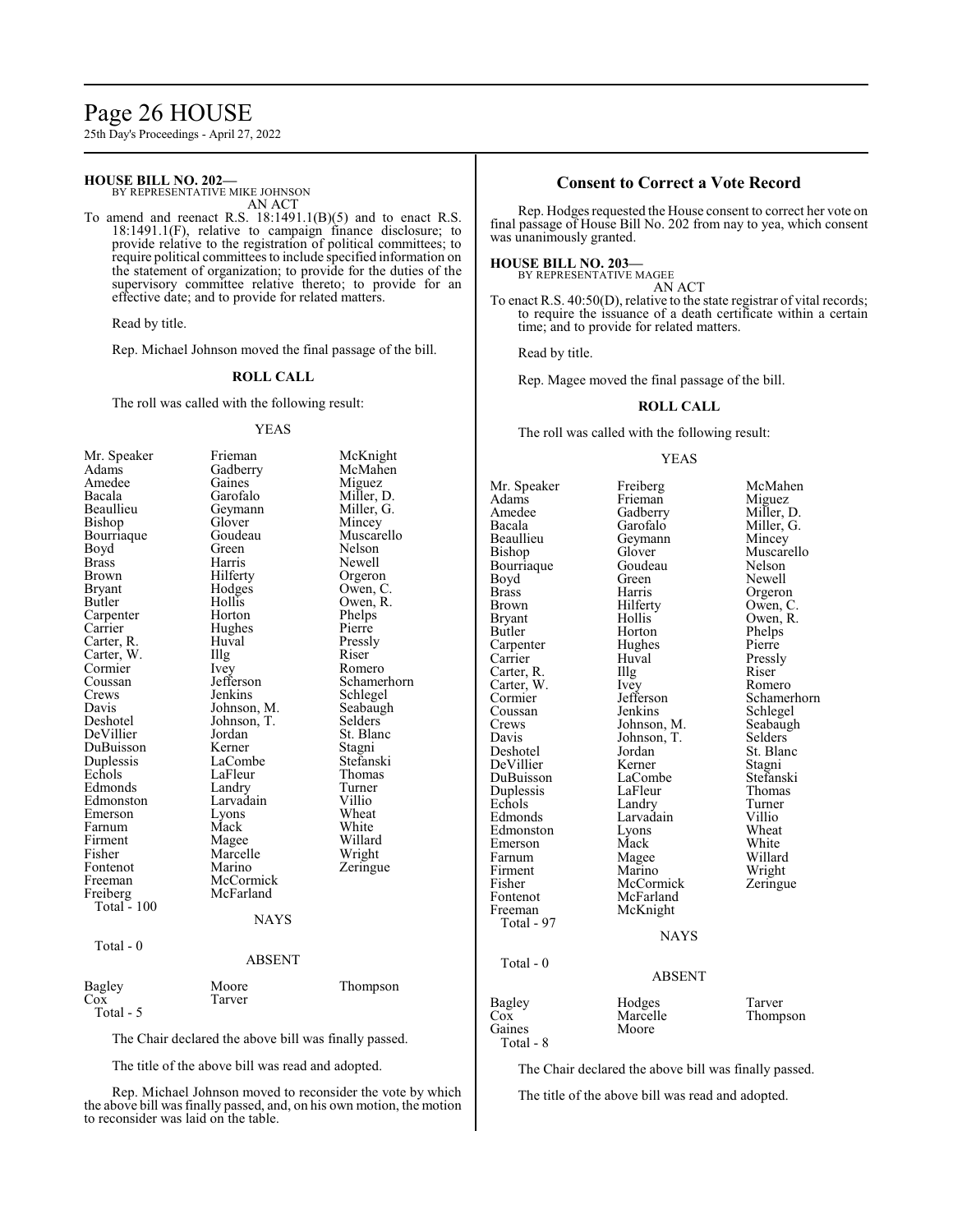**HOUSE BILL NO. 202—**
BY REPRESENTATIVE MIKE JOHNSON
AN ACT

To amend and reenact R.S. 18:1491.1(B)(5) and to enact R.S. 18:1491.1(F), relative to campaign finance disclosure; to provide relative to the registration of political committees; to require political committees to include specified information on the statement of organization; to provide for the duties of the supervisory committee relative thereto; to provide for an effective date; and to provide for related matters.

Read by title.

Rep. Michael Johnson moved the final passage of the bill.

**ROLL CALL**

The roll was called with the following result:

YEAS

| | | |
|---|---|---|
| Mr. Speaker | Frieman | McKnight |
| Adams | Gadberry | McMahen |
| Amedee | Gaines | Miguez |
| Bacala | Garofalo | Miller, D. |
| Beaullieu | Geymann | Miller, G. |
| Bishop | Glover | Mincey |
| Bourriaque | Goudeau | Muscarello |
| Boyd | Green | Nelson |
| Brass | Harris | Newell |
| Brown | Hilferty | Orgeron |
| Bryant | Hodges | Owen, C. |
| Butler | Hollis | Owen, R. |
| Carpenter | Horton | Phelps |
| Carrier | Hughes | Pierre |
| Carter, R. | Huval | Pressly |
| Carter, W. | Illg | Riser |
| Cormier | Ivey | Romero |
| Coussan | Jefferson | Schamerhorn |
| Crews | Jenkins | Schlegel |
| Davis | Johnson, M. | Seabaugh |
| Deshotel | Johnson, T. | Selders |
| DeVillier | Jordan | St. Blanc |
| DuBuisson | Kerner | Stagni |
| Duplessis | LaCombe | Stefanski |
| Echols | LaFleur | Thomas |
| Edmonds | Landry | Turner |
| Edmonston | Larvadain | Villio |
| Emerson | Lyons | Wheat |
| Farnum | Mack | White |
| Firment | Magee | Willard |
| Fisher | Marcelle | Wright |
| Fontenot | Marino | Zeringue |
| Freeman | McCormick | |
| Freiberg | McFarland | |

Total - 100

NAYS

Total - 0

ABSENT

| | | |
|---|---|---|
| Bagley | Moore | Thompson |
| Cox | Tarver | |

Total - 5

The Chair declared the above bill was finally passed.

The title of the above bill was read and adopted.

Rep. Michael Johnson moved to reconsider the vote by which the above bill was finally passed, and, on his own motion, the motion to reconsider was laid on the table.

## Consent to Correct a Vote Record

Rep. Hodges requested the House consent to correct her vote on final passage of House Bill No. 202 from nay to yea, which consent was unanimously granted.

**HOUSE BILL NO. 203—**
BY REPRESENTATIVE MAGEE
AN ACT

To enact R.S. 40:50(D), relative to the state registrar of vital records; to require the issuance of a death certificate within a certain time; and to provide for related matters.

Read by title.

Rep. Magee moved the final passage of the bill.

**ROLL CALL**

The roll was called with the following result:

YEAS

| | | |
|---|---|---|
| Mr. Speaker | Freiberg | McMahen |
| Adams | Frieman | Miguez |
| Amedee | Gadberry | Miller, D. |
| Bacala | Garofalo | Miller, G. |
| Beaullieu | Geymann | Mincey |
| Bishop | Glover | Muscarello |
| Bourriaque | Goudeau | Nelson |
| Boyd | Green | Newell |
| Brass | Harris | Orgeron |
| Brown | Hilferty | Owen, C. |
| Bryant | Hollis | Owen, R. |
| Butler | Horton | Phelps |
| Carpenter | Hughes | Pierre |
| Carrier | Huval | Pressly |
| Carter, R. | Illg | Riser |
| Carter, W. | Ivey | Romero |
| Cormier | Jefferson | Schamerhorn |
| Coussan | Jenkins | Schlegel |
| Crews | Johnson, M. | Seabaugh |
| Davis | Johnson, T. | Selders |
| Deshotel | Jordan | St. Blanc |
| DeVillier | Kerner | Stagni |
| DuBuisson | LaCombe | Stefanski |
| Duplessis | LaFleur | Thomas |
| Echols | Landry | Turner |
| Edmonds | Larvadain | Villio |
| Edmonston | Lyons | Wheat |
| Emerson | Mack | White |
| Farnum | Magee | Willard |
| Firment | Marino | Wright |
| Fisher | McCormick | Zeringue |
| Fontenot | McFarland | |
| Freeman | McKnight | |

Total - 97

NAYS

Total - 0

ABSENT

| | | |
|---|---|---|
| Bagley | Hodges | Tarver |
| Cox | Marcelle | Thompson |
| Gaines | Moore | |

Total - 8

The Chair declared the above bill was finally passed.

The title of the above bill was read and adopted.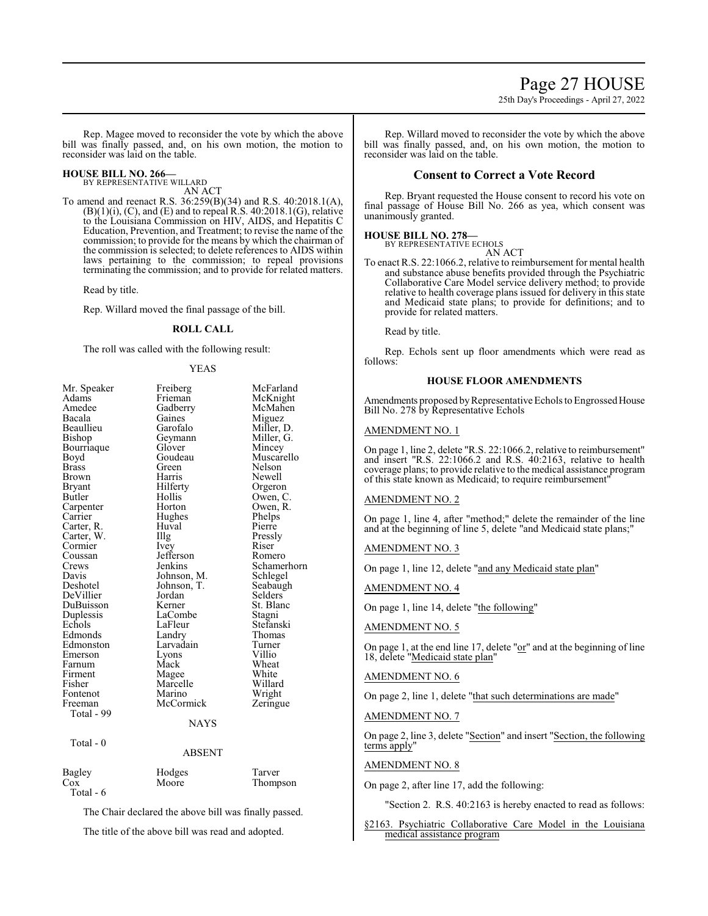Rep. Magee moved to reconsider the vote by which the above bill was finally passed, and, on his own motion, the motion to reconsider was laid on the table.

**HOUSE BILL NO. 266—**
BY REPRESENTATIVE WILLARD
AN ACT

To amend and reenact R.S. 36:259(B)(34) and R.S. 40:2018.1(A), (B)(1)(i), (C), and (E) and to repeal R.S. 40:2018.1(G), relative to the Louisiana Commission on HIV, AIDS, and Hepatitis C Education, Prevention, and Treatment; to revise the name of the commission; to provide for the means by which the chairman of the commission is selected; to delete references to AIDS within laws pertaining to the commission; to repeal provisions terminating the commission; and to provide for related matters.

Read by title.

Rep. Willard moved the final passage of the bill.

**ROLL CALL**

The roll was called with the following result:

YEAS

| | | |
|---|---|---|
| Mr. Speaker | Freiberg | McFarland |
| Adams | Frieman | McKnight |
| Amedee | Gadberry | McMahen |
| Bacala | Gaines | Miguez |
| Beaullieu | Garofalo | Miller, D. |
| Bishop | Geymann | Miller, G. |
| Bourriaque | Glover | Mincey |
| Boyd | Goudeau | Muscarello |
| Brass | Green | Nelson |
| Brown | Harris | Newell |
| Bryant | Hilferty | Orgeron |
| Butler | Hollis | Owen, C. |
| Carpenter | Horton | Owen, R. |
| Carrier | Hughes | Phelps |
| Carter, R. | Huval | Pierre |
| Carter, W. | Illg | Pressly |
| Cormier | Ivey | Riser |
| Coussan | Jefferson | Romero |
| Crews | Jenkins | Schamerhorn |
| Davis | Johnson, M. | Schlegel |
| Deshotel | Johnson, T. | Seabaugh |
| DeVillier | Jordan | Selders |
| DuBuisson | Kerner | St. Blanc |
| Duplessis | LaCombe | Stagni |
| Echols | LaFleur | Stefanski |
| Edmonds | Landry | Thomas |
| Edmonston | Larvadain | Turner |
| Emerson | Lyons | Villio |
| Farnum | Mack | Wheat |
| Firment | Magee | White |
| Fisher | Marcelle | Willard |
| Fontenot | Marino | Wright |
| Freeman | McCormick | Zeringue |
| Total - 99 | | |

NAYS

Total - 0

ABSENT

| | | |
|---|---|---|
| Bagley | Hodges | Tarver |
| Cox | Moore | Thompson |
| Total - 6 | | |

The Chair declared the above bill was finally passed.

The title of the above bill was read and adopted.

Rep. Willard moved to reconsider the vote by which the above bill was finally passed, and, on his own motion, the motion to reconsider was laid on the table.

## Consent to Correct a Vote Record

Rep. Bryant requested the House consent to record his vote on final passage of House Bill No. 266 as yea, which consent was unanimously granted.

**HOUSE BILL NO. 278—**
BY REPRESENTATIVE ECHOLS
AN ACT

To enact R.S. 22:1066.2, relative to reimbursement for mental health and substance abuse benefits provided through the Psychiatric Collaborative Care Model service delivery method; to provide relative to health coverage plans issued for delivery in this state and Medicaid state plans; to provide for definitions; and to provide for related matters.

Read by title.

Rep. Echols sent up floor amendments which were read as follows:

**HOUSE FLOOR AMENDMENTS**

Amendments proposed by Representative Echols to Engrossed House Bill No. 278 by Representative Echols

AMENDMENT NO. 1

On page 1, line 2, delete "R.S. 22:1066.2, relative to reimbursement" and insert "R.S. 22:1066.2 and R.S. 40:2163, relative to health coverage plans; to provide relative to the medical assistance program of this state known as Medicaid; to require reimbursement"

AMENDMENT NO. 2

On page 1, line 4, after "method;" delete the remainder of the line and at the beginning of line 5, delete "and Medicaid state plans;"

AMENDMENT NO. 3

On page 1, line 12, delete "and any Medicaid state plan"

AMENDMENT NO. 4

On page 1, line 14, delete "the following"

AMENDMENT NO. 5

On page 1, at the end line 17, delete "or" and at the beginning of line 18, delete "Medicaid state plan"

AMENDMENT NO. 6

On page 2, line 1, delete "that such determinations are made"

AMENDMENT NO. 7

On page 2, line 3, delete "Section" and insert "Section, the following terms apply"

AMENDMENT NO. 8

On page 2, after line 17, add the following:

"Section 2. R.S. 40:2163 is hereby enacted to read as follows:

§2163. Psychiatric Collaborative Care Model in the Louisiana medical assistance program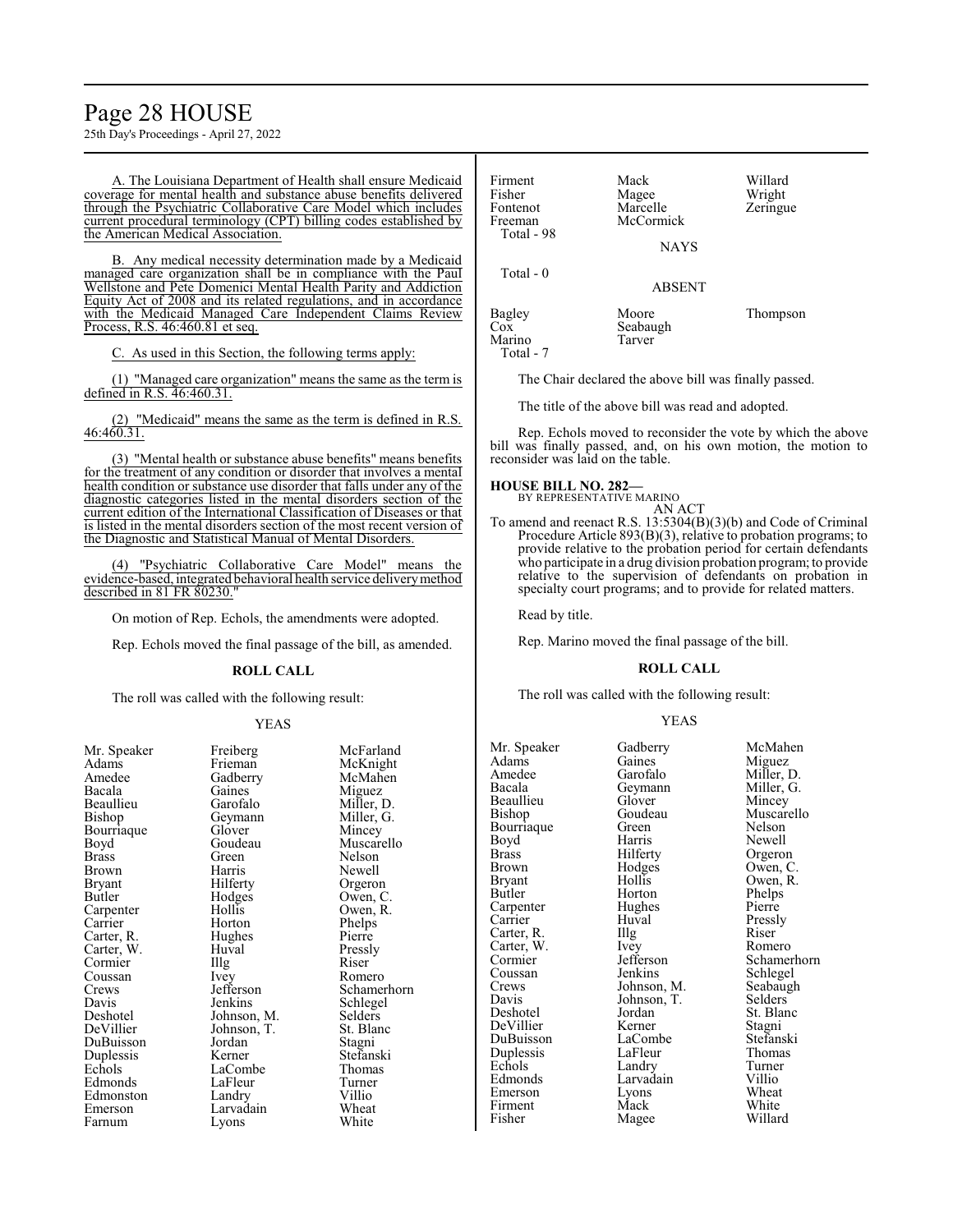A. The Louisiana Department of Health shall ensure Medicaid coverage for mental health and substance abuse benefits delivered through the Psychiatric Collaborative Care Model which includes current procedural terminology (CPT) billing codes established by the American Medical Association.

B. Any medical necessity determination made by a Medicaid managed care organization shall be in compliance with the Paul Wellstone and Pete Domenici Mental Health Parity and Addiction Equity Act of 2008 and its related regulations, and in accordance with the Medicaid Managed Care Independent Claims Review Process, R.S. 46:460.81 et seq.

C. As used in this Section, the following terms apply:

(1) "Managed care organization" means the same as the term is defined in R.S. 46:460.31.

(2) "Medicaid" means the same as the term is defined in R.S. 46:460.31.

(3) "Mental health or substance abuse benefits" means benefits for the treatment of any condition or disorder that involves a mental health condition or substance use disorder that falls under any of the diagnostic categories listed in the mental disorders section of the current edition of the International Classification of Diseases or that is listed in the mental disorders section of the most recent version of the Diagnostic and Statistical Manual of Mental Disorders.

(4) "Psychiatric Collaborative Care Model" means the evidence-based, integrated behavioral health service delivery method described in 81 FR 80230."

On motion of Rep. Echols, the amendments were adopted.

Rep. Echols moved the final passage of the bill, as amended.

**ROLL CALL**

The roll was called with the following result:

YEAS

| | | |
|---|---|---|
| Mr. Speaker | Freiberg | McFarland |
| Adams | Frieman | McKnight |
| Amedee | Gadberry | McMahen |
| Bacala | Gaines | Miguez |
| Beaullieu | Garofalo | Miller, D. |
| Bishop | Geymann | Miller, G. |
| Bourriaque | Glover | Mincey |
| Boyd | Goudeau | Muscarello |
| Brass | Green | Nelson |
| Brown | Harris | Newell |
| Bryant | Hilferty | Orgeron |
| Butler | Hodges | Owen, C. |
| Carpenter | Hollis | Owen, R. |
| Carrier | Horton | Phelps |
| Carter, R. | Hughes | Pierre |
| Carter, W. | Huval | Pressly |
| Cormier | Illg | Riser |
| Coussan | Ivey | Romero |
| Crews | Jefferson | Schamerhorn |
| Davis | Jenkins | Schlegel |
| Deshotel | Johnson, M. | Selders |
| DeVillier | Johnson, T. | St. Blanc |
| DuBuisson | Jordan | Stagni |
| Duplessis | Kerner | Stefanski |
| Echols | LaCombe | Thomas |
| Edmonds | LaFleur | Turner |
| Edmonston | Landry | Villio |
| Emerson | Larvadain | Wheat |
| Farnum | Lyons | White |
| Firment | Mack | Willard |
| Fisher | Magee | Wright |
| Fontenot | Marcelle | Zeringue |
| Freeman | McCormick | |

Total - 98

NAYS

Total - 0

ABSENT

| | | |
|---|---|---|
| Bagley | Moore | Thompson |
| Cox | Seabaugh | |
| Marino | Tarver | |

Total - 7

The Chair declared the above bill was finally passed.

The title of the above bill was read and adopted.

Rep. Echols moved to reconsider the vote by which the above bill was finally passed, and, on his own motion, the motion to reconsider was laid on the table.

**HOUSE BILL NO. 282—**
BY REPRESENTATIVE MARINO
AN ACT

To amend and reenact R.S. 13:5304(B)(3)(b) and Code of Criminal Procedure Article 893(B)(3), relative to probation programs; to provide relative to the probation period for certain defendants who participate in a drug division probation program; to provide relative to the supervision of defendants on probation in specialty court programs; and to provide for related matters.

Read by title.

Rep. Marino moved the final passage of the bill.

**ROLL CALL**

The roll was called with the following result:

YEAS

| | | |
|---|---|---|
| Mr. Speaker | Gadberry | McMahen |
| Adams | Gaines | Miguez |
| Amedee | Garofalo | Miller, D. |
| Bacala | Geymann | Miller, G. |
| Beaullieu | Glover | Mincey |
| Bishop | Goudeau | Muscarello |
| Bourriaque | Green | Nelson |
| Boyd | Harris | Newell |
| Brass | Hilferty | Orgeron |
| Brown | Hodges | Owen, C. |
| Bryant | Hollis | Owen, R. |
| Butler | Horton | Phelps |
| Carpenter | Hughes | Pierre |
| Carrier | Huval | Pressly |
| Carter, R. | Illg | Riser |
| Carter, W. | Ivey | Romero |
| Cormier | Jefferson | Schamerhorn |
| Coussan | Jenkins | Schlegel |
| Crews | Johnson, M. | Seabaugh |
| Davis | Johnson, T. | Selders |
| Deshotel | Jordan | St. Blanc |
| DeVillier | Kerner | Stagni |
| DuBuisson | LaCombe | Stefanski |
| Duplessis | LaFleur | Thomas |
| Echols | Landry | Turner |
| Edmonds | Larvadain | Villio |
| Emerson | Lyons | Wheat |
| Firment | Mack | White |
| Fisher | Magee | Willard |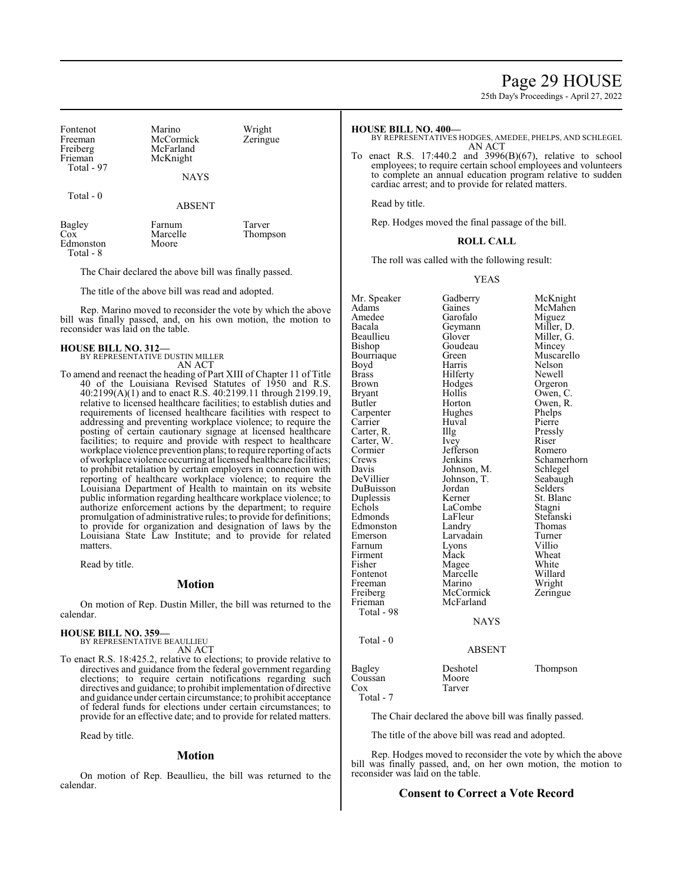| | | |
|---|---|---|
| Fontenot | Marino | Wright |
| Freeman | McCormick | Zeringue |
| Freiberg | McFarland | |
| Frieman | McKnight | |
| Total - 97 | | |

NAYS

Total - 0

ABSENT

| | | |
|---|---|---|
| Bagley | Farnum | Tarver |
| Cox | Marcelle | Thompson |
| Edmonston | Moore | |
| Total - 8 | | |

The Chair declared the above bill was finally passed.

The title of the above bill was read and adopted.

Rep. Marino moved to reconsider the vote by which the above bill was finally passed, and, on his own motion, the motion to reconsider was laid on the table.

**HOUSE BILL NO. 312—**
BY REPRESENTATIVE DUSTIN MILLER
AN ACT

To amend and reenact the heading of Part XIII of Chapter 11 of Title 40 of the Louisiana Revised Statutes of 1950 and R.S. 40:2199(A)(1) and to enact R.S. 40:2199.11 through 2199.19, relative to licensed healthcare facilities; to establish duties and requirements of licensed healthcare facilities with respect to addressing and preventing workplace violence; to require the posting of certain cautionary signage at licensed healthcare facilities; to require and provide with respect to healthcare workplace violence prevention plans; to require reporting of acts of workplace violence occurring at licensed healthcare facilities; to prohibit retaliation by certain employers in connection with reporting of healthcare workplace violence; to require the Louisiana Department of Health to maintain on its website public information regarding healthcare workplace violence; to authorize enforcement actions by the department; to require promulgation of administrative rules; to provide for definitions; to provide for organization and designation of laws by the Louisiana State Law Institute; and to provide for related matters.

Read by title.

## Motion

On motion of Rep. Dustin Miller, the bill was returned to the calendar.

**HOUSE BILL NO. 359—**
BY REPRESENTATIVE BEAULLIEU
AN ACT

To enact R.S. 18:425.2, relative to elections; to provide relative to directives and guidance from the federal government regarding elections; to require certain notifications regarding such directives and guidance; to prohibit implementation of directive and guidance under certain circumstance; to prohibit acceptance of federal funds for elections under certain circumstances; to provide for an effective date; and to provide for related matters.

Read by title.

## Motion

On motion of Rep. Beaullieu, the bill was returned to the calendar.

**HOUSE BILL NO. 400—**
BY REPRESENTATIVES HODGES, AMEDEE, PHELPS, AND SCHLEGEL
AN ACT

To enact R.S. 17:440.2 and 3996(B)(67), relative to school employees; to require certain school employees and volunteers to complete an annual education program relative to sudden cardiac arrest; and to provide for related matters.

Read by title.

Rep. Hodges moved the final passage of the bill.

## ROLL CALL

The roll was called with the following result:

YEAS

| | | |
|---|---|---|
| Mr. Speaker | Gadberry | McKnight |
| Adams | Gaines | McMahen |
| Amedee | Garofalo | Miguez |
| Bacala | Geymann | Miller, D. |
| Beaullieu | Glover | Miller, G. |
| Bishop | Goudeau | Mincey |
| Bourriaque | Green | Muscarello |
| Boyd | Harris | Nelson |
| Brass | Hilferty | Newell |
| Brown | Hodges | Orgeron |
| Bryant | Hollis | Owen, C. |
| Butler | Horton | Owen, R. |
| Carpenter | Hughes | Phelps |
| Carrier | Huval | Pierre |
| Carter, R. | Illg | Pressly |
| Carter, W. | Ivey | Riser |
| Cormier | Jefferson | Romero |
| Crews | Jenkins | Schamerhorn |
| Davis | Johnson, M. | Schlegel |
| DeVillier | Johnson, T. | Seabaugh |
| DuBuisson | Jordan | Selders |
| Duplessis | Kerner | St. Blanc |
| Echols | LaCombe | Stagni |
| Edmonds | LaFleur | Stefanski |
| Edmonston | Landry | Thomas |
| Emerson | Larvadain | Turner |
| Farnum | Lyons | Villio |
| Firment | Mack | Wheat |
| Fisher | Magee | White |
| Fontenot | Marcelle | Willard |
| Freeman | Marino | Wright |
| Freiberg | McCormick | Zeringue |
| Frieman | McFarland | |
| Total - 98 | | |

NAYS

Total - 0

ABSENT

| | | |
|---|---|---|
| Bagley | Deshotel | Thompson |
| Coussan | Moore | |
| Cox | Tarver | |
| Total - 7 | | |

The Chair declared the above bill was finally passed.

The title of the above bill was read and adopted.

Rep. Hodges moved to reconsider the vote by which the above bill was finally passed, and, on her own motion, the motion to reconsider was laid on the table.

## Consent to Correct a Vote Record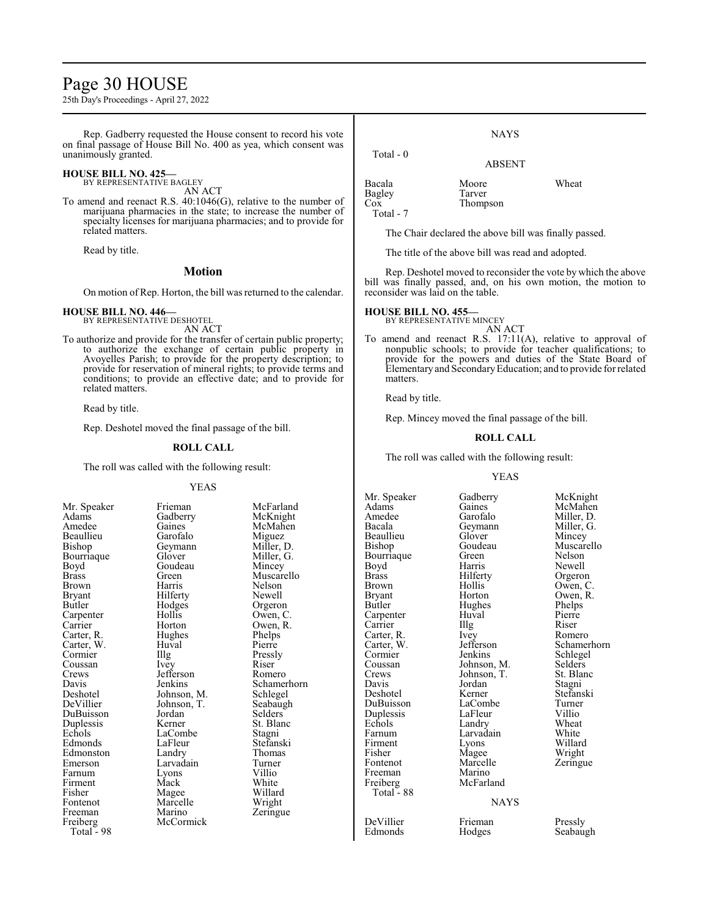Rep. Gadberry requested the House consent to record his vote on final passage of House Bill No. 400 as yea, which consent was unanimously granted.

**HOUSE BILL NO. 425—**
BY REPRESENTATIVE BAGLEY
AN ACT

To amend and reenact R.S. 40:1046(G), relative to the number of marijuana pharmacies in the state; to increase the number of specialty licenses for marijuana pharmacies; and to provide for related matters.

Read by title.

## Motion

On motion of Rep. Horton, the bill was returned to the calendar.

**HOUSE BILL NO. 446—**
BY REPRESENTATIVE DESHOTEL
AN ACT

To authorize and provide for the transfer of certain public property; to authorize the exchange of certain public property in Avoyelles Parish; to provide for the property description; to provide for reservation of mineral rights; to provide terms and conditions; to provide an effective date; and to provide for related matters.

Read by title.

Rep. Deshotel moved the final passage of the bill.

**ROLL CALL**

The roll was called with the following result:

YEAS

| | | |
|---|---|---|
| Mr. Speaker | Frieman | McFarland |
| Adams | Gadberry | McKnight |
| Amedee | Gaines | McMahen |
| Beaullieu | Garofalo | Miguez |
| Bishop | Geymann | Miller, D. |
| Bourriaque | Glover | Miller, G. |
| Boyd | Goudeau | Mincey |
| Brass | Green | Muscarello |
| Brown | Harris | Nelson |
| Bryant | Hilferty | Newell |
| Butler | Hodges | Orgeron |
| Carpenter | Hollis | Owen, C. |
| Carrier | Horton | Owen, R. |
| Carter, R. | Hughes | Phelps |
| Carter, W. | Huval | Pierre |
| Cormier | Illg | Pressly |
| Coussan | Ivey | Riser |
| Crews | Jefferson | Romero |
| Davis | Jenkins | Schamerhorn |
| Deshotel | Johnson, M. | Schlegel |
| DeVillier | Johnson, T. | Seabaugh |
| DuBuisson | Jordan | Selders |
| Duplessis | Kerner | St. Blanc |
| Echols | LaCombe | Stagni |
| Edmonds | LaFleur | Stefanski |
| Edmonston | Landry | Thomas |
| Emerson | Larvadain | Turner |
| Farnum | Lyons | Villio |
| Firment | Mack | White |
| Fisher | Magee | Willard |
| Fontenot | Marcelle | Wright |
| Freeman | Marino | Zeringue |
| Freiberg | McCormick | |

Total - 98

NAYS

Total - 0

ABSENT

| | | |
|---|---|---|
| Bacala | Moore | Wheat |
| Bagley | Tarver | |
| Cox | Thompson | |

Total - 7

The Chair declared the above bill was finally passed.

The title of the above bill was read and adopted.

Rep. Deshotel moved to reconsider the vote by which the above bill was finally passed, and, on his own motion, the motion to reconsider was laid on the table.

**HOUSE BILL NO. 455—**
BY REPRESENTATIVE MINCEY
AN ACT

To amend and reenact R.S. 17:11(A), relative to approval of nonpublic schools; to provide for teacher qualifications; to provide for the powers and duties of the State Board of Elementary and Secondary Education; and to provide for related matters.

Read by title.

Rep. Mincey moved the final passage of the bill.

**ROLL CALL**

The roll was called with the following result:

YEAS

| | | |
|---|---|---|
| Mr. Speaker | Gadberry | McKnight |
| Adams | Gaines | McMahen |
| Amedee | Garofalo | Miller, D. |
| Bacala | Geymann | Miller, G. |
| Beaullieu | Glover | Mincey |
| Bishop | Goudeau | Muscarello |
| Bourriaque | Green | Nelson |
| Boyd | Harris | Newell |
| Brass | Hilferty | Orgeron |
| Brown | Hollis | Owen, C. |
| Bryant | Horton | Owen, R. |
| Butler | Hughes | Phelps |
| Carpenter | Huval | Pierre |
| Carrier | Illg | Riser |
| Carter, R. | Ivey | Romero |
| Carter, W. | Jefferson | Schamerhorn |
| Cormier | Jenkins | Schlegel |
| Coussan | Johnson, M. | Selders |
| Crews | Johnson, T. | St. Blanc |
| Davis | Jordan | Stagni |
| Deshotel | Kerner | Stefanski |
| DuBuisson | LaCombe | Turner |
| Duplessis | LaFleur | Villio |
| Echols | Landry | Wheat |
| Farnum | Larvadain | White |
| Firment | Lyons | Willard |
| Fisher | Magee | Wright |
| Fontenot | Marcelle | Zeringue |
| Freeman | Marino | |
| Freiberg | McFarland | |

Total - 88

NAYS

| | | |
|---|---|---|
| DeVillier | Frieman | Pressly |
| Edmonds | Hodges | Seabaugh |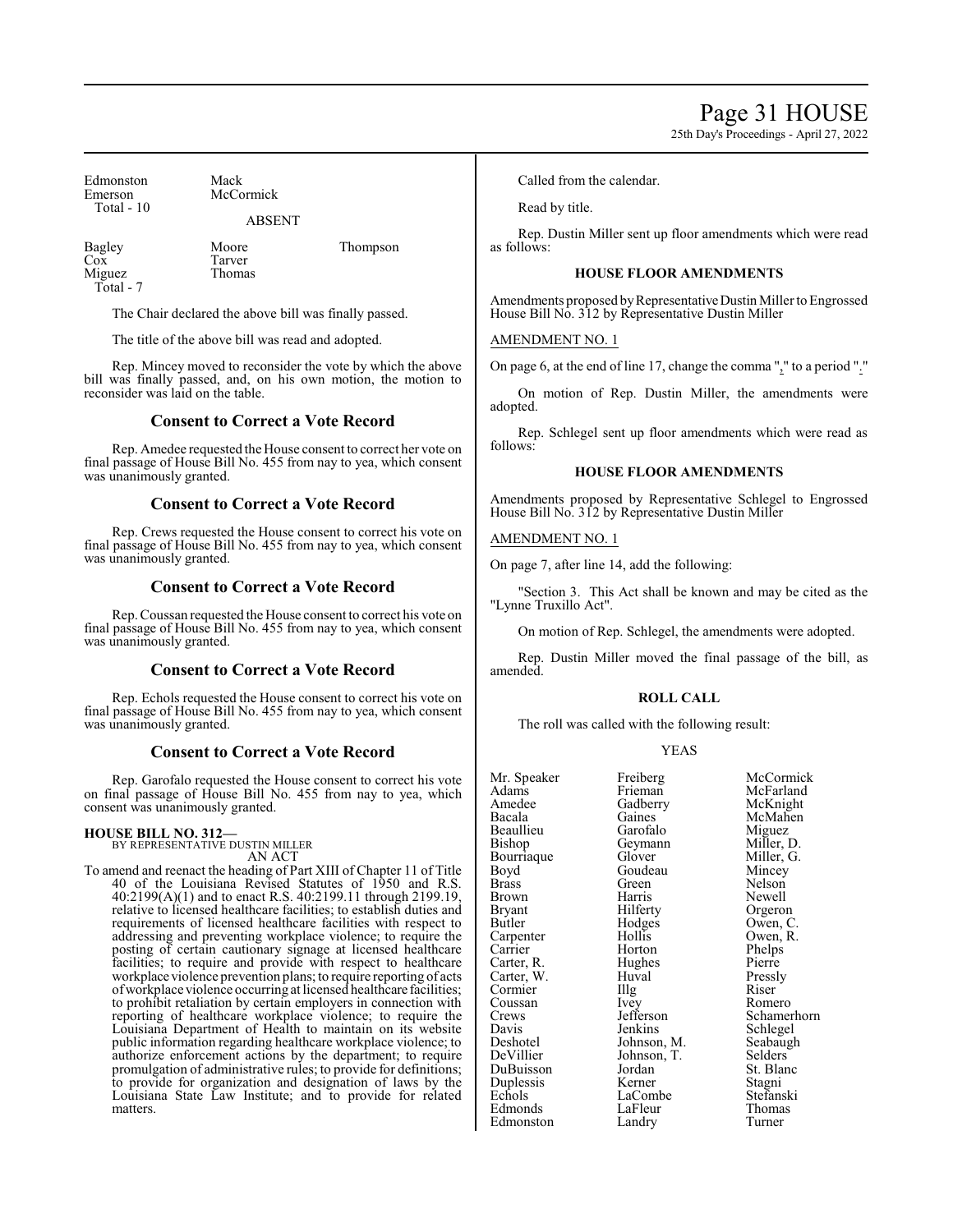| | | |
|---|---|---|
| Edmonston | Mack | |
| Emerson | McCormick | |
| Total - 10 | | |

ABSENT

| | | |
|---|---|---|
| Bagley | Moore | Thompson |
| Cox | Tarver | |
| Miguez | Thomas | |
| Total - 7 | | |

The Chair declared the above bill was finally passed.

The title of the above bill was read and adopted.

Rep. Mincey moved to reconsider the vote by which the above bill was finally passed, and, on his own motion, the motion to reconsider was laid on the table.

## Consent to Correct a Vote Record

Rep. Amedee requested the House consent to correct her vote on final passage of House Bill No. 455 from nay to yea, which consent was unanimously granted.

## Consent to Correct a Vote Record

Rep. Crews requested the House consent to correct his vote on final passage of House Bill No. 455 from nay to yea, which consent was unanimously granted.

## Consent to Correct a Vote Record

Rep. Coussan requested the House consent to correct his vote on final passage of House Bill No. 455 from nay to yea, which consent was unanimously granted.

## Consent to Correct a Vote Record

Rep. Echols requested the House consent to correct his vote on final passage of House Bill No. 455 from nay to yea, which consent was unanimously granted.

## Consent to Correct a Vote Record

Rep. Garofalo requested the House consent to correct his vote on final passage of House Bill No. 455 from nay to yea, which consent was unanimously granted.

**HOUSE BILL NO. 312—**
BY REPRESENTATIVE DUSTIN MILLER
AN ACT

To amend and reenact the heading of Part XIII of Chapter 11 of Title 40 of the Louisiana Revised Statutes of 1950 and R.S. 40:2199(A)(1) and to enact R.S. 40:2199.11 through 2199.19, relative to licensed healthcare facilities; to establish duties and requirements of licensed healthcare facilities with respect to addressing and preventing workplace violence; to require the posting of certain cautionary signage at licensed healthcare facilities; to require and provide with respect to healthcare workplace violence prevention plans; to require reporting of acts of workplace violence occurring at licensed healthcare facilities; to prohibit retaliation by certain employers in connection with reporting of healthcare workplace violence; to require the Louisiana Department of Health to maintain on its website public information regarding healthcare workplace violence; to authorize enforcement actions by the department; to require promulgation of administrative rules; to provide for definitions; to provide for organization and designation of laws by the Louisiana State Law Institute; and to provide for related matters.

Called from the calendar.

Read by title.

Rep. Dustin Miller sent up floor amendments which were read as follows:

### HOUSE FLOOR AMENDMENTS

Amendments proposed by Representative Dustin Miller to Engrossed House Bill No. 312 by Representative Dustin Miller

AMENDMENT NO. 1

On page 6, at the end of line 17, change the comma "," to a period "."

On motion of Rep. Dustin Miller, the amendments were adopted.

Rep. Schlegel sent up floor amendments which were read as follows:

### HOUSE FLOOR AMENDMENTS

Amendments proposed by Representative Schlegel to Engrossed House Bill No. 312 by Representative Dustin Miller

AMENDMENT NO. 1

On page 7, after line 14, add the following:

"Section 3. This Act shall be known and may be cited as the "Lynne Truxillo Act".

On motion of Rep. Schlegel, the amendments were adopted.

Rep. Dustin Miller moved the final passage of the bill, as amended.

### ROLL CALL

The roll was called with the following result:

YEAS

| | | |
|---|---|---|
| Mr. Speaker | Freiberg | McCormick |
| Adams | Frieman | McFarland |
| Amedee | Gadberry | McKnight |
| Bacala | Gaines | McMahen |
| Beaullieu | Garofalo | Miguez |
| Bishop | Geymann | Miller, D. |
| Bourriaque | Glover | Miller, G. |
| Boyd | Goudeau | Mincey |
| Brass | Green | Nelson |
| Brown | Harris | Newell |
| Bryant | Hilferty | Orgeron |
| Butler | Hodges | Owen, C. |
| Carpenter | Hollis | Owen, R. |
| Carrier | Horton | Phelps |
| Carter, R. | Hughes | Pierre |
| Carter, W. | Huval | Pressly |
| Cormier | Illg | Riser |
| Coussan | Ivey | Romero |
| Crews | Jefferson | Schamerhorn |
| Davis | Jenkins | Schlegel |
| Deshotel | Johnson, M. | Seabaugh |
| DeVillier | Johnson, T. | Selders |
| DuBuisson | Jordan | St. Blanc |
| Duplessis | Kerner | Stagni |
| Echols | LaCombe | Stefanski |
| Edmonds | LaFleur | Thomas |
| Edmonston | Landry | Turner |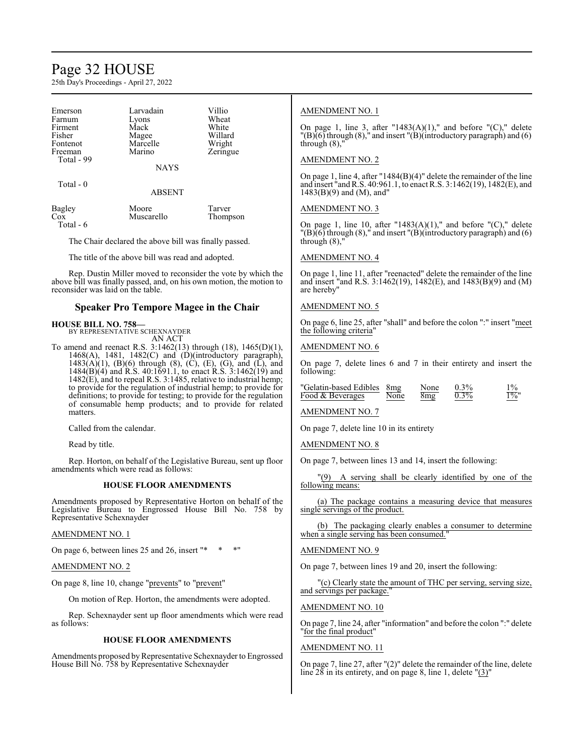| | | |
|---|---|---|
| Emerson | Larvadain | Villio |
| Farnum | Lyons | Wheat |
| Firment | Mack | White |
| Fisher | Magee | Willard |
| Fontenot | Marcelle | Wright |
| Freeman | Marino | Zeringue |
| Total - 99 | | |

NAYS

Total - 0

ABSENT

| | | |
|---|---|---|
| Bagley | Moore | Tarver |
| Cox | Muscarello | Thompson |
| Total - 6 | | |

The Chair declared the above bill was finally passed.

The title of the above bill was read and adopted.

Rep. Dustin Miller moved to reconsider the vote by which the above bill was finally passed, and, on his own motion, the motion to reconsider was laid on the table.

## Speaker Pro Tempore Magee in the Chair

**HOUSE BILL NO. 758—**
BY REPRESENTATIVE SCHEXNAYDER
AN ACT

To amend and reenact R.S. 3:1462(13) through (18), 1465(D)(1), 1468(A), 1481, 1482(C) and (D)(introductory paragraph), 1483(A)(1), (B)(6) through (8), (C), (E), (G), and (L), and 1484(B)(4) and R.S. 40:1691.1, to enact R.S. 3:1462(19) and 1482(E), and to repeal R.S. 3:1485, relative to industrial hemp; to provide for the regulation of industrial hemp; to provide for definitions; to provide for testing; to provide for the regulation of consumable hemp products; and to provide for related matters.

Called from the calendar.

Read by title.

Rep. Horton, on behalf of the Legislative Bureau, sent up floor amendments which were read as follows:

**HOUSE FLOOR AMENDMENTS**

Amendments proposed by Representative Horton on behalf of the Legislative Bureau to Engrossed House Bill No. 758 by Representative Schexnayder

AMENDMENT NO. 1

On page 6, between lines 25 and 26, insert "* * *"

AMENDMENT NO. 2

On page 8, line 10, change "prevents" to "prevent"

On motion of Rep. Horton, the amendments were adopted.

Rep. Schexnayder sent up floor amendments which were read as follows:

**HOUSE FLOOR AMENDMENTS**

Amendments proposed by Representative Schexnayder to Engrossed House Bill No. 758 by Representative Schexnayder

AMENDMENT NO. 1

On page 1, line 3, after "1483(A)(1)," and before "(C)," delete "(B)(6) through (8)," and insert "(B)(introductory paragraph) and (6) through (8),"

AMENDMENT NO. 2

On page 1, line 4, after "1484(B)(4)" delete the remainder of the line and insert "and R.S. 40:961.1, to enact R.S. 3:1462(19), 1482(E), and 1483(B)(9) and (M), and"

AMENDMENT NO. 3

On page 1, line 10, after "1483(A)(1)," and before "(C)," delete "(B)(6) through (8)," and insert "(B)(introductory paragraph) and (6) through (8),"

AMENDMENT NO. 4

On page 1, line 11, after "reenacted" delete the remainder of the line and insert "and R.S. 3:1462(19), 1482(E), and 1483(B)(9) and (M) are hereby"

AMENDMENT NO. 5

On page 6, line 25, after "shall" and before the colon ":" insert "meet the following criteria"

AMENDMENT NO. 6

On page 7, delete lines 6 and 7 in their entirety and insert the following:

| | | | | |
|---|---|---|---|---|
| "Gelatin-based Edibles | 8mg | None | 0.3% | 1% |
| Food & Beverages | None | 8mg | 0.3% | 1%" |

AMENDMENT NO. 7

On page 7, delete line 10 in its entirety

AMENDMENT NO. 8

On page 7, between lines 13 and 14, insert the following:

"(9) A serving shall be clearly identified by one of the following means:

(a) The package contains a measuring device that measures single servings of the product.

(b) The packaging clearly enables a consumer to determine when a single serving has been consumed."

AMENDMENT NO. 9

On page 7, between lines 19 and 20, insert the following:

"(c) Clearly state the amount of THC per serving, serving size, and servings per package."

AMENDMENT NO. 10

On page 7, line 24, after "information" and before the colon ":" delete "for the final product"

AMENDMENT NO. 11

On page 7, line 27, after "(2)" delete the remainder of the line, delete line 28 in its entirety, and on page 8, line 1, delete "(3)"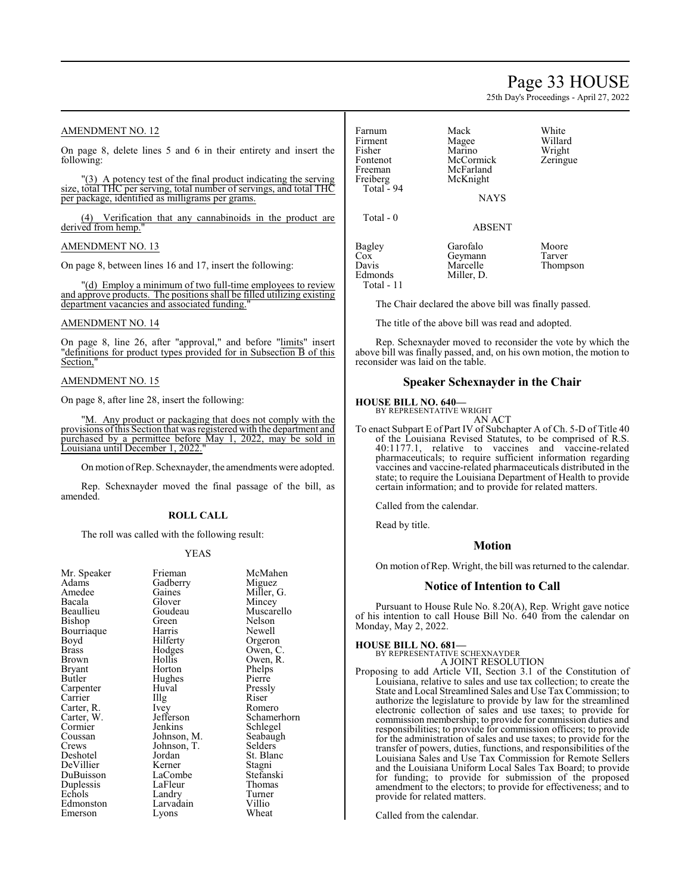AMENDMENT NO. 12

On page 8, delete lines 5 and 6 in their entirety and insert the following:

"(3) A potency test of the final product indicating the serving size, total THC per serving, total number of servings, and total THC per package, identified as milligrams per grams.

(4) Verification that any cannabinoids in the product are derived from hemp."

AMENDMENT NO. 13

On page 8, between lines 16 and 17, insert the following:

"(d) Employ a minimum of two full-time employees to review and approve products. The positions shall be filled utilizing existing department vacancies and associated funding."

AMENDMENT NO. 14

On page 8, line 26, after "approval," and before "limits" insert "definitions for product types provided for in Subsection B of this Section,"

AMENDMENT NO. 15

On page 8, after line 28, insert the following:

"M. Any product or packaging that does not comply with the provisions of this Section that was registered with the department and purchased by a permittee before May 1, 2022, may be sold in Louisiana until December 1, 2022."

On motion of Rep. Schexnayder, the amendments were adopted.

Rep. Schexnayder moved the final passage of the bill, as amended.

**ROLL CALL**

The roll was called with the following result:

YEAS

| | | |
|---|---|---|
| Mr. Speaker | Frieman | McMahen |
| Adams | Gadberry | Miguez |
| Amedee | Gaines | Miller, G. |
| Bacala | Glover | Mincey |
| Beaullieu | Goudeau | Muscarello |
| Bishop | Green | Nelson |
| Bourriaque | Harris | Newell |
| Boyd | Hilferty | Orgeron |
| Brass | Hodges | Owen, C. |
| Brown | Hollis | Owen, R. |
| Bryant | Horton | Phelps |
| Butler | Hughes | Pierre |
| Carpenter | Huval | Pressly |
| Carrier | Illg | Riser |
| Carter, R. | Ivey | Romero |
| Carter, W. | Jefferson | Schamerhorn |
| Cormier | Jenkins | Schlegel |
| Coussan | Johnson, M. | Seabaugh |
| Crews | Johnson, T. | Selders |
| Deshotel | Jordan | St. Blanc |
| DeVillier | Kerner | Stagni |
| DuBuisson | LaCombe | Stefanski |
| Duplessis | LaFleur | Thomas |
| Echols | Landry | Turner |
| Edmonston | Larvadain | Villio |
| Emerson | Lyons | Wheat |
| Farnum | Mack | White |
| Firment | Magee | Willard |
| Fisher | Marino | Wright |
| Fontenot | McCormick | Zeringue |
| Freeman | McFarland | |
| Freiberg | McKnight | |

Total - 94

NAYS

Total - 0

ABSENT

| | | |
|---|---|---|
| Bagley | Garofalo | Moore |
| Cox | Geymann | Tarver |
| Davis | Marcelle | Thompson |
| Edmonds | Miller, D. | |

Total - 11

The Chair declared the above bill was finally passed.

The title of the above bill was read and adopted.

Rep. Schexnayder moved to reconsider the vote by which the above bill was finally passed, and, on his own motion, the motion to reconsider was laid on the table.

## Speaker Schexnayder in the Chair

**HOUSE BILL NO. 640—**
BY REPRESENTATIVE WRIGHT
AN ACT

To enact Subpart E of Part IV of Subchapter A of Ch. 5-D of Title 40 of the Louisiana Revised Statutes, to be comprised of R.S. 40:1177.1, relative to vaccines and vaccine-related pharmaceuticals; to require sufficient information regarding vaccines and vaccine-related pharmaceuticals distributed in the state; to require the Louisiana Department of Health to provide certain information; and to provide for related matters.

Called from the calendar.

Read by title.

## Motion

On motion of Rep. Wright, the bill was returned to the calendar.

## Notice of Intention to Call

Pursuant to House Rule No. 8.20(A), Rep. Wright gave notice of his intention to call House Bill No. 640 from the calendar on Monday, May 2, 2022.

**HOUSE BILL NO. 681—**
BY REPRESENTATIVE SCHEXNAYDER
A JOINT RESOLUTION

Proposing to add Article VII, Section 3.1 of the Constitution of Louisiana, relative to sales and use tax collection; to create the State and Local Streamlined Sales and Use Tax Commission; to authorize the legislature to provide by law for the streamlined electronic collection of sales and use taxes; to provide for commission membership; to provide for commission duties and responsibilities; to provide for commission officers; to provide for the administration of sales and use taxes; to provide for the transfer of powers, duties, functions, and responsibilities of the Louisiana Sales and Use Tax Commission for Remote Sellers and the Louisiana Uniform Local Sales Tax Board; to provide for funding; to provide for submission of the proposed amendment to the electors; to provide for effectiveness; and to provide for related matters.

Called from the calendar.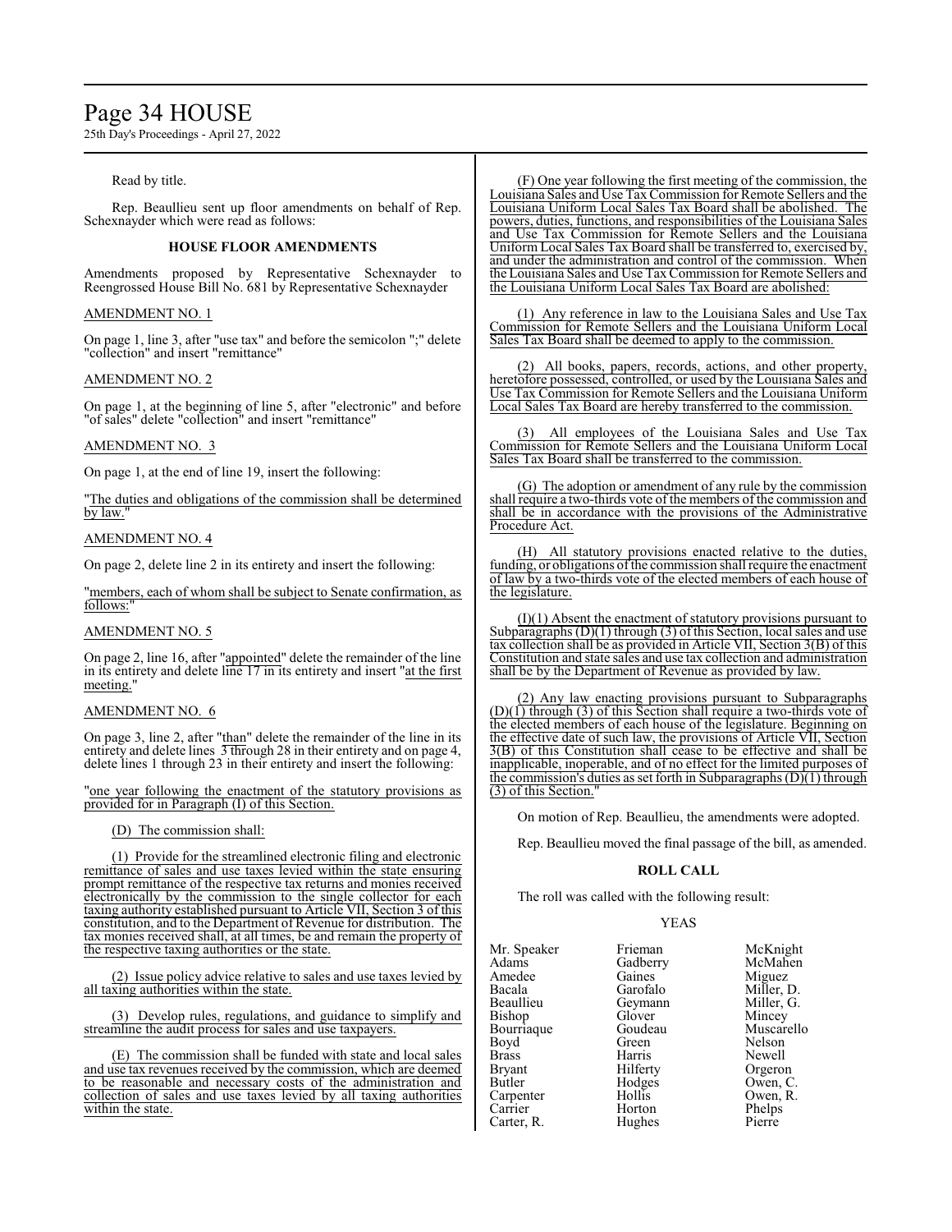Read by title.

Rep. Beaullieu sent up floor amendments on behalf of Rep. Schexnayder which were read as follows:

**HOUSE FLOOR AMENDMENTS**

Amendments proposed by Representative Schexnayder to Reengrossed House Bill No. 681 by Representative Schexnayder

AMENDMENT NO. 1

On page 1, line 3, after "use tax" and before the semicolon ";" delete "collection" and insert "remittance"

AMENDMENT NO. 2

On page 1, at the beginning of line 5, after "electronic" and before "of sales" delete "collection" and insert "remittance"

AMENDMENT NO. 3

On page 1, at the end of line 19, insert the following:

"The duties and obligations of the commission shall be determined by law."

AMENDMENT NO. 4

On page 2, delete line 2 in its entirety and insert the following:

"members, each of whom shall be subject to Senate confirmation, as follows:"

AMENDMENT NO. 5

On page 2, line 16, after "appointed" delete the remainder of the line in its entirety and delete line 17 in its entirety and insert "at the first meeting."

AMENDMENT NO. 6

On page 3, line 2, after "than" delete the remainder of the line in its entirety and delete lines 3 through 28 in their entirety and on page 4, delete lines 1 through 23 in their entirety and insert the following:

"one year following the enactment of the statutory provisions as provided for in Paragraph (I) of this Section.

(D) The commission shall:

(1) Provide for the streamlined electronic filing and electronic remittance of sales and use taxes levied within the state ensuring prompt remittance of the respective tax returns and monies received electronically by the commission to the single collector for each taxing authority established pursuant to Article VII, Section 3 of this constitution, and to the Department of Revenue for distribution. The tax monies received shall, at all times, be and remain the property of the respective taxing authorities or the state.

(2) Issue policy advice relative to sales and use taxes levied by all taxing authorities within the state.

(3) Develop rules, regulations, and guidance to simplify and streamline the audit process for sales and use taxpayers.

(E) The commission shall be funded with state and local sales and use tax revenues received by the commission, which are deemed to be reasonable and necessary costs of the administration and collection of sales and use taxes levied by all taxing authorities within the state.

(F) One year following the first meeting of the commission, the Louisiana Sales and Use Tax Commission for Remote Sellers and the Louisiana Uniform Local Sales Tax Board shall be abolished. The powers, duties, functions, and responsibilities of the Louisiana Sales and Use Tax Commission for Remote Sellers and the Louisiana Uniform Local Sales Tax Board shall be transferred to, exercised by, and under the administration and control of the commission. When the Louisiana Sales and Use Tax Commission for Remote Sellers and the Louisiana Uniform Local Sales Tax Board are abolished:

(1) Any reference in law to the Louisiana Sales and Use Tax Commission for Remote Sellers and the Louisiana Uniform Local Sales Tax Board shall be deemed to apply to the commission.

(2) All books, papers, records, actions, and other property, heretofore possessed, controlled, or used by the Louisiana Sales and Use Tax Commission for Remote Sellers and the Louisiana Uniform Local Sales Tax Board are hereby transferred to the commission.

(3) All employees of the Louisiana Sales and Use Tax Commission for Remote Sellers and the Louisiana Uniform Local Sales Tax Board shall be transferred to the commission.

(G) The adoption or amendment of any rule by the commission shall require a two-thirds vote of the members of the commission and shall be in accordance with the provisions of the Administrative Procedure Act.

(H) All statutory provisions enacted relative to the duties, funding, or obligations of the commission shall require the enactment of law by a two-thirds vote of the elected members of each house of the legislature.

(I)(1) Absent the enactment of statutory provisions pursuant to Subparagraphs (D)(1) through (3) of this Section, local sales and use tax collection shall be as provided in Article VII, Section 3(B) of this Constitution and state sales and use tax collection and administration shall be by the Department of Revenue as provided by law.

(2) Any law enacting provisions pursuant to Subparagraphs (D)(1) through (3) of this Section shall require a two-thirds vote of the elected members of each house of the legislature. Beginning on the effective date of such law, the provisions of Article VII, Section 3(B) of this Constitution shall cease to be effective and shall be inapplicable, inoperable, and of no effect for the limited purposes of the commission's duties as set forth in Subparagraphs (D)(1) through (3) of this Section."

On motion of Rep. Beaullieu, the amendments were adopted.

Rep. Beaullieu moved the final passage of the bill, as amended.

**ROLL CALL**

The roll was called with the following result:

YEAS

| | | |
|---|---|---|
| Mr. Speaker | Frieman | McKnight |
| Adams | Gadberry | McMahen |
| Amedee | Gaines | Miguez |
| Bacala | Garofalo | Miller, D. |
| Beaullieu | Geymann | Miller, G. |
| Bishop | Glover | Mincey |
| Bourriaque | Goudeau | Muscarello |
| Boyd | Green | Nelson |
| Brass | Harris | Newell |
| Bryant | Hilferty | Orgeron |
| Butler | Hodges | Owen, C. |
| Carpenter | Hollis | Owen, R. |
| Carrier | Horton | Phelps |
| Carter, R. | Hughes | Pierre |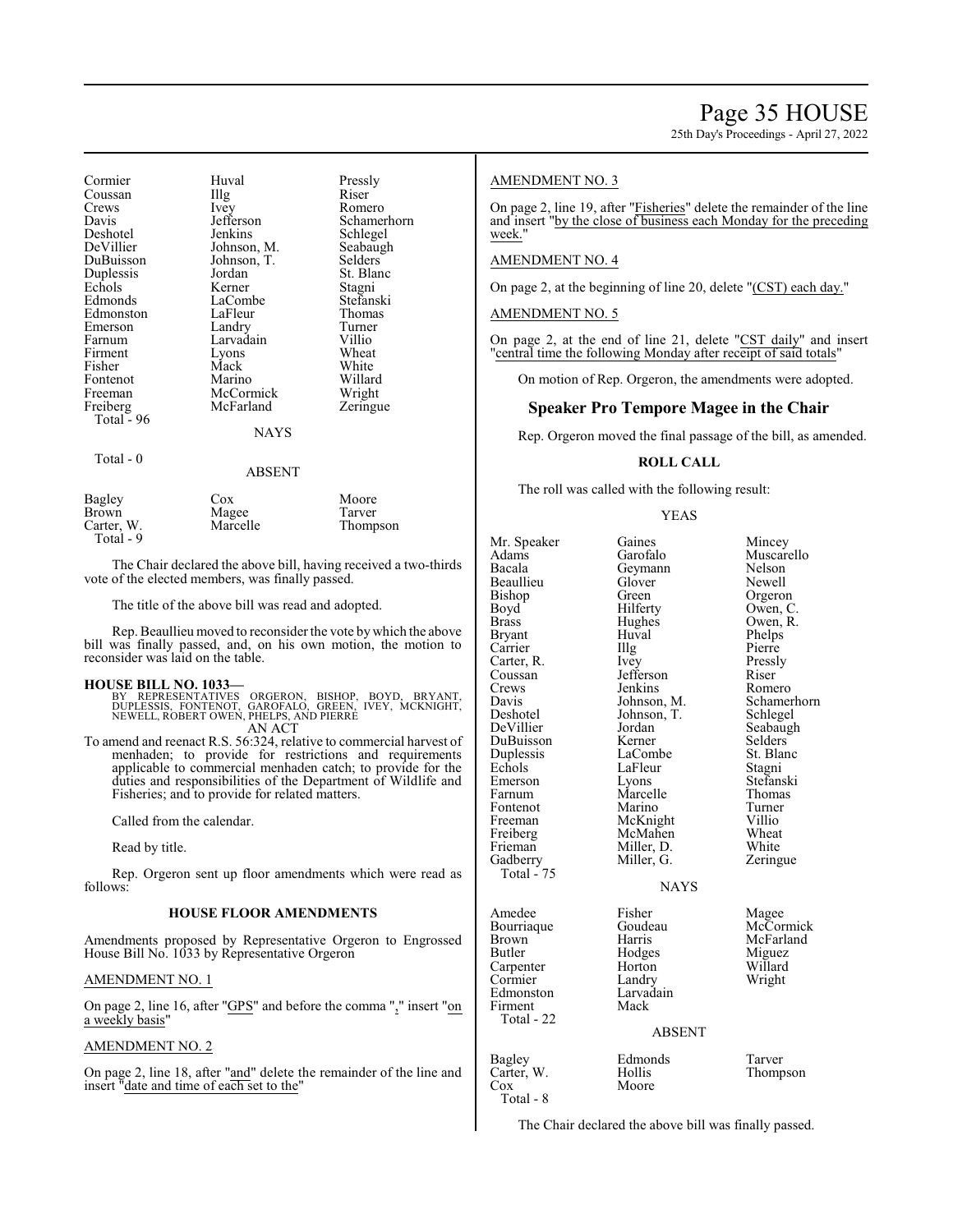| | | |
|---|---|---|
| Cormier | Huval | Pressly |
| Coussan | Illg | Riser |
| Crews | Ivey | Romero |
| Davis | Jefferson | Schamerhorn |
| Deshotel | Jenkins | Schlegel |
| DeVillier | Johnson, M. | Seabaugh |
| DuBuisson | Johnson, T. | Selders |
| Duplessis | Jordan | St. Blanc |
| Echols | Kerner | Stagni |
| Edmonds | LaCombe | Stefanski |
| Edmonston | LaFleur | Thomas |
| Emerson | Landry | Turner |
| Farnum | Larvadain | Villio |
| Firment | Lyons | Wheat |
| Fisher | Mack | White |
| Fontenot | Marino | Willard |
| Freeman | McCormick | Wright |
| Freiberg | McFarland | Zeringue |
| Total - 96 | | |

NAYS

Total - 0

ABSENT

| | | |
|---|---|---|
| Bagley | Cox | Moore |
| Brown | Magee | Tarver |
| Carter, W. | Marcelle | Thompson |
| Total - 9 | | |

The Chair declared the above bill, having received a two-thirds vote of the elected members, was finally passed.

The title of the above bill was read and adopted.

Rep. Beaullieu moved to reconsider the vote by which the above bill was finally passed, and, on his own motion, the motion to reconsider was laid on the table.

**HOUSE BILL NO. 1033—**

BY REPRESENTATIVES ORGERON, BISHOP, BOYD, BRYANT, DUPLESSIS, FONTENOT, GAROFALO, GREEN, IVEY, MCKNIGHT, NEWELL, ROBERT OWEN, PHELPS, AND PIERRE

AN ACT

To amend and reenact R.S. 56:324, relative to commercial harvest of menhaden; to provide for restrictions and requirements applicable to commercial menhaden catch; to provide for the duties and responsibilities of the Department of Wildlife and Fisheries; and to provide for related matters.

Called from the calendar.

Read by title.

Rep. Orgeron sent up floor amendments which were read as follows:

**HOUSE FLOOR AMENDMENTS**

Amendments proposed by Representative Orgeron to Engrossed House Bill No. 1033 by Representative Orgeron

AMENDMENT NO. 1

On page 2, line 16, after "GPS" and before the comma "," insert "on a weekly basis"

AMENDMENT NO. 2

On page 2, line 18, after "and" delete the remainder of the line and insert "date and time of each set to the"

AMENDMENT NO. 3

On page 2, line 19, after "Fisheries" delete the remainder of the line and insert "by the close of business each Monday for the preceding week."

AMENDMENT NO. 4

On page 2, at the beginning of line 20, delete "(CST) each day."

AMENDMENT NO. 5

On page 2, at the end of line 21, delete "CST daily" and insert "central time the following Monday after receipt of said totals"

On motion of Rep. Orgeron, the amendments were adopted.

## Speaker Pro Tempore Magee in the Chair

Rep. Orgeron moved the final passage of the bill, as amended.

**ROLL CALL**

The roll was called with the following result:

YEAS

| | | |
|---|---|---|
| Mr. Speaker | Gaines | Mincey |
| Adams | Garofalo | Muscarello |
| Bacala | Geymann | Nelson |
| Beaullieu | Glover | Newell |
| Bishop | Green | Orgeron |
| Boyd | Hilferty | Owen, C. |
| Brass | Hughes | Owen, R. |
| Bryant | Huval | Phelps |
| Carrier | Illg | Pierre |
| Carter, R. | Ivey | Pressly |
| Coussan | Jefferson | Riser |
| Crews | Jenkins | Romero |
| Davis | Johnson, M. | Schamerhorn |
| Deshotel | Johnson, T. | Schlegel |
| DeVillier | Jordan | Seabaugh |
| DuBuisson | Kerner | Selders |
| Duplessis | LaCombe | St. Blanc |
| Echols | LaFleur | Stagni |
| Emerson | Lyons | Stefanski |
| Farnum | Marcelle | Thomas |
| Fontenot | Marino | Turner |
| Freeman | McKnight | Villio |
| Freiberg | McMahen | Wheat |
| Frieman | Miller, D. | White |
| Gadberry | Miller, G. | Zeringue |
| Total - 75 | | |

NAYS

| | | |
|---|---|---|
| Amedee | Fisher | Magee |
| Bourriaque | Goudeau | McCormick |
| Brown | Harris | McFarland |
| Butler | Hodges | Miguez |
| Carpenter | Horton | Willard |
| Cormier | Landry | Wright |
| Edmonston | Larvadain | |
| Firment | Mack | |
| Total - 22 | | |

ABSENT

| | | |
|---|---|---|
| Bagley | Edmonds | Tarver |
| Carter, W. | Hollis | Thompson |
| Cox | Moore | |
| Total - 8 | | |

The Chair declared the above bill was finally passed.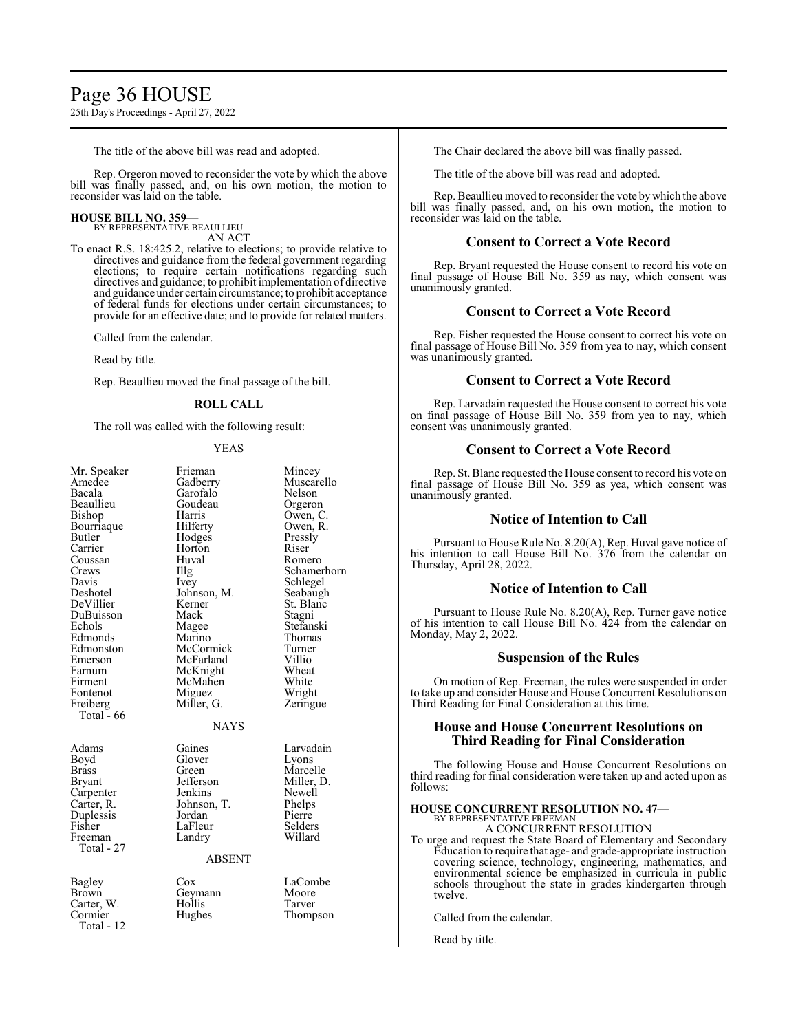The title of the above bill was read and adopted.

Rep. Orgeron moved to reconsider the vote by which the above bill was finally passed, and, on his own motion, the motion to reconsider was laid on the table.

**HOUSE BILL NO. 359—**
BY REPRESENTATIVE BEAULLIEU
AN ACT

To enact R.S. 18:425.2, relative to elections; to provide relative to directives and guidance from the federal government regarding elections; to require certain notifications regarding such directives and guidance; to prohibit implementation of directive and guidance under certain circumstance; to prohibit acceptance of federal funds for elections under certain circumstances; to provide for an effective date; and to provide for related matters.

Called from the calendar.

Read by title.

Rep. Beaullieu moved the final passage of the bill.

**ROLL CALL**

The roll was called with the following result:

YEAS

| | | |
|---|---|---|
| Mr. Speaker | Frieman | Mincey |
| Amedee | Gadberry | Muscarello |
| Bacala | Garofalo | Nelson |
| Beaullieu | Goudeau | Orgeron |
| Bishop | Harris | Owen, C. |
| Bourriaque | Hilferty | Owen, R. |
| Butler | Hodges | Pressly |
| Carrier | Horton | Riser |
| Coussan | Huval | Romero |
| Crews | Illg | Schamerhorn |
| Davis | Ivey | Schlegel |
| Deshotel | Johnson, M. | Seabaugh |
| DeVillier | Kerner | St. Blanc |
| DuBuisson | Mack | Stagni |
| Echols | Magee | Stefanski |
| Edmonds | Marino | Thomas |
| Edmonston | McCormick | Turner |
| Emerson | McFarland | Villio |
| Farnum | McKnight | Wheat |
| Firment | McMahen | White |
| Fontenot | Miguez | Wright |
| Freiberg | Miller, G. | Zeringue |

Total - 66

NAYS

| | | |
|---|---|---|
| Adams | Gaines | Larvadain |
| Boyd | Glover | Lyons |
| Brass | Green | Marcelle |
| Bryant | Jefferson | Miller, D. |
| Carpenter | Jenkins | Newell |
| Carter, R. | Johnson, T. | Phelps |
| Duplessis | Jordan | Pierre |
| Fisher | LaFleur | Selders |
| Freeman | Landry | Willard |

Total - 27

ABSENT

| | | |
|---|---|---|
| Bagley | Cox | LaCombe |
| Brown | Geymann | Moore |
| Carter, W. | Hollis | Tarver |
| Cormier | Hughes | Thompson |

Total - 12

The Chair declared the above bill was finally passed.

The title of the above bill was read and adopted.

Rep. Beaullieu moved to reconsider the vote by which the above bill was finally passed, and, on his own motion, the motion to reconsider was laid on the table.

## Consent to Correct a Vote Record

Rep. Bryant requested the House consent to record his vote on final passage of House Bill No. 359 as nay, which consent was unanimously granted.

## Consent to Correct a Vote Record

Rep. Fisher requested the House consent to correct his vote on final passage of House Bill No. 359 from yea to nay, which consent was unanimously granted.

## Consent to Correct a Vote Record

Rep. Larvadain requested the House consent to correct his vote on final passage of House Bill No. 359 from yea to nay, which consent was unanimously granted.

## Consent to Correct a Vote Record

Rep. St. Blanc requested the House consent to record his vote on final passage of House Bill No. 359 as yea, which consent was unanimously granted.

## Notice of Intention to Call

Pursuant to House Rule No. 8.20(A), Rep. Huval gave notice of his intention to call House Bill No. 376 from the calendar on Thursday, April 28, 2022.

## Notice of Intention to Call

Pursuant to House Rule No. 8.20(A), Rep. Turner gave notice of his intention to call House Bill No. 424 from the calendar on Monday, May 2, 2022.

## Suspension of the Rules

On motion of Rep. Freeman, the rules were suspended in order to take up and consider House and House Concurrent Resolutions on Third Reading for Final Consideration at this time.

## House and House Concurrent Resolutions on Third Reading for Final Consideration

The following House and House Concurrent Resolutions on third reading for final consideration were taken up and acted upon as follows:

**HOUSE CONCURRENT RESOLUTION NO. 47—**
BY REPRESENTATIVE FREEMAN
A CONCURRENT RESOLUTION

To urge and request the State Board of Elementary and Secondary Education to require that age- and grade-appropriate instruction covering science, technology, engineering, mathematics, and environmental science be emphasized in curricula in public schools throughout the state in grades kindergarten through twelve.

Called from the calendar.

Read by title.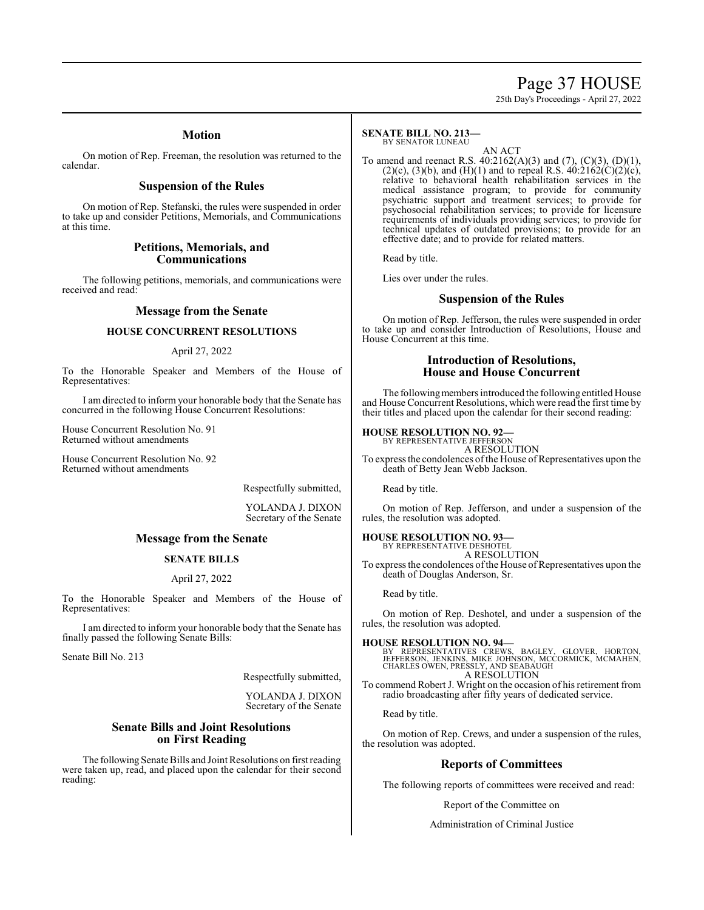## Motion

On motion of Rep. Freeman, the resolution was returned to the calendar.

## Suspension of the Rules

On motion of Rep. Stefanski, the rules were suspended in order to take up and consider Petitions, Memorials, and Communications at this time.

## Petitions, Memorials, and Communications

The following petitions, memorials, and communications were received and read:

## Message from the Senate

### HOUSE CONCURRENT RESOLUTIONS

April 27, 2022

To the Honorable Speaker and Members of the House of Representatives:

I am directed to inform your honorable body that the Senate has concurred in the following House Concurrent Resolutions:

House Concurrent Resolution No. 91
Returned without amendments

House Concurrent Resolution No. 92
Returned without amendments

Respectfully submitted,

YOLANDA J. DIXON
Secretary of the Senate

## Message from the Senate

### SENATE BILLS

April 27, 2022

To the Honorable Speaker and Members of the House of Representatives:

I am directed to inform your honorable body that the Senate has finally passed the following Senate Bills:

Senate Bill No. 213

Respectfully submitted,

YOLANDA J. DIXON
Secretary of the Senate

## Senate Bills and Joint Resolutions on First Reading

The following Senate Bills and Joint Resolutions on first reading were taken up, read, and placed upon the calendar for their second reading:

**SENATE BILL NO. 213—**
BY SENATOR LUNEAU

AN ACT

To amend and reenact R.S. 40:2162(A)(3) and (7), (C)(3), (D)(1), (2)(c), (3)(b), and (H)(1) and to repeal R.S. 40:2162(C)(2)(c), relative to behavioral health rehabilitation services in the medical assistance program; to provide for community psychiatric support and treatment services; to provide for psychosocial rehabilitation services; to provide for licensure requirements of individuals providing services; to provide for technical updates of outdated provisions; to provide for an effective date; and to provide for related matters.

Read by title.

Lies over under the rules.

## Suspension of the Rules

On motion of Rep. Jefferson, the rules were suspended in order to take up and consider Introduction of Resolutions, House and House Concurrent at this time.

## Introduction of Resolutions, House and House Concurrent

The following members introduced the following entitled House and House Concurrent Resolutions, which were read the first time by their titles and placed upon the calendar for their second reading:

**HOUSE RESOLUTION NO. 92—**
BY REPRESENTATIVE JEFFERSON

A RESOLUTION

To express the condolences of the House of Representatives upon the death of Betty Jean Webb Jackson.

Read by title.

On motion of Rep. Jefferson, and under a suspension of the rules, the resolution was adopted.

**HOUSE RESOLUTION NO. 93—**
BY REPRESENTATIVE DESHOTEL

A RESOLUTION

To express the condolences of the House of Representatives upon the death of Douglas Anderson, Sr.

Read by title.

On motion of Rep. Deshotel, and under a suspension of the rules, the resolution was adopted.

**HOUSE RESOLUTION NO. 94—**
BY REPRESENTATIVES CREWS, BAGLEY, GLOVER, HORTON, JEFFERSON, JENKINS, MIKE JOHNSON, MCCORMICK, MCMAHEN, CHARLES OWEN, PRESSLY, AND SEABAUGH

A RESOLUTION

To commend Robert J. Wright on the occasion of his retirement from radio broadcasting after fifty years of dedicated service.

Read by title.

On motion of Rep. Crews, and under a suspension of the rules, the resolution was adopted.

## Reports of Committees

The following reports of committees were received and read:

Report of the Committee on

Administration of Criminal Justice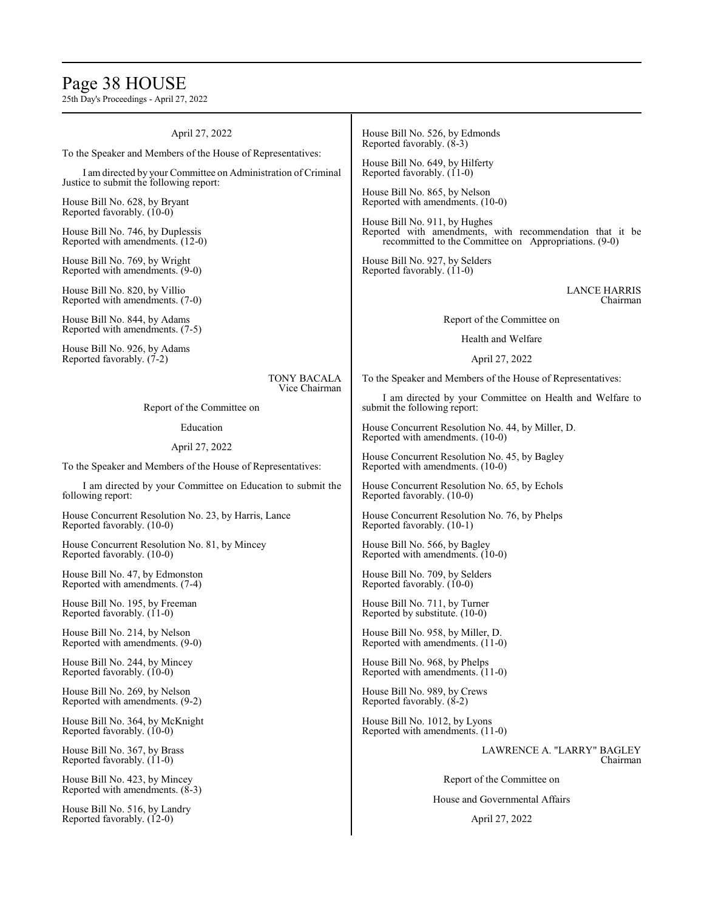April 27, 2022

To the Speaker and Members of the House of Representatives:

I am directed by your Committee on Administration of Criminal Justice to submit the following report:

House Bill No. 628, by Bryant
Reported favorably. (10-0)

House Bill No. 746, by Duplessis
Reported with amendments. (12-0)

House Bill No. 769, by Wright
Reported with amendments. (9-0)

House Bill No. 820, by Villio
Reported with amendments. (7-0)

House Bill No. 844, by Adams
Reported with amendments. (7-5)

House Bill No. 926, by Adams
Reported favorably. (7-2)

TONY BACALA
Vice Chairman

Report of the Committee on

Education

April 27, 2022

To the Speaker and Members of the House of Representatives:

I am directed by your Committee on Education to submit the following report:

House Concurrent Resolution No. 23, by Harris, Lance
Reported favorably. (10-0)

House Concurrent Resolution No. 81, by Mincey
Reported favorably. (10-0)

House Bill No. 47, by Edmonston
Reported with amendments. (7-4)

House Bill No. 195, by Freeman
Reported favorably. (11-0)

House Bill No. 214, by Nelson
Reported with amendments. (9-0)

House Bill No. 244, by Mincey
Reported favorably. (10-0)

House Bill No. 269, by Nelson
Reported with amendments. (9-2)

House Bill No. 364, by McKnight
Reported favorably. (10-0)

House Bill No. 367, by Brass
Reported favorably. (11-0)

House Bill No. 423, by Mincey
Reported with amendments. (8-3)

House Bill No. 516, by Landry
Reported favorably. (12-0)

House Bill No. 526, by Edmonds
Reported favorably. (8-3)

House Bill No. 649, by Hilferty
Reported favorably. (11-0)

House Bill No. 865, by Nelson
Reported with amendments. (10-0)

House Bill No. 911, by Hughes
Reported with amendments, with recommendation that it be recommitted to the Committee on Appropriations. (9-0)

House Bill No. 927, by Selders
Reported favorably. (11-0)

LANCE HARRIS
Chairman

Report of the Committee on

Health and Welfare

April 27, 2022

To the Speaker and Members of the House of Representatives:

I am directed by your Committee on Health and Welfare to submit the following report:

House Concurrent Resolution No. 44, by Miller, D.
Reported with amendments. (10-0)

House Concurrent Resolution No. 45, by Bagley
Reported with amendments. (10-0)

House Concurrent Resolution No. 65, by Echols
Reported favorably. (10-0)

House Concurrent Resolution No. 76, by Phelps
Reported favorably. (10-1)

House Bill No. 566, by Bagley
Reported with amendments. (10-0)

House Bill No. 709, by Selders
Reported favorably. (10-0)

House Bill No. 711, by Turner
Reported by substitute. (10-0)

House Bill No. 958, by Miller, D.
Reported with amendments. (11-0)

House Bill No. 968, by Phelps
Reported with amendments. (11-0)

House Bill No. 989, by Crews
Reported favorably. (8-2)

House Bill No. 1012, by Lyons
Reported with amendments. (11-0)

LAWRENCE A. "LARRY" BAGLEY
Chairman

Report of the Committee on

House and Governmental Affairs

April 27, 2022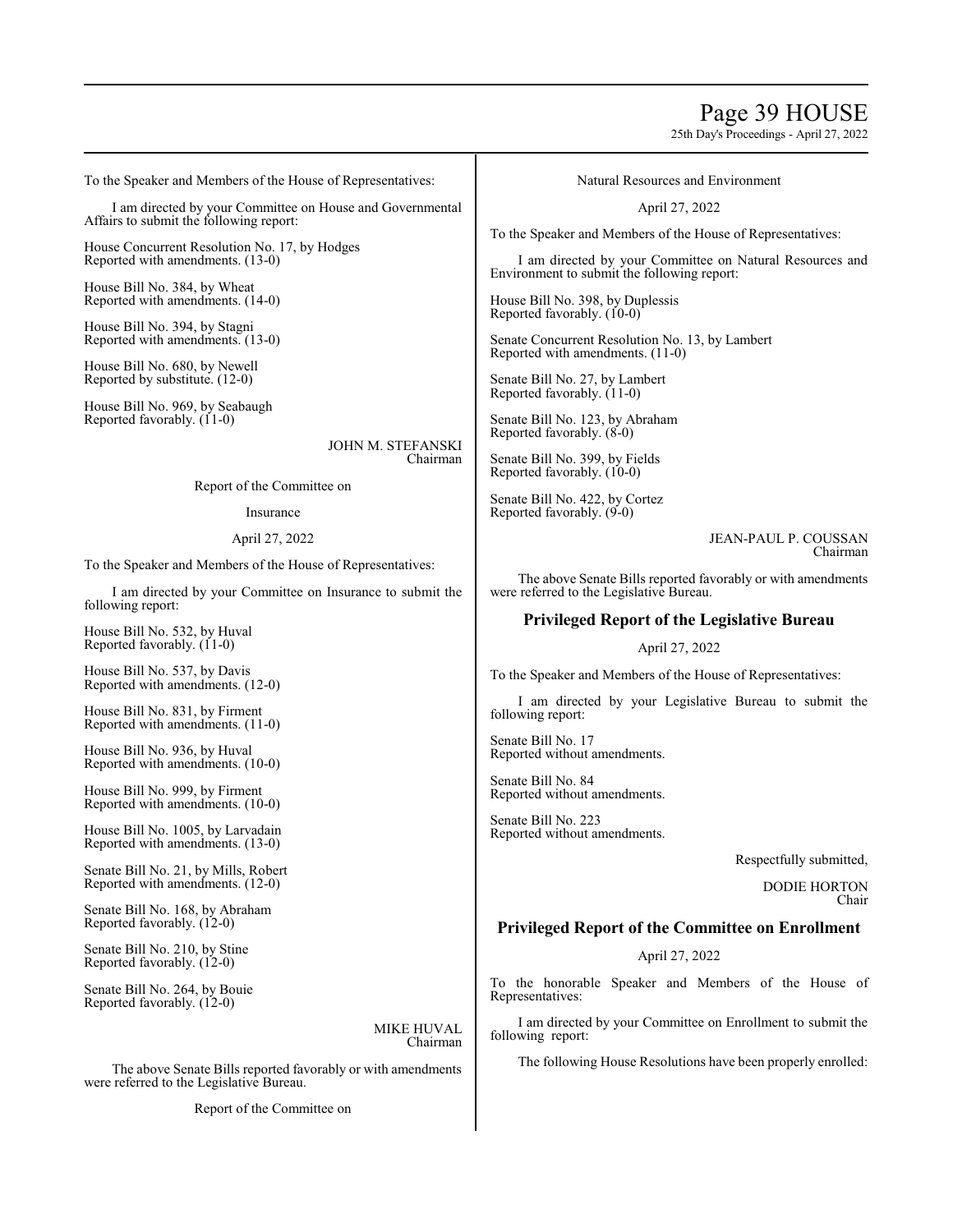To the Speaker and Members of the House of Representatives:

I am directed by your Committee on House and Governmental Affairs to submit the following report:

House Concurrent Resolution No. 17, by Hodges
Reported with amendments. (13-0)

House Bill No. 384, by Wheat
Reported with amendments. (14-0)

House Bill No. 394, by Stagni
Reported with amendments. (13-0)

House Bill No. 680, by Newell
Reported by substitute. (12-0)

House Bill No. 969, by Seabaugh
Reported favorably. (11-0)

JOHN M. STEFANSKI
Chairman

Report of the Committee on

Insurance

April 27, 2022

To the Speaker and Members of the House of Representatives:

I am directed by your Committee on Insurance to submit the following report:

House Bill No. 532, by Huval
Reported favorably. (11-0)

House Bill No. 537, by Davis
Reported with amendments. (12-0)

House Bill No. 831, by Firment
Reported with amendments. (11-0)

House Bill No. 936, by Huval
Reported with amendments. (10-0)

House Bill No. 999, by Firment
Reported with amendments. (10-0)

House Bill No. 1005, by Larvadain
Reported with amendments. (13-0)

Senate Bill No. 21, by Mills, Robert
Reported with amendments. (12-0)

Senate Bill No. 168, by Abraham
Reported favorably. (12-0)

Senate Bill No. 210, by Stine
Reported favorably. (12-0)

Senate Bill No. 264, by Bouie
Reported favorably. (12-0)

MIKE HUVAL
Chairman

The above Senate Bills reported favorably or with amendments were referred to the Legislative Bureau.

Report of the Committee on

Natural Resources and Environment

April 27, 2022

To the Speaker and Members of the House of Representatives:

I am directed by your Committee on Natural Resources and Environment to submit the following report:

House Bill No. 398, by Duplessis
Reported favorably. (10-0)

Senate Concurrent Resolution No. 13, by Lambert
Reported with amendments. (11-0)

Senate Bill No. 27, by Lambert
Reported favorably. (11-0)

Senate Bill No. 123, by Abraham
Reported favorably. (8-0)

Senate Bill No. 399, by Fields
Reported favorably. (10-0)

Senate Bill No. 422, by Cortez
Reported favorably. (9-0)

JEAN-PAUL P. COUSSAN
Chairman

The above Senate Bills reported favorably or with amendments were referred to the Legislative Bureau.

## Privileged Report of the Legislative Bureau

April 27, 2022

To the Speaker and Members of the House of Representatives:

I am directed by your Legislative Bureau to submit the following report:

Senate Bill No. 17
Reported without amendments.

Senate Bill No. 84
Reported without amendments.

Senate Bill No. 223
Reported without amendments.

Respectfully submitted,

DODIE HORTON
Chair

## Privileged Report of the Committee on Enrollment

April 27, 2022

To the honorable Speaker and Members of the House of Representatives:

I am directed by your Committee on Enrollment to submit the following report:

The following House Resolutions have been properly enrolled: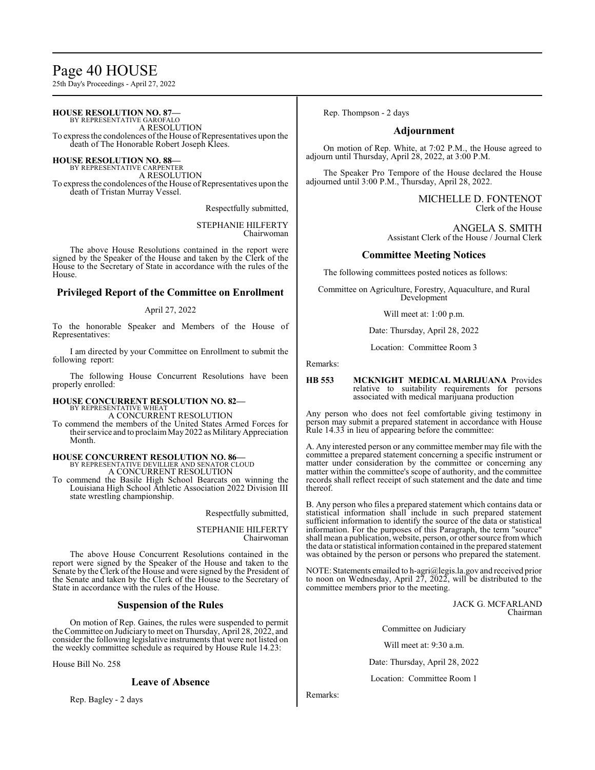**HOUSE RESOLUTION NO. 87—**
BY REPRESENTATIVE GAROFALO
A RESOLUTION
To express the condolences of the House of Representatives upon the death of The Honorable Robert Joseph Klees.

**HOUSE RESOLUTION NO. 88—**
BY REPRESENTATIVE CARPENTER
A RESOLUTION
To express the condolences of the House of Representatives upon the death of Tristan Murray Vessel.

Respectfully submitted,

STEPHANIE HILFERTY
Chairwoman

The above House Resolutions contained in the report were signed by the Speaker of the House and taken by the Clerk of the House to the Secretary of State in accordance with the rules of the House.

## Privileged Report of the Committee on Enrollment

April 27, 2022

To the honorable Speaker and Members of the House of Representatives:

I am directed by your Committee on Enrollment to submit the following report:

The following House Concurrent Resolutions have been properly enrolled:

**HOUSE CONCURRENT RESOLUTION NO. 82—**
BY REPRESENTATIVE WHEAT
A CONCURRENT RESOLUTION
To commend the members of the United States Armed Forces for their service and to proclaim May 2022 as Military Appreciation Month.

**HOUSE CONCURRENT RESOLUTION NO. 86—**
BY REPRESENTATIVE DEVILLIER AND SENATOR CLOUD
A CONCURRENT RESOLUTION
To commend the Basile High School Bearcats on winning the Louisiana High School Athletic Association 2022 Division III state wrestling championship.

Respectfully submitted,

STEPHANIE HILFERTY
Chairwoman

The above House Concurrent Resolutions contained in the report were signed by the Speaker of the House and taken to the Senate by the Clerk of the House and were signed by the President of the Senate and taken by the Clerk of the House to the Secretary of State in accordance with the rules of the House.

## Suspension of the Rules

On motion of Rep. Gaines, the rules were suspended to permit the Committee on Judiciary to meet on Thursday, April 28, 2022, and consider the following legislative instruments that were not listed on the weekly committee schedule as required by House Rule 14.23:

House Bill No. 258

## Leave of Absence

Rep. Bagley - 2 days

Rep. Thompson - 2 days

## Adjournment

On motion of Rep. White, at 7:02 P.M., the House agreed to adjourn until Thursday, April 28, 2022, at 3:00 P.M.

The Speaker Pro Tempore of the House declared the House adjourned until 3:00 P.M., Thursday, April 28, 2022.

MICHELLE D. FONTENOT
Clerk of the House

ANGELA S. SMITH
Assistant Clerk of the House / Journal Clerk

## Committee Meeting Notices

The following committees posted notices as follows:

Committee on Agriculture, Forestry, Aquaculture, and Rural Development

Will meet at: 1:00 p.m.

Date: Thursday, April 28, 2022

Location: Committee Room 3

Remarks:

**HB 553 MCKNIGHT MEDICAL MARIJUANA** Provides relative to suitability requirements for persons associated with medical marijuana production

Any person who does not feel comfortable giving testimony in person may submit a prepared statement in accordance with House Rule 14.33 in lieu of appearing before the committee:

A. Any interested person or any committee member may file with the committee a prepared statement concerning a specific instrument or matter under consideration by the committee or concerning any matter within the committee's scope of authority, and the committee records shall reflect receipt of such statement and the date and time thereof.

B. Any person who files a prepared statement which contains data or statistical information shall include in such prepared statement sufficient information to identify the source of the data or statistical information. For the purposes of this Paragraph, the term "source" shall mean a publication, website, person, or other source from which the data or statistical information contained in the prepared statement was obtained by the person or persons who prepared the statement.

NOTE: Statements emailed to h-agri@legis.la.gov and received prior to noon on Wednesday, April 27, 2022, will be distributed to the committee members prior to the meeting.

JACK G. MCFARLAND
Chairman

Committee on Judiciary

Will meet at: 9:30 a.m.

Date: Thursday, April 28, 2022

Location: Committee Room 1

Remarks: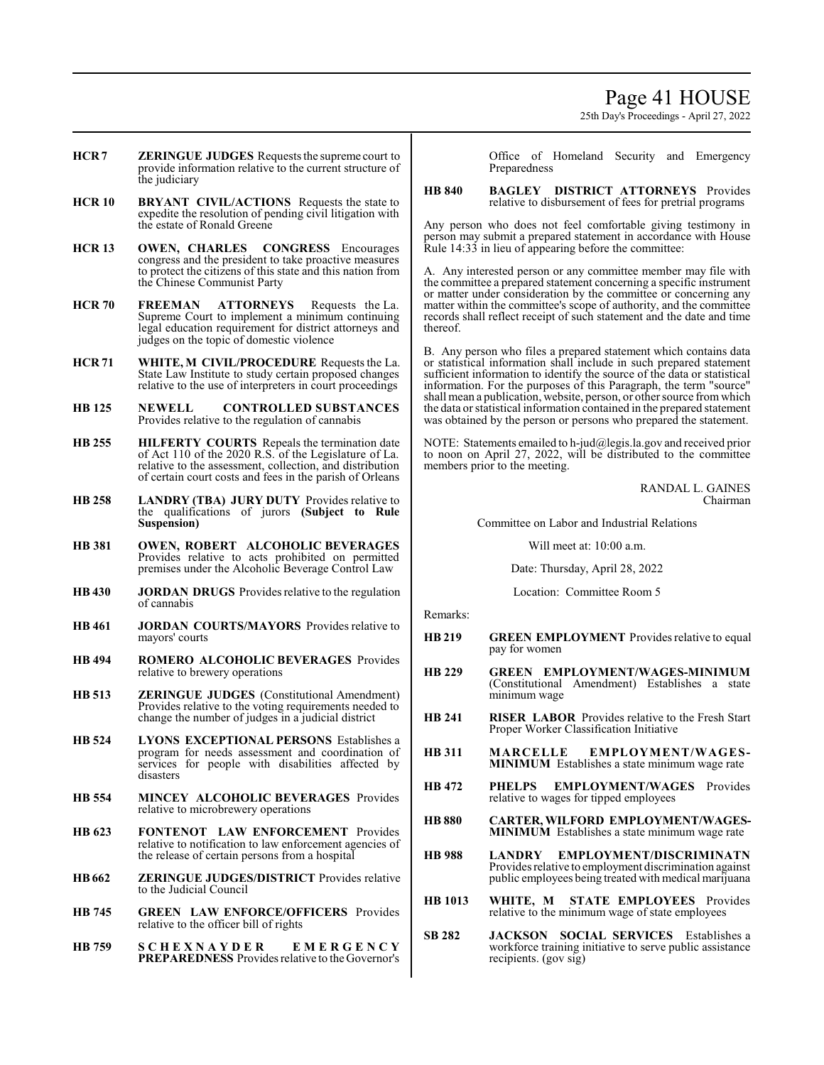**HCR 7** **ZERINGUE JUDGES** Requests the supreme court to provide information relative to the current structure of the judiciary

**HCR 10** **BRYANT CIVIL/ACTIONS** Requests the state to expedite the resolution of pending civil litigation with the estate of Ronald Greene

**HCR 13** **OWEN, CHARLES CONGRESS** Encourages congress and the president to take proactive measures to protect the citizens of this state and this nation from the Chinese Communist Party

**HCR 70** **FREEMAN ATTORNEYS** Requests the La. Supreme Court to implement a minimum continuing legal education requirement for district attorneys and judges on the topic of domestic violence

**HCR 71** **WHITE, M CIVIL/PROCEDURE** Requests the La. State Law Institute to study certain proposed changes relative to the use of interpreters in court proceedings

**HB 125** **NEWELL CONTROLLED SUBSTANCES** Provides relative to the regulation of cannabis

**HB 255** **HILFERTY COURTS** Repeals the termination date of Act 110 of the 2020 R.S. of the Legislature of La. relative to the assessment, collection, and distribution of certain court costs and fees in the parish of Orleans

**HB 258** **LANDRY (TBA) JURY DUTY** Provides relative to the qualifications of jurors **(Subject to Rule Suspension)**

**HB 381** **OWEN, ROBERT ALCOHOLIC BEVERAGES** Provides relative to acts prohibited on permitted premises under the Alcoholic Beverage Control Law

**HB 430** **JORDAN DRUGS** Provides relative to the regulation of cannabis

**HB 461** **JORDAN COURTS/MAYORS** Provides relative to mayors' courts

**HB 494** **ROMERO ALCOHOLIC BEVERAGES** Provides relative to brewery operations

**HB 513** **ZERINGUE JUDGES** (Constitutional Amendment) Provides relative to the voting requirements needed to change the number of judges in a judicial district

**HB 524** **LYONS EXCEPTIONAL PERSONS** Establishes a program for needs assessment and coordination of services for people with disabilities affected by disasters

**HB 554** **MINCEY ALCOHOLIC BEVERAGES** Provides relative to microbrewery operations

**HB 623** **FONTENOT LAW ENFORCEMENT** Provides relative to notification to law enforcement agencies of the release of certain persons from a hospital

**HB 662** **ZERINGUE JUDGES/DISTRICT** Provides relative to the Judicial Council

**HB 745** **GREEN LAW ENFORCE/OFFICERS** Provides relative to the officer bill of rights

**HB 759** **SCHEXNAYDER EMERGENCY PREPAREDNESS** Provides relative to the Governor's Office of Homeland Security and Emergency Preparedness

**HB 840** **BAGLEY DISTRICT ATTORNEYS** Provides relative to disbursement of fees for pretrial programs

Any person who does not feel comfortable giving testimony in person may submit a prepared statement in accordance with House Rule 14:33 in lieu of appearing before the committee:

A. Any interested person or any committee member may file with the committee a prepared statement concerning a specific instrument or matter under consideration by the committee or concerning any matter within the committee's scope of authority, and the committee records shall reflect receipt of such statement and the date and time thereof.

B. Any person who files a prepared statement which contains data or statistical information shall include in such prepared statement sufficient information to identify the source of the data or statistical information. For the purposes of this Paragraph, the term "source" shall mean a publication, website, person, or other source from which the data or statistical information contained in the prepared statement was obtained by the person or persons who prepared the statement.

NOTE: Statements emailed to h-jud@legis.la.gov and received prior to noon on April 27, 2022, will be distributed to the committee members prior to the meeting.

RANDAL L. GAINES
Chairman

Committee on Labor and Industrial Relations

Will meet at: 10:00 a.m.

Date: Thursday, April 28, 2022

Location: Committee Room 5

Remarks:

**HB 219** **GREEN EMPLOYMENT** Provides relative to equal pay for women

**HB 229** **GREEN EMPLOYMENT/WAGES-MINIMUM** (Constitutional Amendment) Establishes a state minimum wage

**HB 241** **RISER LABOR** Provides relative to the Fresh Start Proper Worker Classification Initiative

**HB 311** **MARCELLE EMPLOYMENT/WAGES-MINIMUM** Establishes a state minimum wage rate

**HB 472** **PHELPS EMPLOYMENT/WAGES** Provides relative to wages for tipped employees

**HB 880** **CARTER, WILFORD EMPLOYMENT/WAGES-MINIMUM** Establishes a state minimum wage rate

**HB 988** **LANDRY EMPLOYMENT/DISCRIMINATN** Provides relative to employment discrimination against public employees being treated with medical marijuana

**HB 1013** **WHITE, M STATE EMPLOYEES** Provides relative to the minimum wage of state employees

**SB 282** **JACKSON SOCIAL SERVICES** Establishes a workforce training initiative to serve public assistance recipients. (gov sig)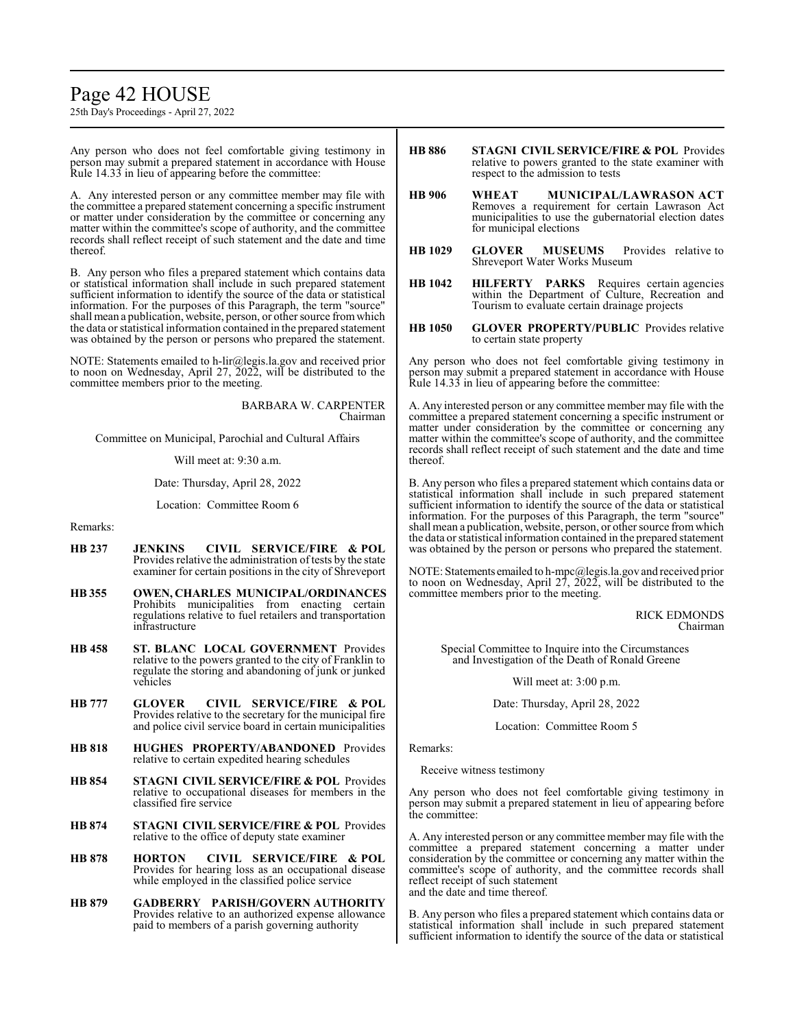Any person who does not feel comfortable giving testimony in person may submit a prepared statement in accordance with House Rule 14.33 in lieu of appearing before the committee:

A. Any interested person or any committee member may file with the committee a prepared statement concerning a specific instrument or matter under consideration by the committee or concerning any matter within the committee's scope of authority, and the committee records shall reflect receipt of such statement and the date and time thereof.

B. Any person who files a prepared statement which contains data or statistical information shall include in such prepared statement sufficient information to identify the source of the data or statistical information. For the purposes of this Paragraph, the term "source" shall mean a publication, website, person, or other source from which the data or statistical information contained in the prepared statement was obtained by the person or persons who prepared the statement.

NOTE: Statements emailed to h-lir@legis.la.gov and received prior to noon on Wednesday, April 27, 2022, will be distributed to the committee members prior to the meeting.

BARBARA W. CARPENTER
Chairman

Committee on Municipal, Parochial and Cultural Affairs

Will meet at: 9:30 a.m.

Date: Thursday, April 28, 2022

Location: Committee Room 6

Remarks:

**HB 237** **JENKINS CIVIL SERVICE/FIRE & POL** Provides relative the administration of tests by the state examiner for certain positions in the city of Shreveport

**HB 355** **OWEN, CHARLES MUNICIPAL/ORDINANCES** Prohibits municipalities from enacting certain regulations relative to fuel retailers and transportation infrastructure

**HB 458** **ST. BLANC LOCAL GOVERNMENT** Provides relative to the powers granted to the city of Franklin to regulate the storing and abandoning of junk or junked vehicles

**HB 777** **GLOVER CIVIL SERVICE/FIRE & POL** Provides relative to the secretary for the municipal fire and police civil service board in certain municipalities

**HB 818** **HUGHES PROPERTY/ABANDONED** Provides relative to certain expedited hearing schedules

**HB 854** **STAGNI CIVIL SERVICE/FIRE & POL** Provides relative to occupational diseases for members in the classified fire service

**HB 874** **STAGNI CIVIL SERVICE/FIRE & POL** Provides relative to the office of deputy state examiner

**HB 878** **HORTON CIVIL SERVICE/FIRE & POL** Provides for hearing loss as an occupational disease while employed in the classified police service

**HB 879** **GADBERRY PARISH/GOVERN AUTHORITY** Provides relative to an authorized expense allowance paid to members of a parish governing authority

**HB 886** **STAGNI CIVIL SERVICE/FIRE & POL** Provides relative to powers granted to the state examiner with respect to the admission to tests

**HB 906** **WHEAT MUNICIPAL/LAWRASON ACT** Removes a requirement for certain Lawrason Act municipalities to use the gubernatorial election dates for municipal elections

**HB 1029** **GLOVER MUSEUMS** Provides relative to Shreveport Water Works Museum

**HB 1042** **HILFERTY PARKS** Requires certain agencies within the Department of Culture, Recreation and Tourism to evaluate certain drainage projects

**HB 1050** **GLOVER PROPERTY/PUBLIC** Provides relative to certain state property

Any person who does not feel comfortable giving testimony in person may submit a prepared statement in accordance with House Rule 14.33 in lieu of appearing before the committee:

A. Any interested person or any committee member may file with the committee a prepared statement concerning a specific instrument or matter under consideration by the committee or concerning any matter within the committee's scope of authority, and the committee records shall reflect receipt of such statement and the date and time thereof.

B. Any person who files a prepared statement which contains data or statistical information shall include in such prepared statement sufficient information to identify the source of the data or statistical information. For the purposes of this Paragraph, the term "source" shall mean a publication, website, person, or other source from which the data or statistical information contained in the prepared statement was obtained by the person or persons who prepared the statement.

NOTE: Statements emailed to h-mpc@legis.la.gov and received prior to noon on Wednesday, April 27, 2022, will be distributed to the committee members prior to the meeting.

RICK EDMONDS
Chairman

Special Committee to Inquire into the Circumstances and Investigation of the Death of Ronald Greene

Will meet at: 3:00 p.m.

Date: Thursday, April 28, 2022

Location: Committee Room 5

Remarks:

Receive witness testimony

Any person who does not feel comfortable giving testimony in person may submit a prepared statement in lieu of appearing before the committee:

A. Any interested person or any committee member may file with the committee a prepared statement concerning a matter under consideration by the committee or concerning any matter within the committee's scope of authority, and the committee records shall reflect receipt of such statement and the date and time thereof.

B. Any person who files a prepared statement which contains data or statistical information shall include in such prepared statement sufficient information to identify the source of the data or statistical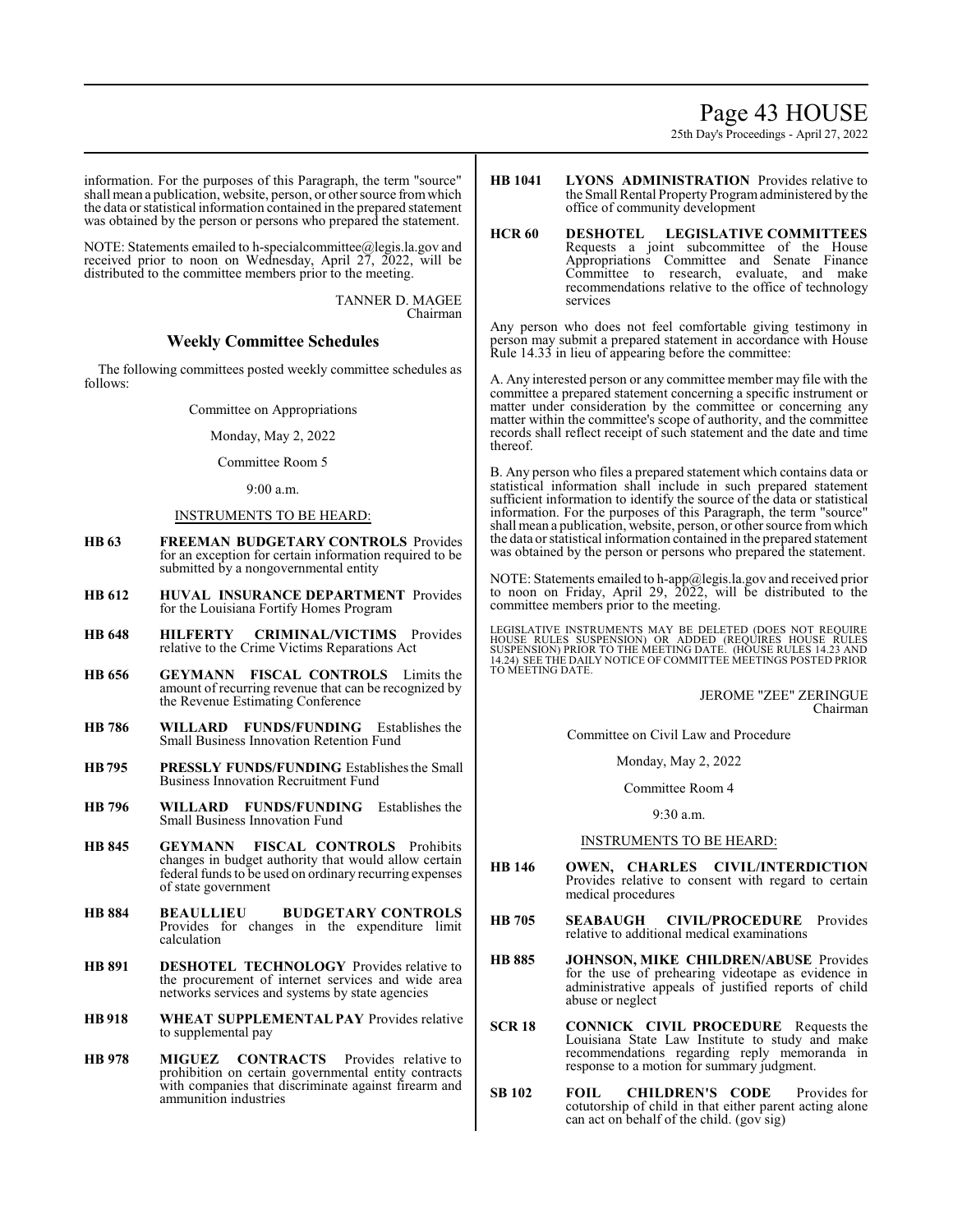information. For the purposes of this Paragraph, the term "source" shall mean a publication, website, person, or other source from which the data or statistical information contained in the prepared statement was obtained by the person or persons who prepared the statement.

NOTE: Statements emailed to h-specialcommittee@legis.la.gov and received prior to noon on Wednesday, April 27, 2022, will be distributed to the committee members prior to the meeting.

TANNER D. MAGEE
Chairman

## Weekly Committee Schedules

The following committees posted weekly committee schedules as follows:

Committee on Appropriations

Monday, May 2, 2022

Committee Room 5

9:00 a.m.

INSTRUMENTS TO BE HEARD:

**HB 63** **FREEMAN BUDGETARY CONTROLS** Provides for an exception for certain information required to be submitted by a nongovernmental entity

**HB 612** **HUVAL INSURANCE DEPARTMENT** Provides for the Louisiana Fortify Homes Program

**HB 648** **HILFERTY CRIMINAL/VICTIMS** Provides relative to the Crime Victims Reparations Act

**HB 656** **GEYMANN FISCAL CONTROLS** Limits the amount of recurring revenue that can be recognized by the Revenue Estimating Conference

**HB 786** **WILLARD FUNDS/FUNDING** Establishes the Small Business Innovation Retention Fund

**HB 795** **PRESSLY FUNDS/FUNDING** Establishes the Small Business Innovation Recruitment Fund

**HB 796** **WILLARD FUNDS/FUNDING** Establishes the Small Business Innovation Fund

**HB 845** **GEYMANN FISCAL CONTROLS** Prohibits changes in budget authority that would allow certain federal funds to be used on ordinary recurring expenses of state government

**HB 884** **BEAULLIEU BUDGETARY CONTROLS** Provides for changes in the expenditure limit calculation

**HB 891** **DESHOTEL TECHNOLOGY** Provides relative to the procurement of internet services and wide area networks services and systems by state agencies

**HB 918** **WHEAT SUPPLEMENTAL PAY** Provides relative to supplemental pay

**HB 978** **MIGUEZ CONTRACTS** Provides relative to prohibition on certain governmental entity contracts with companies that discriminate against firearm and ammunition industries

**HB 1041** **LYONS ADMINISTRATION** Provides relative to the Small Rental Property Program administered by the office of community development

**HCR 60** **DESHOTEL LEGISLATIVE COMMITTEES** Requests a joint subcommittee of the House Appropriations Committee and Senate Finance Committee to research, evaluate, and make recommendations relative to the office of technology services

Any person who does not feel comfortable giving testimony in person may submit a prepared statement in accordance with House Rule 14.33 in lieu of appearing before the committee:

A. Any interested person or any committee member may file with the committee a prepared statement concerning a specific instrument or matter under consideration by the committee or concerning any matter within the committee's scope of authority, and the committee records shall reflect receipt of such statement and the date and time thereof.

B. Any person who files a prepared statement which contains data or statistical information shall include in such prepared statement sufficient information to identify the source of the data or statistical information. For the purposes of this Paragraph, the term "source" shall mean a publication, website, person, or other source from which the data or statistical information contained in the prepared statement was obtained by the person or persons who prepared the statement.

NOTE: Statements emailed to h-app@legis.la.gov and received prior to noon on Friday, April 29, 2022, will be distributed to the committee members prior to the meeting.

LEGISLATIVE INSTRUMENTS MAY BE DELETED (DOES NOT REQUIRE HOUSE RULES SUSPENSION) OR ADDED (REQUIRES HOUSE RULES SUSPENSION) PRIOR TO THE MEETING DATE. (HOUSE RULES 14.23 AND 14.24) SEE THE DAILY NOTICE OF COMMITTEE MEETINGS POSTED PRIOR TO MEETING DATE.

JEROME "ZEE" ZERINGUE
Chairman

Committee on Civil Law and Procedure

Monday, May 2, 2022

Committee Room 4

9:30 a.m.

INSTRUMENTS TO BE HEARD:

**HB 146** **OWEN, CHARLES CIVIL/INTERDICTION** Provides relative to consent with regard to certain medical procedures

**HB 705** **SEABAUGH CIVIL/PROCEDURE** Provides relative to additional medical examinations

**HB 885** **JOHNSON, MIKE CHILDREN/ABUSE** Provides for the use of prehearing videotape as evidence in administrative appeals of justified reports of child abuse or neglect

**SCR 18** **CONNICK CIVIL PROCEDURE** Requests the Louisiana State Law Institute to study and make recommendations regarding reply memoranda in response to a motion for summary judgment.

**SB 102** **FOIL CHILDREN'S CODE** Provides for cotutorship of child in that either parent acting alone can act on behalf of the child. (gov sig)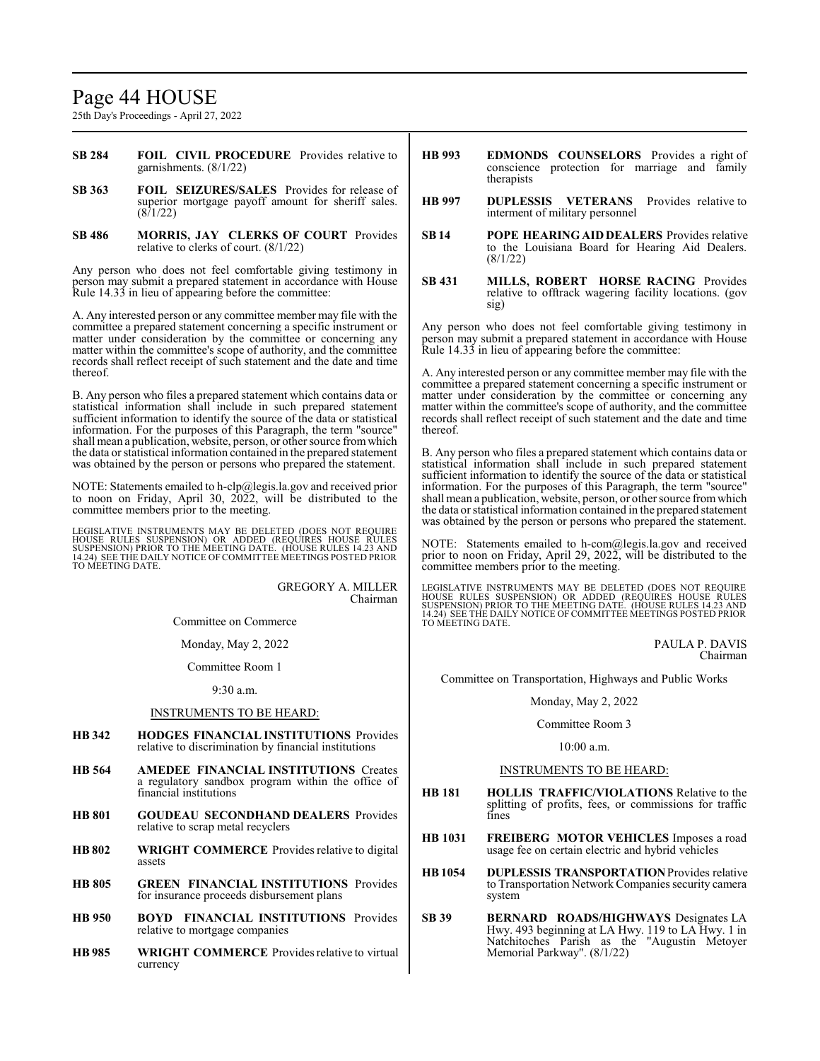**SB 284** **FOIL CIVIL PROCEDURE** Provides relative to garnishments. (8/1/22)

**SB 363** **FOIL SEIZURES/SALES** Provides for release of superior mortgage payoff amount for sheriff sales. (8/1/22)

**SB 486** **MORRIS, JAY CLERKS OF COURT** Provides relative to clerks of court. (8/1/22)

Any person who does not feel comfortable giving testimony in person may submit a prepared statement in accordance with House Rule 14.33 in lieu of appearing before the committee:

A. Any interested person or any committee member may file with the committee a prepared statement concerning a specific instrument or matter under consideration by the committee or concerning any matter within the committee's scope of authority, and the committee records shall reflect receipt of such statement and the date and time thereof.

B. Any person who files a prepared statement which contains data or statistical information shall include in such prepared statement sufficient information to identify the source of the data or statistical information. For the purposes of this Paragraph, the term "source" shall mean a publication, website, person, or other source from which the data or statistical information contained in the prepared statement was obtained by the person or persons who prepared the statement.

NOTE: Statements emailed to h-clp@legis.la.gov and received prior to noon on Friday, April 30, 2022, will be distributed to the committee members prior to the meeting.

LEGISLATIVE INSTRUMENTS MAY BE DELETED (DOES NOT REQUIRE HOUSE RULES SUSPENSION) OR ADDED (REQUIRES HOUSE RULES SUSPENSION) PRIOR TO THE MEETING DATE. (HOUSE RULES 14.23 AND 14.24) SEE THE DAILY NOTICE OF COMMITTEE MEETINGS POSTED PRIOR TO MEETING DATE.

GREGORY A. MILLER
Chairman

Committee on Commerce

Monday, May 2, 2022

Committee Room 1

9:30 a.m.

INSTRUMENTS TO BE HEARD:

**HB 342** **HODGES FINANCIAL INSTITUTIONS** Provides relative to discrimination by financial institutions

**HB 564** **AMEDEE FINANCIAL INSTITUTIONS** Creates a regulatory sandbox program within the office of financial institutions

**HB 801** **GOUDEAU SECONDHAND DEALERS** Provides relative to scrap metal recyclers

**HB 802** **WRIGHT COMMERCE** Provides relative to digital assets

**HB 805** **GREEN FINANCIAL INSTITUTIONS** Provides for insurance proceeds disbursement plans

**HB 950** **BOYD FINANCIAL INSTITUTIONS** Provides relative to mortgage companies

**HB 985** **WRIGHT COMMERCE** Provides relative to virtual currency

**HB 993** **EDMONDS COUNSELORS** Provides a right of conscience protection for marriage and family therapists

**HB 997** **DUPLESSIS VETERANS** Provides relative to interment of military personnel

**SB 14** **POPE HEARING AID DEALERS** Provides relative to the Louisiana Board for Hearing Aid Dealers. (8/1/22)

**SB 431** **MILLS, ROBERT HORSE RACING** Provides relative to offtrack wagering facility locations. (gov sig)

Any person who does not feel comfortable giving testimony in person may submit a prepared statement in accordance with House Rule 14.33 in lieu of appearing before the committee:

A. Any interested person or any committee member may file with the committee a prepared statement concerning a specific instrument or matter under consideration by the committee or concerning any matter within the committee's scope of authority, and the committee records shall reflect receipt of such statement and the date and time thereof.

B. Any person who files a prepared statement which contains data or statistical information shall include in such prepared statement sufficient information to identify the source of the data or statistical information. For the purposes of this Paragraph, the term "source" shall mean a publication, website, person, or other source from which the data or statistical information contained in the prepared statement was obtained by the person or persons who prepared the statement.

NOTE: Statements emailed to h-com@legis.la.gov and received prior to noon on Friday, April 29, 2022, will be distributed to the committee members prior to the meeting.

LEGISLATIVE INSTRUMENTS MAY BE DELETED (DOES NOT REQUIRE HOUSE RULES SUSPENSION) OR ADDED (REQUIRES HOUSE RULES SUSPENSION) PRIOR TO THE MEETING DATE. (HOUSE RULES 14.23 AND 14.24) SEE THE DAILY NOTICE OF COMMITTEE MEETINGS POSTED PRIOR TO MEETING DATE.

PAULA P. DAVIS
Chairman

Committee on Transportation, Highways and Public Works

Monday, May 2, 2022

Committee Room 3

10:00 a.m.

INSTRUMENTS TO BE HEARD:

**HB 181** **HOLLIS TRAFFIC/VIOLATIONS** Relative to the splitting of profits, fees, or commissions for traffic fines

**HB 1031** **FREIBERG MOTOR VEHICLES** Imposes a road usage fee on certain electric and hybrid vehicles

**HB 1054** **DUPLESSIS TRANSPORTATION** Provides relative to Transportation Network Companies security camera system

**SB 39** **BERNARD ROADS/HIGHWAYS** Designates LA Hwy. 493 beginning at LA Hwy. 119 to LA Hwy. 1 in Natchitoches Parish as the "Augustin Metoyer Memorial Parkway". (8/1/22)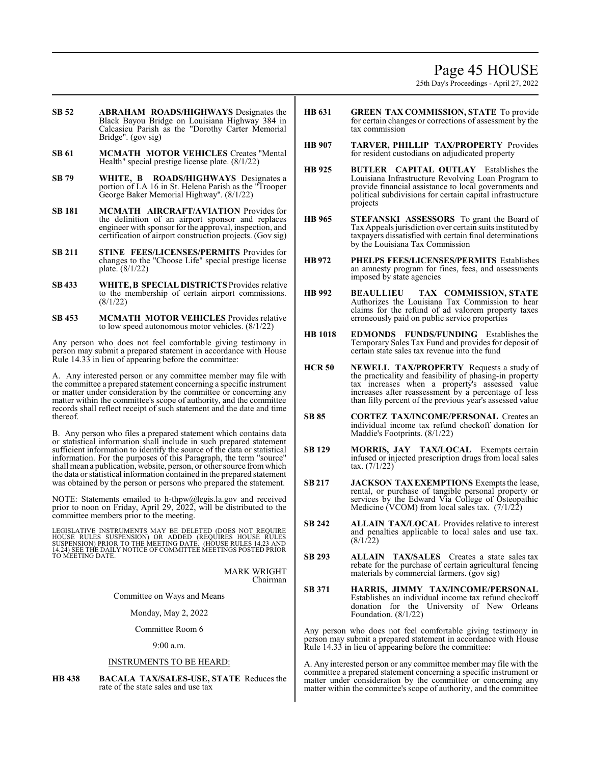**SB 52** **ABRAHAM ROADS/HIGHWAYS** Designates the Black Bayou Bridge on Louisiana Highway 384 in Calcasieu Parish as the "Dorothy Carter Memorial Bridge". (gov sig)

**SB 61** **MCMATH MOTOR VEHICLES** Creates "Mental Health" special prestige license plate. (8/1/22)

**SB 79** **WHITE, B ROADS/HIGHWAYS** Designates a portion of LA 16 in St. Helena Parish as the "Trooper George Baker Memorial Highway". (8/1/22)

**SB 181** **MCMATH AIRCRAFT/AVIATION** Provides for the definition of an airport sponsor and replaces engineer with sponsor for the approval, inspection, and certification of airport construction projects. (Gov sig)

**SB 211** **STINE FEES/LICENSES/PERMITS** Provides for changes to the "Choose Life" special prestige license plate. (8/1/22)

**SB 433** **WHITE, B SPECIAL DISTRICTS** Provides relative to the membership of certain airport commissions. (8/1/22)

**SB 453** **MCMATH MOTOR VEHICLES** Provides relative to low speed autonomous motor vehicles. (8/1/22)

Any person who does not feel comfortable giving testimony in person may submit a prepared statement in accordance with House Rule 14.33 in lieu of appearing before the committee:

A. Any interested person or any committee member may file with the committee a prepared statement concerning a specific instrument or matter under consideration by the committee or concerning any matter within the committee's scope of authority, and the committee records shall reflect receipt of such statement and the date and time thereof.

B. Any person who files a prepared statement which contains data or statistical information shall include in such prepared statement sufficient information to identify the source of the data or statistical information. For the purposes of this Paragraph, the term "source" shall mean a publication, website, person, or other source from which the data or statistical information contained in the prepared statement was obtained by the person or persons who prepared the statement.

NOTE: Statements emailed to h-thpw@legis.la.gov and received prior to noon on Friday, April 29, 2022, will be distributed to the committee members prior to the meeting.

LEGISLATIVE INSTRUMENTS MAY BE DELETED (DOES NOT REQUIRE HOUSE RULES SUSPENSION) OR ADDED (REQUIRES HOUSE RULES SUSPENSION) PRIOR TO THE MEETING DATE. (HOUSE RULES 14.23 AND 14.24) SEE THE DAILY NOTICE OF COMMITTEE MEETINGS POSTED PRIOR TO MEETING DATE.

MARK WRIGHT
Chairman

Committee on Ways and Means

Monday, May 2, 2022

Committee Room 6

9:00 a.m.

INSTRUMENTS TO BE HEARD:

**HB 438** **BACALA TAX/SALES-USE, STATE** Reduces the rate of the state sales and use tax

**HB 631** **GREEN TAX COMMISSION, STATE** To provide for certain changes or corrections of assessment by the tax commission

**HB 907** **TARVER, PHILLIP TAX/PROPERTY** Provides for resident custodians on adjudicated property

**HB 925** **BUTLER CAPITAL OUTLAY** Establishes the Louisiana Infrastructure Revolving Loan Program to provide financial assistance to local governments and political subdivisions for certain capital infrastructure projects

**HB 965** **STEFANSKI ASSESSORS** To grant the Board of Tax Appeals jurisdiction over certain suits instituted by taxpayers dissatisfied with certain final determinations by the Louisiana Tax Commission

**HB 972** **PHELPS FEES/LICENSES/PERMITS** Establishes an amnesty program for fines, fees, and assessments imposed by state agencies

**HB 992** **BEAULLIEU TAX COMMISSION, STATE** Authorizes the Louisiana Tax Commission to hear claims for the refund of ad valorem property taxes erroneously paid on public service properties

**HB 1018** **EDMONDS FUNDS/FUNDING** Establishes the Temporary Sales Tax Fund and provides for deposit of certain state sales tax revenue into the fund

**HCR 50** **NEWELL TAX/PROPERTY** Requests a study of the practicality and feasibility of phasing-in property tax increases when a property's assessed value increases after reassessment by a percentage of less than fifty percent of the previous year's assessed value

**SB 85** **CORTEZ TAX/INCOME/PERSONAL** Creates an individual income tax refund checkoff donation for Maddie's Footprints. (8/1/22)

**SB 129** **MORRIS, JAY TAX/LOCAL** Exempts certain infused or injected prescription drugs from local sales tax. (7/1/22)

**SB 217** **JACKSON TAX EXEMPTIONS** Exempts the lease, rental, or purchase of tangible personal property or services by the Edward Via College of Osteopathic Medicine (VCOM) from local sales tax. (7/1/22)

**SB 242** **ALLAIN TAX/LOCAL** Provides relative to interest and penalties applicable to local sales and use tax. (8/1/22)

**SB 293** **ALLAIN TAX/SALES** Creates a state sales tax rebate for the purchase of certain agricultural fencing materials by commercial farmers. (gov sig)

**SB 371** **HARRIS, JIMMY TAX/INCOME/PERSONAL** Establishes an individual income tax refund checkoff donation for the University of New Orleans Foundation. (8/1/22)

Any person who does not feel comfortable giving testimony in person may submit a prepared statement in accordance with House Rule 14.33 in lieu of appearing before the committee:

A. Any interested person or any committee member may file with the committee a prepared statement concerning a specific instrument or matter under consideration by the committee or concerning any matter within the committee's scope of authority, and the committee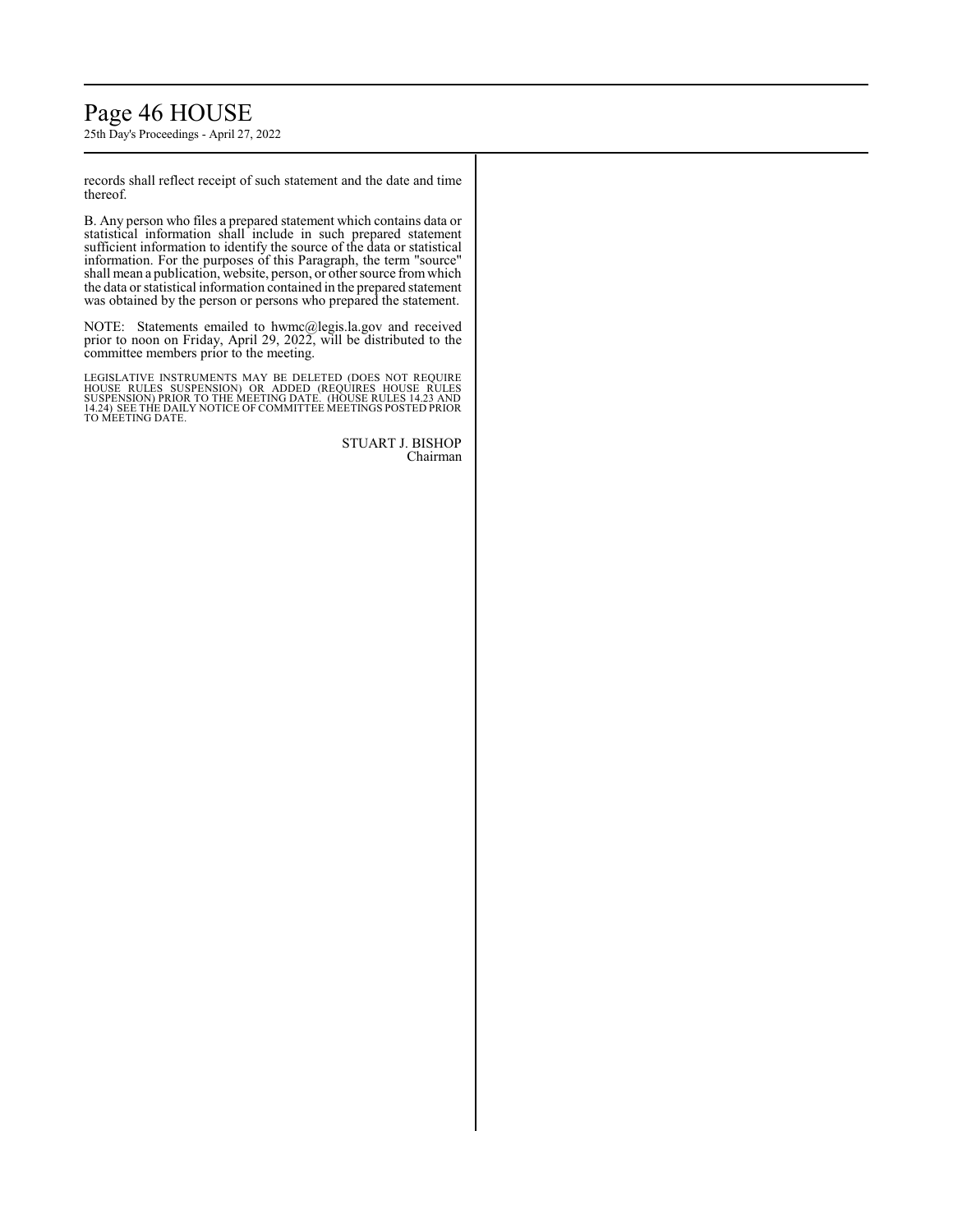records shall reflect receipt of such statement and the date and time thereof.

B. Any person who files a prepared statement which contains data or statistical information shall include in such prepared statement sufficient information to identify the source of the data or statistical information. For the purposes of this Paragraph, the term "source" shall mean a publication, website, person, or other source from which the data or statistical information contained in the prepared statement was obtained by the person or persons who prepared the statement.

NOTE: Statements emailed to hwmc@legis.la.gov and received prior to noon on Friday, April 29, 2022, will be distributed to the committee members prior to the meeting.

LEGISLATIVE INSTRUMENTS MAY BE DELETED (DOES NOT REQUIRE HOUSE RULES SUSPENSION) OR ADDED (REQUIRES HOUSE RULES SUSPENSION) PRIOR TO THE MEETING DATE. (HOUSE RULES 14.23 AND 14.24) SEE THE DAILY NOTICE OF COMMITTEE MEETINGS POSTED PRIOR TO MEETING DATE.

STUART J. BISHOP
Chairman